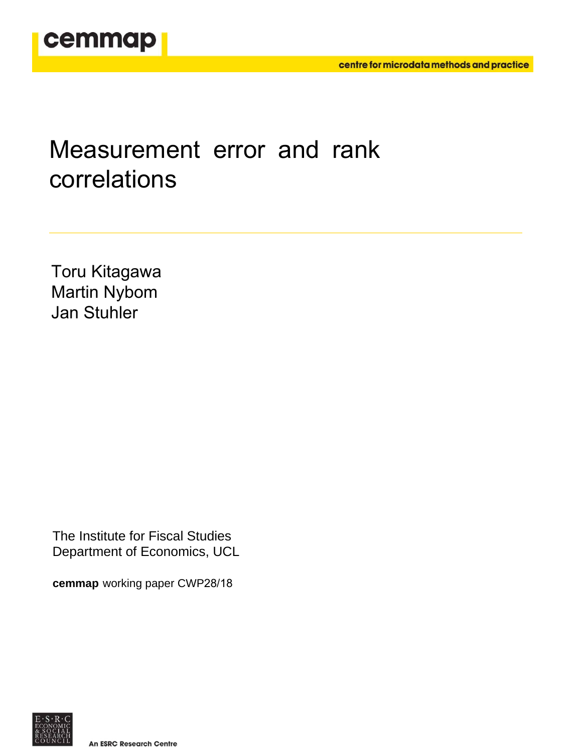cemmap

centre for microdata methods and practice

# Measurement error and rank correlations

Toru Kitagawa
Martin Nybom
Jan Stuhler

The Institute for Fiscal Studies
Department of Economics, UCL

**cemmap** working paper CWP28/18

E·S·R·C ECONOMIC & SOCIAL RESEARCH COUNCIL

An ESRC Research Centre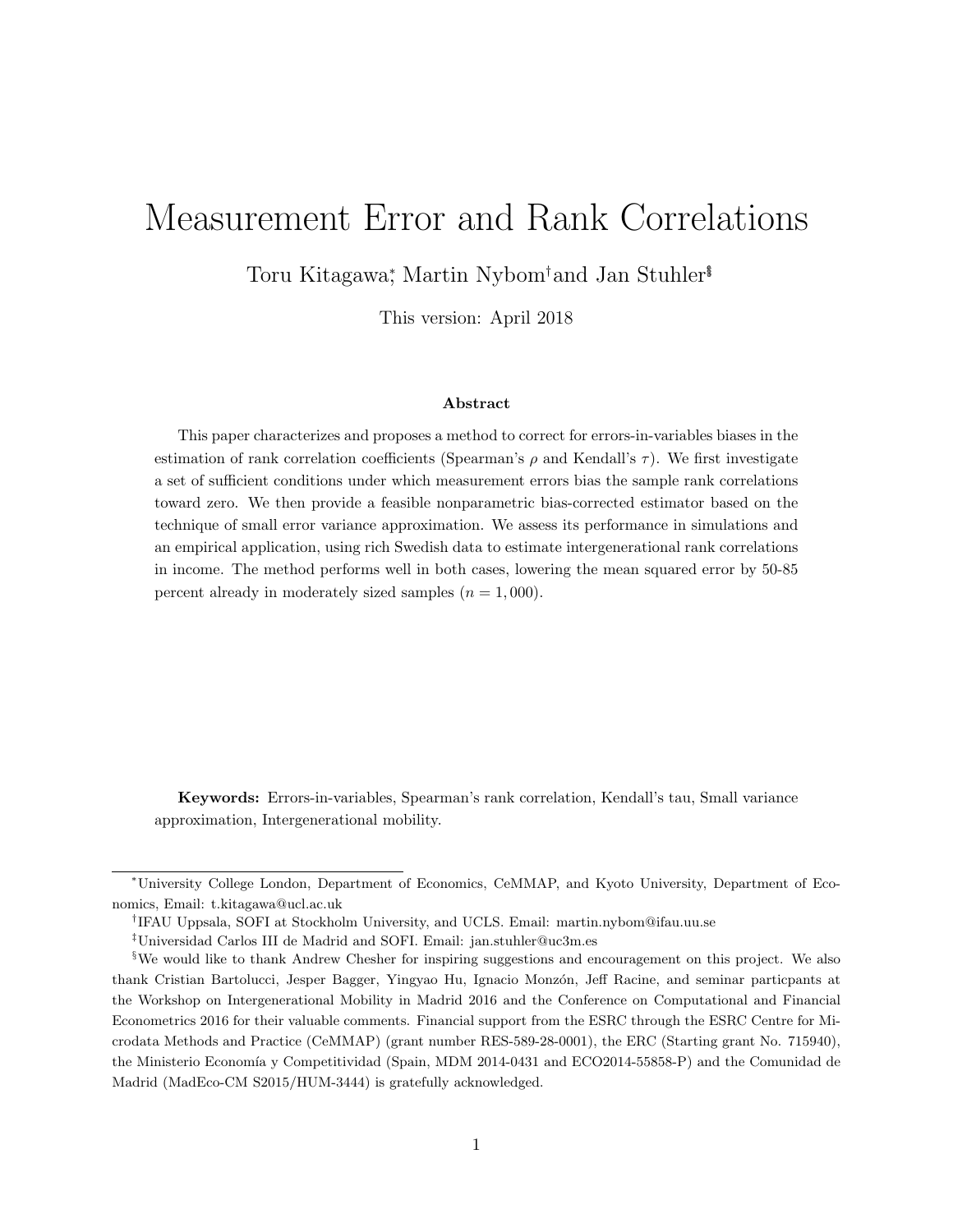# Measurement Error and Rank Correlations

Toru Kitagawa*, Martin Nybom† and Jan Stuhler‡§

This version: April 2018

**Abstract**

This paper characterizes and proposes a method to correct for errors-in-variables biases in the estimation of rank correlation coefficients (Spearman's $\rho$ and Kendall's $\tau$). We first investigate a set of sufficient conditions under which measurement errors bias the sample rank correlations toward zero. We then provide a feasible nonparametric bias-corrected estimator based on the technique of small error variance approximation. We assess its performance in simulations and an empirical application, using rich Swedish data to estimate intergenerational rank correlations in income. The method performs well in both cases, lowering the mean squared error by 50-85 percent already in moderately sized samples ($n = 1,000$).

**Keywords:** Errors-in-variables, Spearman's rank correlation, Kendall's tau, Small variance approximation, Intergenerational mobility.

---

*University College London, Department of Economics, CeMMAP, and Kyoto University, Department of Economics, Email: t.kitagawa@ucl.ac.uk

†IFAU Uppsala, SOFI at Stockholm University, and UCLS. Email: martin.nybom@ifau.uu.se

‡Universidad Carlos III de Madrid and SOFI. Email: jan.stuhler@uc3m.es

§We would like to thank Andrew Chesher for inspiring suggestions and encouragement on this project. We also thank Cristian Bartolucci, Jesper Bagger, Yingyao Hu, Ignacio Monzón, Jeff Racine, and seminar particpants at the Workshop on Intergenerational Mobility in Madrid 2016 and the Conference on Computational and Financial Econometrics 2016 for their valuable comments. Financial support from the ESRC through the ESRC Centre for Microdata Methods and Practice (CeMMAP) (grant number RES-589-28-0001), the ERC (Starting grant No. 715940), the Ministerio Economía y Competitividad (Spain, MDM 2014-0431 and ECO2014-55858-P) and the Comunidad de Madrid (MadEco-CM S2015/HUM-3444) is gratefully acknowledged.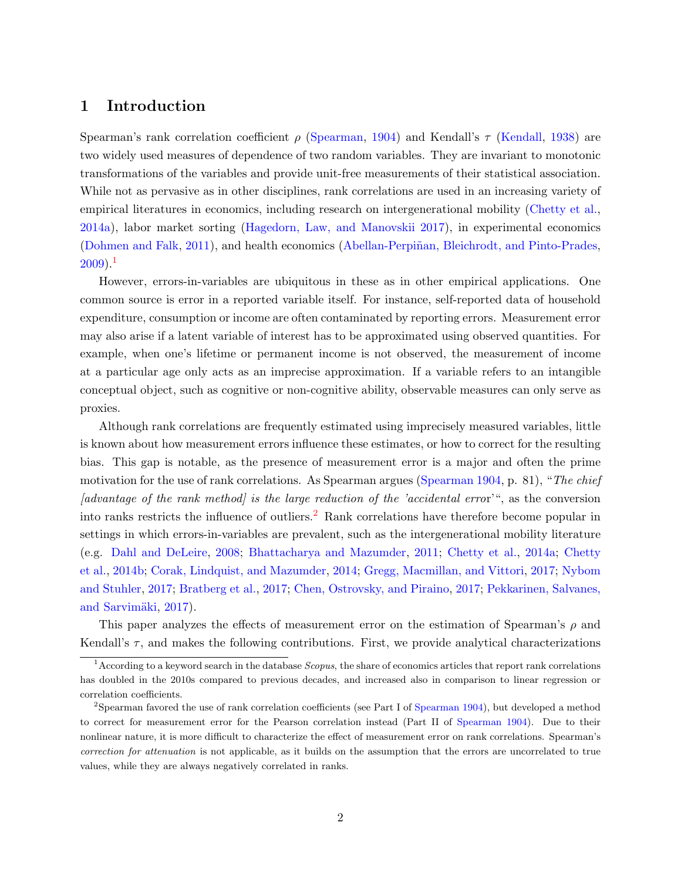## 1 Introduction

Spearman's rank correlation coefficient $\rho$ (Spearman, 1904) and Kendall's $\tau$ (Kendall, 1938) are two widely used measures of dependence of two random variables. They are invariant to monotonic transformations of the variables and provide unit-free measurements of their statistical association. While not as pervasive as in other disciplines, rank correlations are used in an increasing variety of empirical literatures in economics, including research on intergenerational mobility (Chetty et al., 2014a), labor market sorting (Hagedorn, Law, and Manovskii 2017), in experimental economics (Dohmen and Falk, 2011), and health economics (Abellan-Perpiñan, Bleichrodt, and Pinto-Prades, 2009).[1]

However, errors-in-variables are ubiquitous in these as in other empirical applications. One common source is error in a reported variable itself. For instance, self-reported data of household expenditure, consumption or income are often contaminated by reporting errors. Measurement error may also arise if a latent variable of interest has to be approximated using observed quantities. For example, when one's lifetime or permanent income is not observed, the measurement of income at a particular age only acts as an imprecise approximation. If a variable refers to an intangible conceptual object, such as cognitive or non-cognitive ability, observable measures can only serve as proxies.

Although rank correlations are frequently estimated using imprecisely measured variables, little is known about how measurement errors influence these estimates, or how to correct for the resulting bias. This gap is notable, as the presence of measurement error is a major and often the prime motivation for the use of rank correlations. As Spearman argues (Spearman 1904, p. 81), "*The chief [advantage of the rank method] is the large reduction of the 'accidental error*'", as the conversion into ranks restricts the influence of outliers.[2] Rank correlations have therefore become popular in settings in which errors-in-variables are prevalent, such as the intergenerational mobility literature (e.g. Dahl and DeLeire, 2008; Bhattacharya and Mazumder, 2011; Chetty et al., 2014a; Chetty et al., 2014b; Corak, Lindquist, and Mazumder, 2014; Gregg, Macmillan, and Vittori, 2017; Nybom and Stuhler, 2017; Bratberg et al., 2017; Chen, Ostrovsky, and Piraino, 2017; Pekkarinen, Salvanes, and Sarvimäki, 2017).

This paper analyzes the effects of measurement error on the estimation of Spearman's $\rho$ and Kendall's $\tau$, and makes the following contributions. First, we provide analytical characterizations

[1] According to a keyword search in the database *Scopus*, the share of economics articles that report rank correlations has doubled in the 2010s compared to previous decades, and increased also in comparison to linear regression or correlation coefficients.

[2] Spearman favored the use of rank correlation coefficients (see Part I of Spearman 1904), but developed a method to correct for measurement error for the Pearson correlation instead (Part II of Spearman 1904). Due to their nonlinear nature, it is more difficult to characterize the effect of measurement error on rank correlations. Spearman's *correction for attenuation* is not applicable, as it builds on the assumption that the errors are uncorrelated to true values, while they are always negatively correlated in ranks.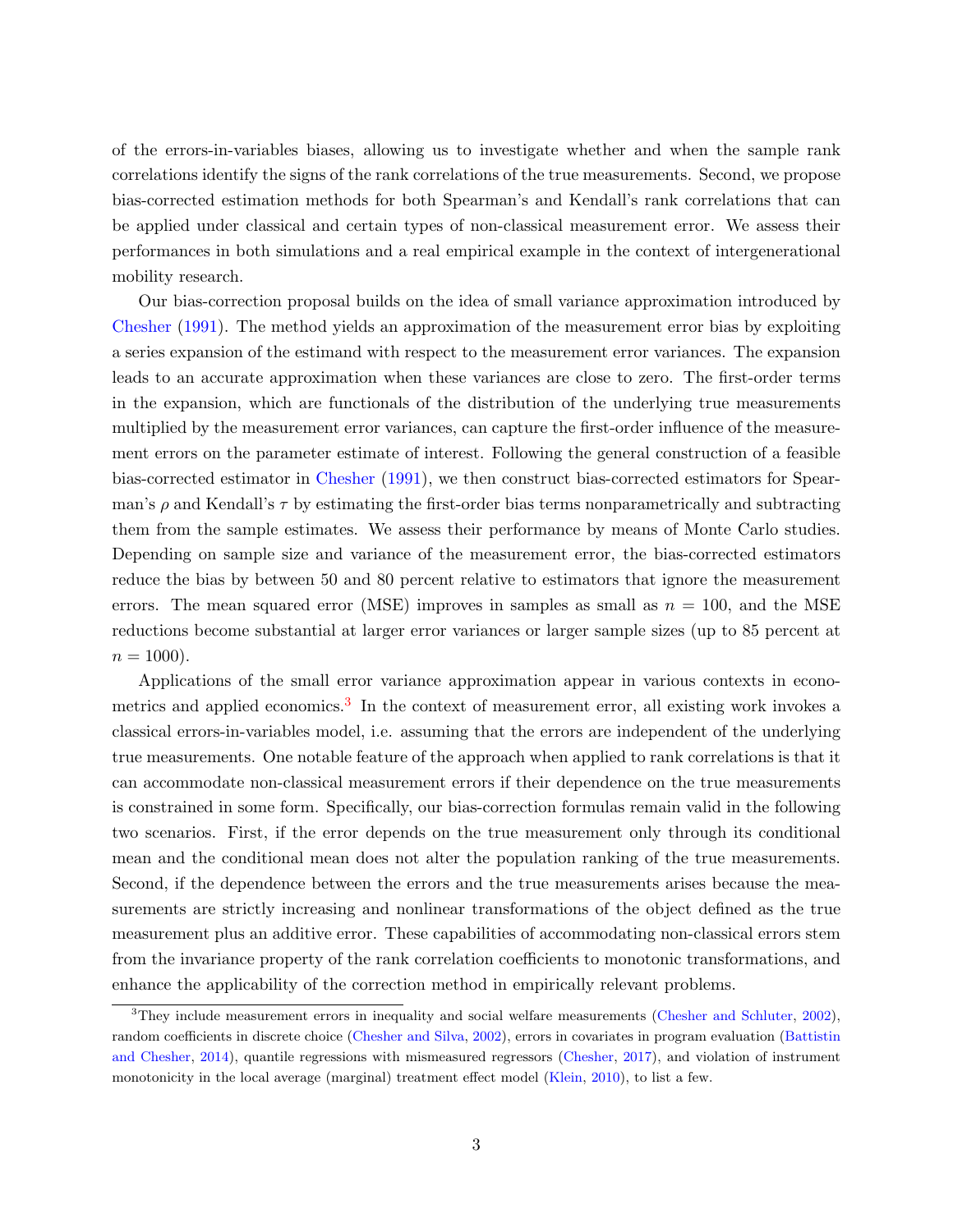of the errors-in-variables biases, allowing us to investigate whether and when the sample rank correlations identify the signs of the rank correlations of the true measurements. Second, we propose bias-corrected estimation methods for both Spearman's and Kendall's rank correlations that can be applied under classical and certain types of non-classical measurement error. We assess their performances in both simulations and a real empirical example in the context of intergenerational mobility research.

Our bias-correction proposal builds on the idea of small variance approximation introduced by Chesher (1991). The method yields an approximation of the measurement error bias by exploiting a series expansion of the estimand with respect to the measurement error variances. The expansion leads to an accurate approximation when these variances are close to zero. The first-order terms in the expansion, which are functionals of the distribution of the underlying true measurements multiplied by the measurement error variances, can capture the first-order influence of the measurement errors on the parameter estimate of interest. Following the general construction of a feasible bias-corrected estimator in Chesher (1991), we then construct bias-corrected estimators for Spearman's $\rho$ and Kendall's $\tau$ by estimating the first-order bias terms nonparametrically and subtracting them from the sample estimates. We assess their performance by means of Monte Carlo studies. Depending on sample size and variance of the measurement error, the bias-corrected estimators reduce the bias by between 50 and 80 percent relative to estimators that ignore the measurement errors. The mean squared error (MSE) improves in samples as small as $n = 100$, and the MSE reductions become substantial at larger error variances or larger sample sizes (up to 85 percent at $n = 1000$).

Applications of the small error variance approximation appear in various contexts in econometrics and applied economics.[3] In the context of measurement error, all existing work invokes a classical errors-in-variables model, i.e. assuming that the errors are independent of the underlying true measurements. One notable feature of the approach when applied to rank correlations is that it can accommodate non-classical measurement errors if their dependence on the true measurements is constrained in some form. Specifically, our bias-correction formulas remain valid in the following two scenarios. First, if the error depends on the true measurement only through its conditional mean and the conditional mean does not alter the population ranking of the true measurements. Second, if the dependence between the errors and the true measurements arises because the measurements are strictly increasing and nonlinear transformations of the object defined as the true measurement plus an additive error. These capabilities of accommodating non-classical errors stem from the invariance property of the rank correlation coefficients to monotonic transformations, and enhance the applicability of the correction method in empirically relevant problems.

[3] They include measurement errors in inequality and social welfare measurements (Chesher and Schluter, 2002), random coefficients in discrete choice (Chesher and Silva, 2002), errors in covariates in program evaluation (Battistin and Chesher, 2014), quantile regressions with mismeasured regressors (Chesher, 2017), and violation of instrument monotonicity in the local average (marginal) treatment effect model (Klein, 2010), to list a few.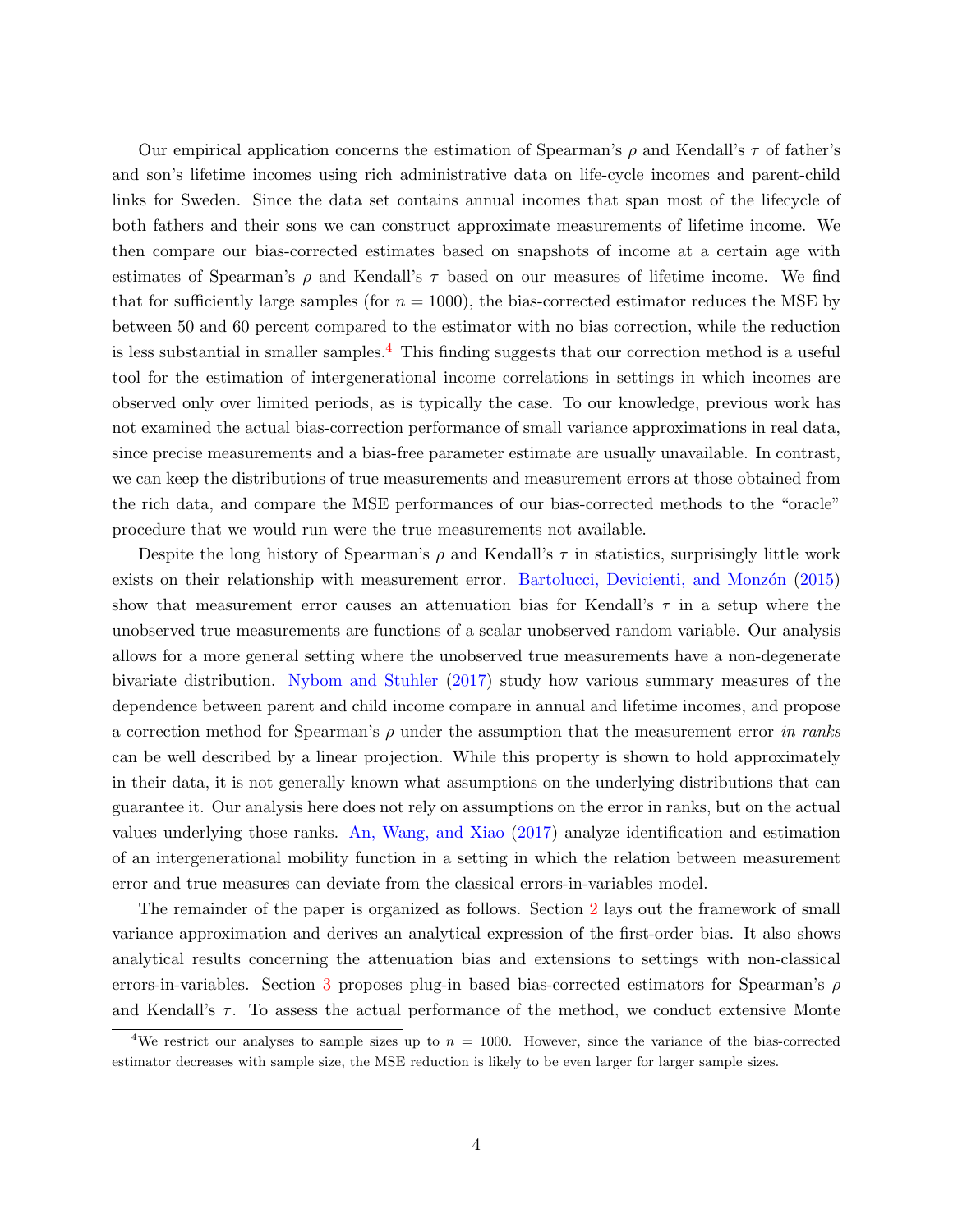Our empirical application concerns the estimation of Spearman's $\rho$ and Kendall's $\tau$ of father's and son's lifetime incomes using rich administrative data on life-cycle incomes and parent-child links for Sweden. Since the data set contains annual incomes that span most of the lifecycle of both fathers and their sons we can construct approximate measurements of lifetime income. We then compare our bias-corrected estimates based on snapshots of income at a certain age with estimates of Spearman's $\rho$ and Kendall's $\tau$ based on our measures of lifetime income. We find that for sufficiently large samples (for $n = 1000$), the bias-corrected estimator reduces the MSE by between 50 and 60 percent compared to the estimator with no bias correction, while the reduction is less substantial in smaller samples.[4] This finding suggests that our correction method is a useful tool for the estimation of intergenerational income correlations in settings in which incomes are observed only over limited periods, as is typically the case. To our knowledge, previous work has not examined the actual bias-correction performance of small variance approximations in real data, since precise measurements and a bias-free parameter estimate are usually unavailable. In contrast, we can keep the distributions of true measurements and measurement errors at those obtained from the rich data, and compare the MSE performances of our bias-corrected methods to the "oracle" procedure that we would run were the true measurements not available.

Despite the long history of Spearman's $\rho$ and Kendall's $\tau$ in statistics, surprisingly little work exists on their relationship with measurement error. Bartolucci, Devicienti, and Monzón (2015) show that measurement error causes an attenuation bias for Kendall's $\tau$ in a setup where the unobserved true measurements are functions of a scalar unobserved random variable. Our analysis allows for a more general setting where the unobserved true measurements have a non-degenerate bivariate distribution. Nybom and Stuhler (2017) study how various summary measures of the dependence between parent and child income compare in annual and lifetime incomes, and propose a correction method for Spearman's $\rho$ under the assumption that the measurement error *in ranks* can be well described by a linear projection. While this property is shown to hold approximately in their data, it is not generally known what assumptions on the underlying distributions that can guarantee it. Our analysis here does not rely on assumptions on the error in ranks, but on the actual values underlying those ranks. An, Wang, and Xiao (2017) analyze identification and estimation of an intergenerational mobility function in a setting in which the relation between measurement error and true measures can deviate from the classical errors-in-variables model.

The remainder of the paper is organized as follows. Section 2 lays out the framework of small variance approximation and derives an analytical expression of the first-order bias. It also shows analytical results concerning the attenuation bias and extensions to settings with non-classical errors-in-variables. Section 3 proposes plug-in based bias-corrected estimators for Spearman's $\rho$ and Kendall's $\tau$. To assess the actual performance of the method, we conduct extensive Monte

[4] We restrict our analyses to sample sizes up to $n = 1000$. However, since the variance of the bias-corrected estimator decreases with sample size, the MSE reduction is likely to be even larger for larger sample sizes.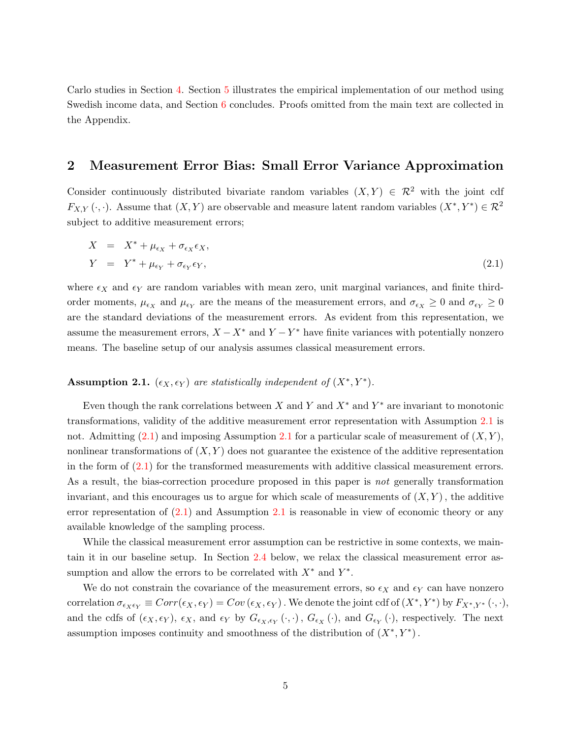Carlo studies in Section 4. Section 5 illustrates the empirical implementation of our method using Swedish income data, and Section 6 concludes. Proofs omitted from the main text are collected in the Appendix.

## 2 Measurement Error Bias: Small Error Variance Approximation

Consider continuously distributed bivariate random variables $(X, Y) \in \mathcal{R}^2$ with the joint cdf $F_{X,Y}(\cdot,\cdot)$. Assume that $(X, Y)$ are observable and measure latent random variables $(X^*, Y^*) \in \mathcal{R}^2$ subject to additive measurement errors;

$$
\begin{aligned}
X &= X^* + \mu_{\epsilon_X} + \sigma_{\epsilon_X}\epsilon_X, \\
Y &= Y^* + \mu_{\epsilon_Y} + \sigma_{\epsilon_Y}\epsilon_Y,
\end{aligned}
\tag{2.1}
$$

where $\epsilon_X$ and $\epsilon_Y$ are random variables with mean zero, unit marginal variances, and finite third-order moments, $\mu_{\epsilon_X}$ and $\mu_{\epsilon_Y}$ are the means of the measurement errors, and $\sigma_{\epsilon_X} \geq 0$ and $\sigma_{\epsilon_Y} \geq 0$ are the standard deviations of the measurement errors. As evident from this representation, we assume the measurement errors, $X - X^*$ and $Y - Y^*$ have finite variances with potentially nonzero means. The baseline setup of our analysis assumes classical measurement errors.

**Assumption 2.1.** *$(\epsilon_X, \epsilon_Y)$ are statistically independent of $(X^*, Y^*)$.*

Even though the rank correlations between $X$ and $Y$ and $X^*$ and $Y^*$ are invariant to monotonic transformations, validity of the additive measurement error representation with Assumption 2.1 is not. Admitting (2.1) and imposing Assumption 2.1 for a particular scale of measurement of $(X, Y)$, nonlinear transformations of $(X, Y)$ does not guarantee the existence of the additive representation in the form of (2.1) for the transformed measurements with additive classical measurement errors. As a result, the bias-correction procedure proposed in this paper is *not* generally transformation invariant, and this encourages us to argue for which scale of measurements of $(X, Y)$, the additive error representation of (2.1) and Assumption 2.1 is reasonable in view of economic theory or any available knowledge of the sampling process.

While the classical measurement error assumption can be restrictive in some contexts, we maintain it in our baseline setup. In Section 2.4 below, we relax the classical measurement error assumption and allow the errors to be correlated with $X^*$ and $Y^*$.

We do not constrain the covariance of the measurement errors, so $\epsilon_X$ and $\epsilon_Y$ can have nonzero correlation $\sigma_{\epsilon_X\epsilon_Y} \equiv Corr(\epsilon_X, \epsilon_Y) = Cov(\epsilon_X, \epsilon_Y)$. We denote the joint cdf of $(X^*, Y^*)$ by $F_{X^*,Y^*}(\cdot,\cdot)$, and the cdfs of $(\epsilon_X, \epsilon_Y)$, $\epsilon_X$, and $\epsilon_Y$ by $G_{\epsilon_X,\epsilon_Y}(\cdot,\cdot)$, $G_{\epsilon_X}(\cdot)$, and $G_{\epsilon_Y}(\cdot)$, respectively. The next assumption imposes continuity and smoothness of the distribution of $(X^*, Y^*)$.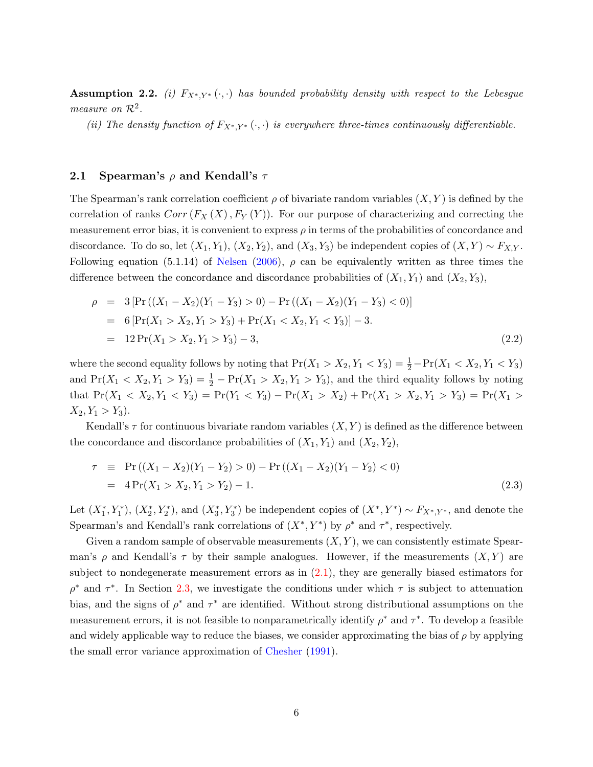**Assumption 2.2.** *(i) $F_{X^*,Y^*}(\cdot,\cdot)$ has bounded probability density with respect to the Lebesgue measure on $\mathcal{R}^2$.*

*(ii) The density function of $F_{X^*,Y^*}(\cdot,\cdot)$ is everywhere three-times continuously differentiable.*

## 2.1 Spearman's $\rho$ and Kendall's $\tau$

The Spearman's rank correlation coefficient $\rho$ of bivariate random variables $(X, Y)$ is defined by the correlation of ranks $Corr(F_X(X), F_Y(Y))$. For our purpose of characterizing and correcting the measurement error bias, it is convenient to express $\rho$ in terms of the probabilities of concordance and discordance. To do so, let $(X_1, Y_1)$, $(X_2, Y_2)$, and $(X_3, Y_3)$ be independent copies of $(X, Y) \sim F_{X,Y}$. Following equation (5.1.14) of Nelsen (2006), $\rho$ can be equivalently written as three times the difference between the concordance and discordance probabilities of $(X_1, Y_1)$ and $(X_2, Y_3)$,

$$
\begin{aligned}
\rho &= 3\left[\Pr\left((X_1 - X_2)(Y_1 - Y_3) > 0\right) - \Pr\left((X_1 - X_2)(Y_1 - Y_3) < 0\right)\right] \\
&= 6\left[\Pr(X_1 > X_2, Y_1 > Y_3) + \Pr(X_1 < X_2, Y_1 < Y_3)\right] - 3. \\
&= 12\Pr(X_1 > X_2, Y_1 > Y_3) - 3, \qquad (2.2)
\end{aligned}
$$

where the second equality follows by noting that $\Pr(X_1 > X_2, Y_1 < Y_3) = \frac{1}{2} - \Pr(X_1 < X_2, Y_1 < Y_3)$ and $\Pr(X_1 < X_2, Y_1 > Y_3) = \frac{1}{2} - \Pr(X_1 > X_2, Y_1 > Y_3)$, and the third equality follows by noting that $\Pr(X_1 < X_2, Y_1 < Y_3) = \Pr(Y_1 < Y_3) - \Pr(X_1 > X_2) + \Pr(X_1 > X_2, Y_1 > Y_3) = \Pr(X_1 > X_2, Y_1 > Y_3)$.

Kendall's $\tau$ for continuous bivariate random variables $(X, Y)$ is defined as the difference between the concordance and discordance probabilities of $(X_1, Y_1)$ and $(X_2, Y_2)$,

$$
\begin{aligned}
\tau &\equiv \Pr\left((X_1 - X_2)(Y_1 - Y_2) > 0\right) - \Pr\left((X_1 - X_2)(Y_1 - Y_2) < 0\right) \\
&= 4\Pr(X_1 > X_2, Y_1 > Y_2) - 1. \qquad (2.3)
\end{aligned}
$$

Let $(X_1^*, Y_1^*)$, $(X_2^*, Y_2^*)$, and $(X_3^*, Y_3^*)$ be independent copies of $(X^*, Y^*) \sim F_{X^*,Y^*}$, and denote the Spearman's and Kendall's rank correlations of $(X^*, Y^*)$ by $\rho^*$ and $\tau^*$, respectively.

Given a random sample of observable measurements $(X, Y)$, we can consistently estimate Spearman's $\rho$ and Kendall's $\tau$ by their sample analogues. However, if the measurements $(X, Y)$ are subject to nondegenerate measurement errors as in (2.1), they are generally biased estimators for $\rho^*$ and $\tau^*$. In Section 2.3, we investigate the conditions under which $\tau$ is subject to attenuation bias, and the signs of $\rho^*$ and $\tau^*$ are identified. Without strong distributional assumptions on the measurement errors, it is not feasible to nonparametrically identify $\rho^*$ and $\tau^*$. To develop a feasible and widely applicable way to reduce the biases, we consider approximating the bias of $\rho$ by applying the small error variance approximation of Chesher (1991).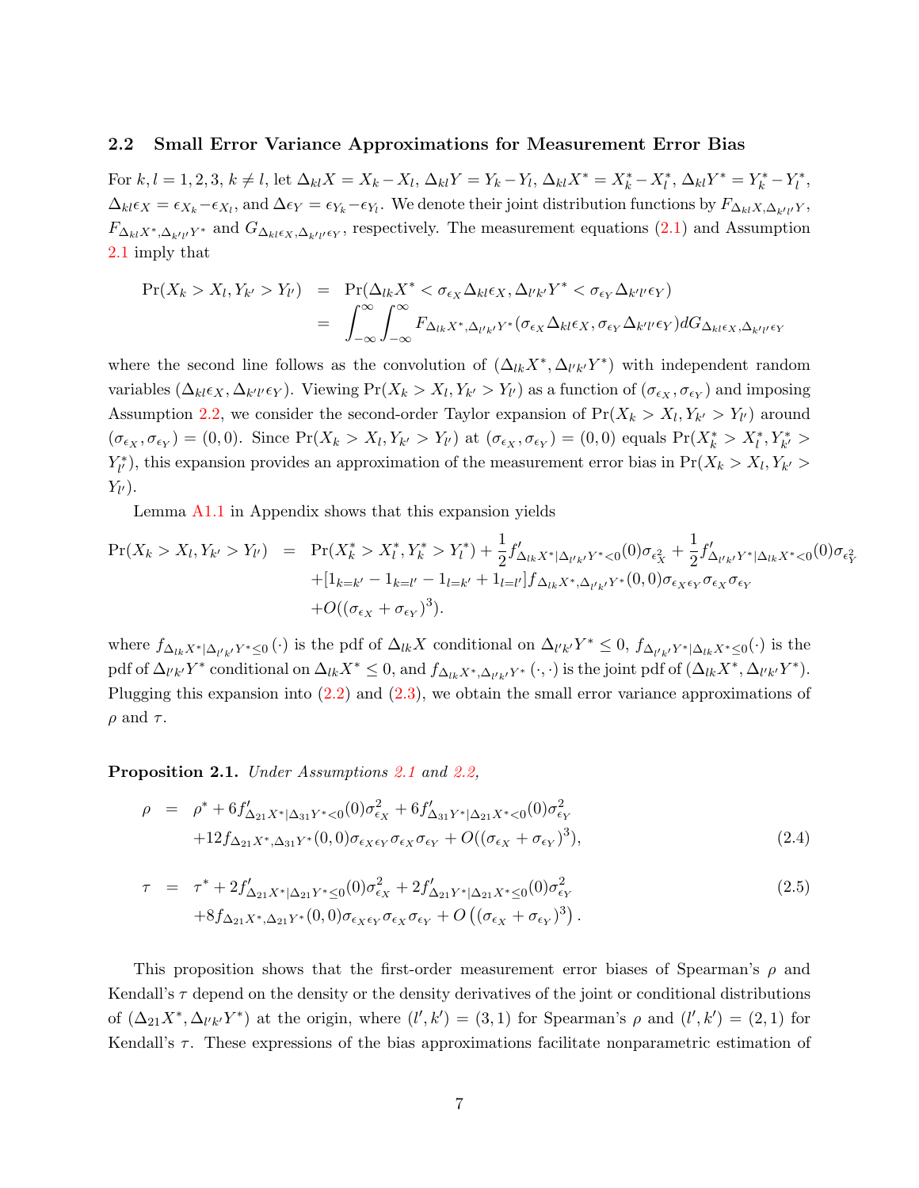### 2.2 Small Error Variance Approximations for Measurement Error Bias

For $k, l = 1, 2, 3$, $k \neq l$, let $\Delta_{kl}X = X_k - X_l$, $\Delta_{kl}Y = Y_k - Y_l$, $\Delta_{kl}X^* = X_k^* - X_l^*$, $\Delta_{kl}Y^* = Y_k^* - Y_l^*$, $\Delta_{kl}\epsilon_X = \epsilon_{X_k} - \epsilon_{X_l}$, and $\Delta\epsilon_Y = \epsilon_{Y_k} - \epsilon_{Y_l}$. We denote their joint distribution functions by $F_{\Delta_{kl}X, \Delta_{k'l'}Y}$, $F_{\Delta_{kl}X^*, \Delta_{k'l'}Y^*}$ and $G_{\Delta_{kl}\epsilon_X, \Delta_{k'l'}\epsilon_Y}$, respectively. The measurement equations (2.1) and Assumption 2.1 imply that

$$
\begin{aligned}
\Pr(X_k > X_l, Y_{k'} > Y_{l'}) &= \Pr(\Delta_{lk}X^* < \sigma_{\epsilon_X}\Delta_{kl}\epsilon_X, \Delta_{l'k'}Y^* < \sigma_{\epsilon_Y}\Delta_{k'l'}\epsilon_Y) \\
&= \int_{-\infty}^{\infty}\int_{-\infty}^{\infty} F_{\Delta_{lk}X^*, \Delta_{l'k'}Y^*}(\sigma_{\epsilon_X}\Delta_{kl}\epsilon_X, \sigma_{\epsilon_Y}\Delta_{k'l'}\epsilon_Y) dG_{\Delta_{kl}\epsilon_X, \Delta_{k'l'}\epsilon_Y}
\end{aligned}
$$

where the second line follows as the convolution of $(\Delta_{lk}X^*, \Delta_{l'k'}Y^*)$ with independent random variables $(\Delta_{kl}\epsilon_X, \Delta_{k'l'}\epsilon_Y)$. Viewing $\Pr(X_k > X_l, Y_{k'} > Y_{l'})$ as a function of $(\sigma_{\epsilon_X}, \sigma_{\epsilon_Y})$ and imposing Assumption 2.2, we consider the second-order Taylor expansion of $\Pr(X_k > X_l, Y_{k'} > Y_{l'})$ around $(\sigma_{\epsilon_X}, \sigma_{\epsilon_Y}) = (0, 0)$. Since $\Pr(X_k > X_l, Y_{k'} > Y_{l'})$ at $(\sigma_{\epsilon_X}, \sigma_{\epsilon_Y}) = (0, 0)$ equals $\Pr(X_k^* > X_l^*, Y_{k'}^* > Y_{l'}^*)$, this expansion provides an approximation of the measurement error bias in $\Pr(X_k > X_l, Y_{k'} > Y_{l'})$.

Lemma A1.1 in Appendix shows that this expansion yields

$$
\begin{aligned}
\Pr(X_k > X_l, Y_{k'} > Y_{l'}) &= \Pr(X_k^* > X_l^*, Y_k^* > Y_l^*) + \frac{1}{2}f'_{\Delta_{lk}X^*|\Delta_{l'k'}Y^*<0}(0)\sigma_{\epsilon_X^2} + \frac{1}{2}f'_{\Delta_{l'k'}Y^*|\Delta_{lk}X^*<0}(0)\sigma_{\epsilon_Y^2} \\
&\quad + [1_{k=k'} - 1_{k=l'} - 1_{l=k'} + 1_{l=l'}] f_{\Delta_{lk}X^*, \Delta_{l'k'}Y^*}(0,0)\sigma_{\epsilon_X\epsilon_Y}\sigma_{\epsilon_X}\sigma_{\epsilon_Y} \\
&\quad + O((\sigma_{\epsilon_X} + \sigma_{\epsilon_Y})^3).
\end{aligned}
$$

where $f_{\Delta_{lk}X^*|\Delta_{l'k'}Y^* \leq 0}(\cdot)$ is the pdf of $\Delta_{lk}X$ conditional on $\Delta_{l'k'}Y^* \leq 0$, $f_{\Delta_{l'k'}Y^*|\Delta_{lk}X^* \leq 0}(\cdot)$ is the pdf of $\Delta_{l'k'}Y^*$ conditional on $\Delta_{lk}X^* \leq 0$, and $f_{\Delta_{lk}X^*, \Delta_{l'k'}Y^*}(\cdot, \cdot)$ is the joint pdf of $(\Delta_{lk}X^*, \Delta_{l'k'}Y^*)$. Plugging this expansion into (2.2) and (2.3), we obtain the small error variance approximations of $\rho$ and $\tau$.

**Proposition 2.1.** *Under Assumptions 2.1 and 2.2,*

$$
\begin{aligned}
\rho &= \rho^* + 6f'_{\Delta_{21}X^*|\Delta_{31}Y^*<0}(0)\sigma^2_{\epsilon_X} + 6f'_{\Delta_{31}Y^*|\Delta_{21}X^*<0}(0)\sigma^2_{\epsilon_Y} \\
&\quad + 12f_{\Delta_{21}X^*, \Delta_{31}Y^*}(0,0)\sigma_{\epsilon_X\epsilon_Y}\sigma_{\epsilon_X}\sigma_{\epsilon_Y} + O((\sigma_{\epsilon_X} + \sigma_{\epsilon_Y})^3),
\end{aligned}
\tag{2.4}
$$

$$
\begin{aligned}
\tau &= \tau^* + 2f'_{\Delta_{21}X^*|\Delta_{21}Y^* \leq 0}(0)\sigma^2_{\epsilon_X} + 2f'_{\Delta_{21}Y^*|\Delta_{21}X^* \leq 0}(0)\sigma^2_{\epsilon_Y} \\
&\quad + 8f_{\Delta_{21}X^*, \Delta_{21}Y^*}(0,0)\sigma_{\epsilon_X\epsilon_Y}\sigma_{\epsilon_X}\sigma_{\epsilon_Y} + O\left((\sigma_{\epsilon_X} + \sigma_{\epsilon_Y})^3\right).
\end{aligned}
\tag{2.5}
$$

This proposition shows that the first-order measurement error biases of Spearman's $\rho$ and Kendall's $\tau$ depend on the density or the density derivatives of the joint or conditional distributions of $(\Delta_{21}X^*, \Delta_{l'k'}Y^*)$ at the origin, where $(l', k') = (3, 1)$ for Spearman's $\rho$ and $(l', k') = (2, 1)$ for Kendall's $\tau$. These expressions of the bias approximations facilitate nonparametric estimation of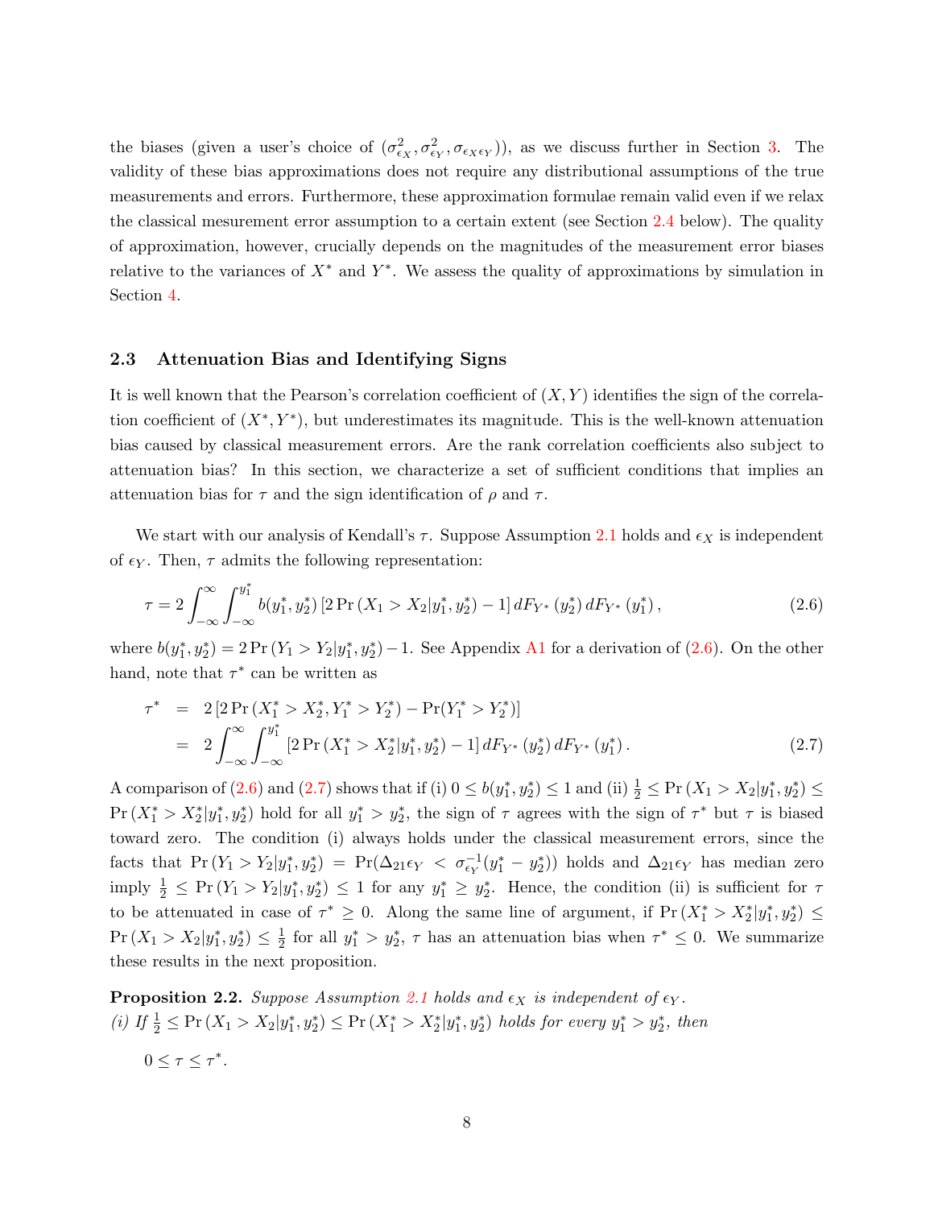the biases (given a user's choice of $(\sigma^2_{\epsilon_X}, \sigma^2_{\epsilon_Y}, \sigma_{\epsilon_X \epsilon_Y})$), as we discuss further in Section 3. The validity of these bias approximations does not require any distributional assumptions of the true measurements and errors. Furthermore, these approximation formulae remain valid even if we relax the classical mesurement error assumption to a certain extent (see Section 2.4 below). The quality of approximation, however, crucially depends on the magnitudes of the measurement error biases relative to the variances of $X^*$ and $Y^*$. We assess the quality of approximations by simulation in Section 4.

### 2.3 Attenuation Bias and Identifying Signs

It is well known that the Pearson's correlation coefficient of $(X, Y)$ identifies the sign of the correlation coefficient of $(X^*, Y^*)$, but underestimates its magnitude. This is the well-known attenuation bias caused by classical measurement errors. Are the rank correlation coefficients also subject to attenuation bias? In this section, we characterize a set of sufficient conditions that implies an attenuation bias for $\tau$ and the sign identification of $\rho$ and $\tau$.

We start with our analysis of Kendall's $\tau$. Suppose Assumption 2.1 holds and $\epsilon_X$ is independent of $\epsilon_Y$. Then, $\tau$ admits the following representation:

$$\tau = 2\int_{-\infty}^{\infty}\int_{-\infty}^{y_1^*} b(y_1^*, y_2^*)\left[2\Pr\left(X_1 > X_2 | y_1^*, y_2^*\right) - 1\right] dF_{Y^*}\left(y_2^*\right) dF_{Y^*}\left(y_1^*\right), \tag{2.6}$$

where $b(y_1^*, y_2^*) = 2\Pr\left(Y_1 > Y_2 | y_1^*, y_2^*\right) - 1$. See Appendix A1 for a derivation of (2.6). On the other hand, note that $\tau^*$ can be written as

$$\begin{aligned}\tau^* &= 2\left[2\Pr\left(X_1^* > X_2^*, Y_1^* > Y_2^*\right) - \Pr(Y_1^* > Y_2^*)\right] \\ &= 2\int_{-\infty}^{\infty}\int_{-\infty}^{y_1^*}\left[2\Pr\left(X_1^* > X_2^* | y_1^*, y_2^*\right) - 1\right] dF_{Y^*}\left(y_2^*\right) dF_{Y^*}\left(y_1^*\right).\end{aligned} \tag{2.7}$$

A comparison of (2.6) and (2.7) shows that if (i) $0 \le b(y_1^*, y_2^*) \le 1$ and (ii) $\frac{1}{2} \le \Pr\left(X_1 > X_2 | y_1^*, y_2^*\right) \le \Pr\left(X_1^* > X_2^* | y_1^*, y_2^*\right)$ hold for all $y_1^* > y_2^*$, the sign of $\tau$ agrees with the sign of $\tau^*$ but $\tau$ is biased toward zero. The condition (i) always holds under the classical measurement errors, since the facts that $\Pr\left(Y_1 > Y_2 | y_1^*, y_2^*\right) = \Pr(\Delta_{21}\epsilon_Y < \sigma_{\epsilon_Y}^{-1}(y_1^* - y_2^*))$ holds and $\Delta_{21}\epsilon_Y$ has median zero imply $\frac{1}{2} \le \Pr\left(Y_1 > Y_2 | y_1^*, y_2^*\right) \le 1$ for any $y_1^* \ge y_2^*$. Hence, the condition (ii) is sufficient for $\tau$ to be attenuated in case of $\tau^* \ge 0$. Along the same line of argument, if $\Pr\left(X_1^* > X_2^* | y_1^*, y_2^*\right) \le \Pr\left(X_1 > X_2 | y_1^*, y_2^*\right) \le \frac{1}{2}$ for all $y_1^* > y_2^*$, $\tau$ has an attenuation bias when $\tau^* \le 0$. We summarize these results in the next proposition.

**Proposition 2.2.** *Suppose Assumption 2.1 holds and $\epsilon_X$ is independent of $\epsilon_Y$.*
*(i) If $\frac{1}{2} \le \Pr\left(X_1 > X_2 | y_1^*, y_2^*\right) \le \Pr\left(X_1^* > X_2^* | y_1^*, y_2^*\right)$ holds for every $y_1^* > y_2^*$, then*

$$0 \le \tau \le \tau^*.$$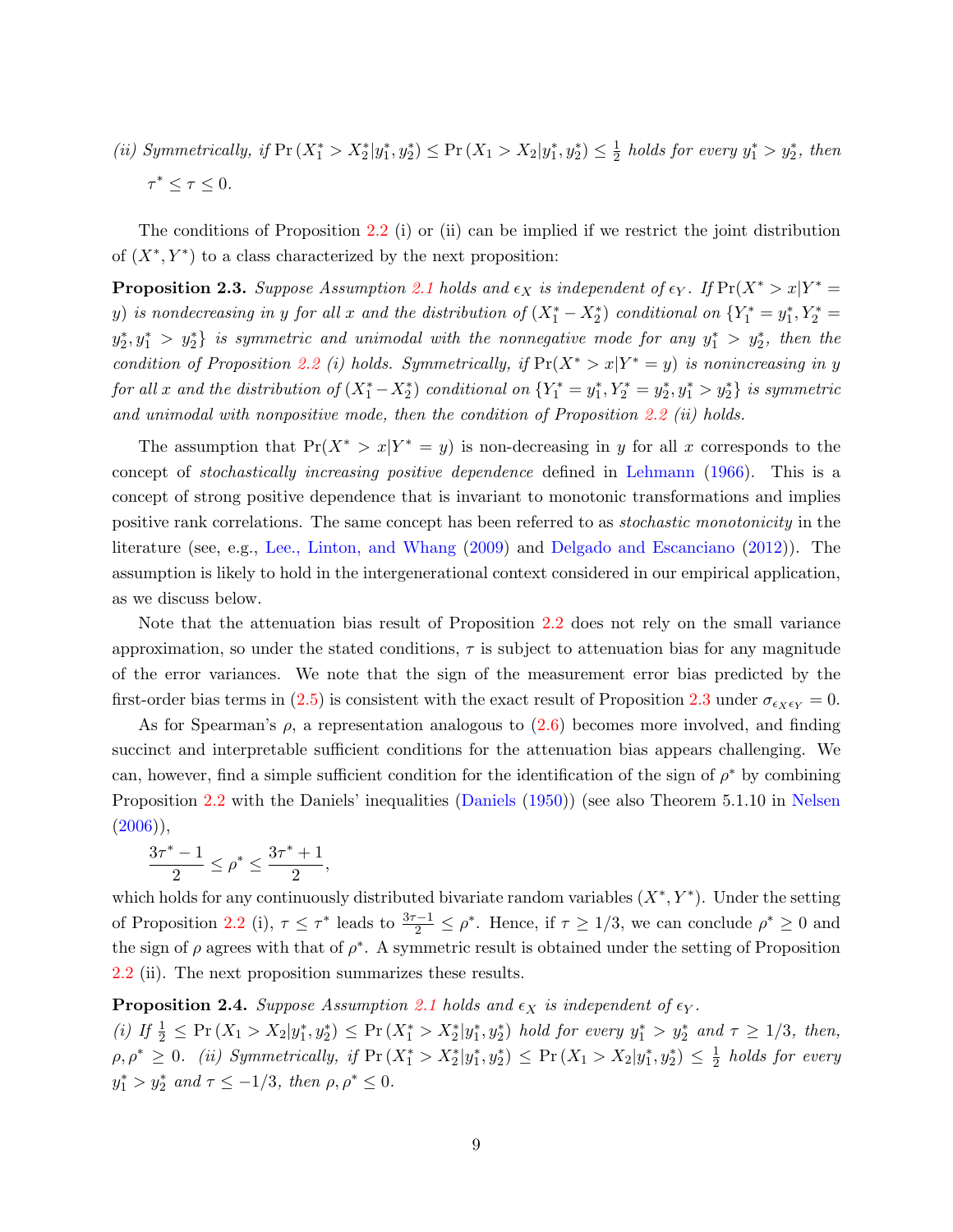*(ii) Symmetrically, if* $\Pr(X_1^* > X_2^* | y_1^*, y_2^*) \le \Pr(X_1 > X_2 | y_1^*, y_2^*) \le \frac{1}{2}$ *holds for every* $y_1^* > y_2^*$*, then*

$\tau^* \le \tau \le 0.$

The conditions of Proposition 2.2 (i) or (ii) can be implied if we restrict the joint distribution of $(X^*, Y^*)$ to a class characterized by the next proposition:

**Proposition 2.3.** *Suppose Assumption 2.1 holds and* $\epsilon_X$ *is independent of* $\epsilon_Y$*. If* $\Pr(X^* > x | Y^* = y)$ *is nondecreasing in* $y$ *for all* $x$ *and the distribution of* $(X_1^* - X_2^*)$ *conditional on* $\{Y_1^* = y_1^*, Y_2^* = y_2^*, y_1^* > y_2^*\}$ *is symmetric and unimodal with the nonnegative mode for any* $y_1^* > y_2^*$*, then the condition of Proposition 2.2 (i) holds. Symmetrically, if* $\Pr(X^* > x | Y^* = y)$ *is nonincreasing in* $y$ *for all* $x$ *and the distribution of* $(X_1^* - X_2^*)$ *conditional on* $\{Y_1^* = y_1^*, Y_2^* = y_2^*, y_1^* > y_2^*\}$ *is symmetric and unimodal with nonpositive mode, then the condition of Proposition 2.2 (ii) holds.*

The assumption that $\Pr(X^* > x | Y^* = y)$ is non-decreasing in $y$ for all $x$ corresponds to the concept of *stochastically increasing positive dependence* defined in Lehmann (1966). This is a concept of strong positive dependence that is invariant to monotonic transformations and implies positive rank correlations. The same concept has been referred to as *stochastic monotonicity* in the literature (see, e.g., Lee., Linton, and Whang (2009) and Delgado and Escanciano (2012)). The assumption is likely to hold in the intergenerational context considered in our empirical application, as we discuss below.

Note that the attenuation bias result of Proposition 2.2 does not rely on the small variance approximation, so under the stated conditions, $\tau$ is subject to attenuation bias for any magnitude of the error variances. We note that the sign of the measurement error bias predicted by the first-order bias terms in (2.5) is consistent with the exact result of Proposition 2.3 under $\sigma_{\epsilon_X \epsilon_Y} = 0$.

As for Spearman's $\rho$, a representation analogous to (2.6) becomes more involved, and finding succinct and interpretable sufficient conditions for the attenuation bias appears challenging. We can, however, find a simple sufficient condition for the identification of the sign of $\rho^*$ by combining Proposition 2.2 with the Daniels' inequalities (Daniels (1950)) (see also Theorem 5.1.10 in Nelsen (2006)),

$$\frac{3\tau^* - 1}{2} \le \rho^* \le \frac{3\tau^* + 1}{2},$$

which holds for any continuously distributed bivariate random variables $(X^*, Y^*)$. Under the setting of Proposition 2.2 (i), $\tau \le \tau^*$ leads to $\frac{3\tau - 1}{2} \le \rho^*$. Hence, if $\tau \ge 1/3$, we can conclude $\rho^* \ge 0$ and the sign of $\rho$ agrees with that of $\rho^*$. A symmetric result is obtained under the setting of Proposition 2.2 (ii). The next proposition summarizes these results.

**Proposition 2.4.** *Suppose Assumption 2.1 holds and* $\epsilon_X$ *is independent of* $\epsilon_Y$*.*
*(i) If* $\frac{1}{2} \le \Pr(X_1 > X_2 | y_1^*, y_2^*) \le \Pr(X_1^* > X_2^* | y_1^*, y_2^*)$ *hold for every* $y_1^* > y_2^*$ *and* $\tau \ge 1/3$*, then,* $\rho, \rho^* \ge 0$*. (ii) Symmetrically, if* $\Pr(X_1^* > X_2^* | y_1^*, y_2^*) \le \Pr(X_1 > X_2 | y_1^*, y_2^*) \le \frac{1}{2}$ *holds for every* $y_1^* > y_2^*$ *and* $\tau \le -1/3$*, then* $\rho, \rho^* \le 0$*.*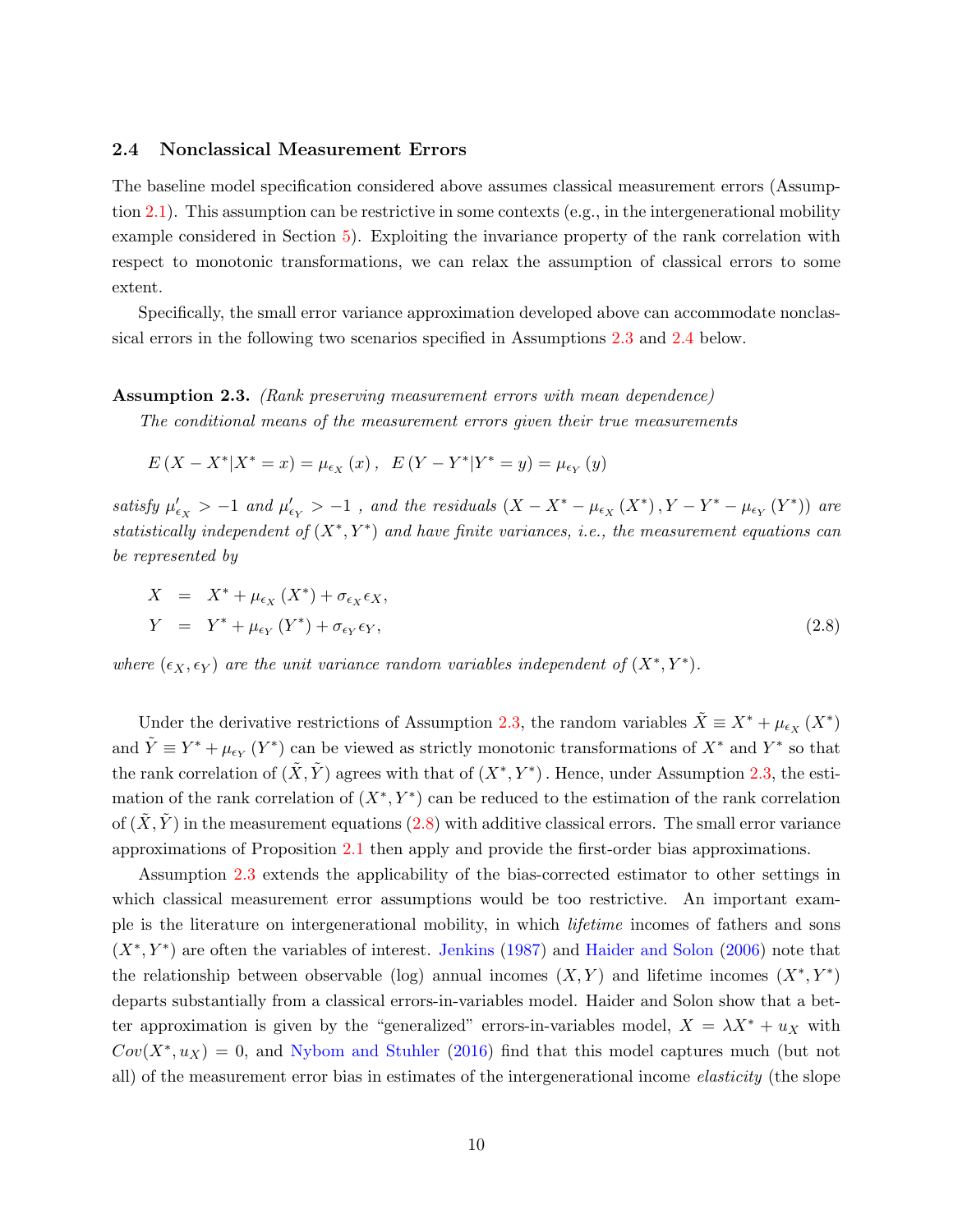### 2.4 Nonclassical Measurement Errors

The baseline model specification considered above assumes classical measurement errors (Assumption 2.1). This assumption can be restrictive in some contexts (e.g., in the intergenerational mobility example considered in Section 5). Exploiting the invariance property of the rank correlation with respect to monotonic transformations, we can relax the assumption of classical errors to some extent.

Specifically, the small error variance approximation developed above can accommodate nonclassical errors in the following two scenarios specified in Assumptions 2.3 and 2.4 below.

**Assumption 2.3.** *(Rank preserving measurement errors with mean dependence)*

*The conditional means of the measurement errors given their true measurements*

$$E\left(X - X^{*}|X^{*} = x\right) = \mu_{\epsilon_X}\left(x\right), \;\; E\left(Y - Y^{*}|Y^{*} = y\right) = \mu_{\epsilon_Y}\left(y\right)$$

*satisfy $\mu'_{\epsilon_X} > -1$ and $\mu'_{\epsilon_Y} > -1$ , and the residuals $\left(X - X^{*} - \mu_{\epsilon_X}\left(X^{*}\right), Y - Y^{*} - \mu_{\epsilon_Y}\left(Y^{*}\right)\right)$ are statistically independent of $(X^{*}, Y^{*})$ and have finite variances, i.e., the measurement equations can be represented by*

$$\begin{aligned} X &= X^{*} + \mu_{\epsilon_X}\left(X^{*}\right) + \sigma_{\epsilon_X}\epsilon_X, \\ Y &= Y^{*} + \mu_{\epsilon_Y}\left(Y^{*}\right) + \sigma_{\epsilon_Y}\epsilon_Y, \end{aligned} \tag{2.8}$$

*where $(\epsilon_X, \epsilon_Y)$ are the unit variance random variables independent of $(X^{*}, Y^{*})$.*

Under the derivative restrictions of Assumption 2.3, the random variables $\tilde{X} \equiv X^{*} + \mu_{\epsilon_X}\left(X^{*}\right)$ and $\tilde{Y} \equiv Y^{*} + \mu_{\epsilon_Y}\left(Y^{*}\right)$ can be viewed as strictly monotonic transformations of $X^{*}$ and $Y^{*}$ so that the rank correlation of $(\tilde{X}, \tilde{Y})$ agrees with that of $(X^{*}, Y^{*})$ . Hence, under Assumption 2.3, the estimation of the rank correlation of $(X^{*}, Y^{*})$ can be reduced to the estimation of the rank correlation of $(\tilde{X}, \tilde{Y})$ in the measurement equations (2.8) with additive classical errors. The small error variance approximations of Proposition 2.1 then apply and provide the first-order bias approximations.

Assumption 2.3 extends the applicability of the bias-corrected estimator to other settings in which classical measurement error assumptions would be too restrictive. An important example is the literature on intergenerational mobility, in which *lifetime* incomes of fathers and sons $(X^{*}, Y^{*})$ are often the variables of interest. Jenkins (1987) and Haider and Solon (2006) note that the relationship between observable (log) annual incomes $(X, Y)$ and lifetime incomes $(X^{*}, Y^{*})$ departs substantially from a classical errors-in-variables model. Haider and Solon show that a better approximation is given by the "generalized" errors-in-variables model, $X = \lambda X^{*} + u_X$ with $Cov(X^{*}, u_X) = 0$, and Nybom and Stuhler (2016) find that this model captures much (but not all) of the measurement error bias in estimates of the intergenerational income *elasticity* (the slope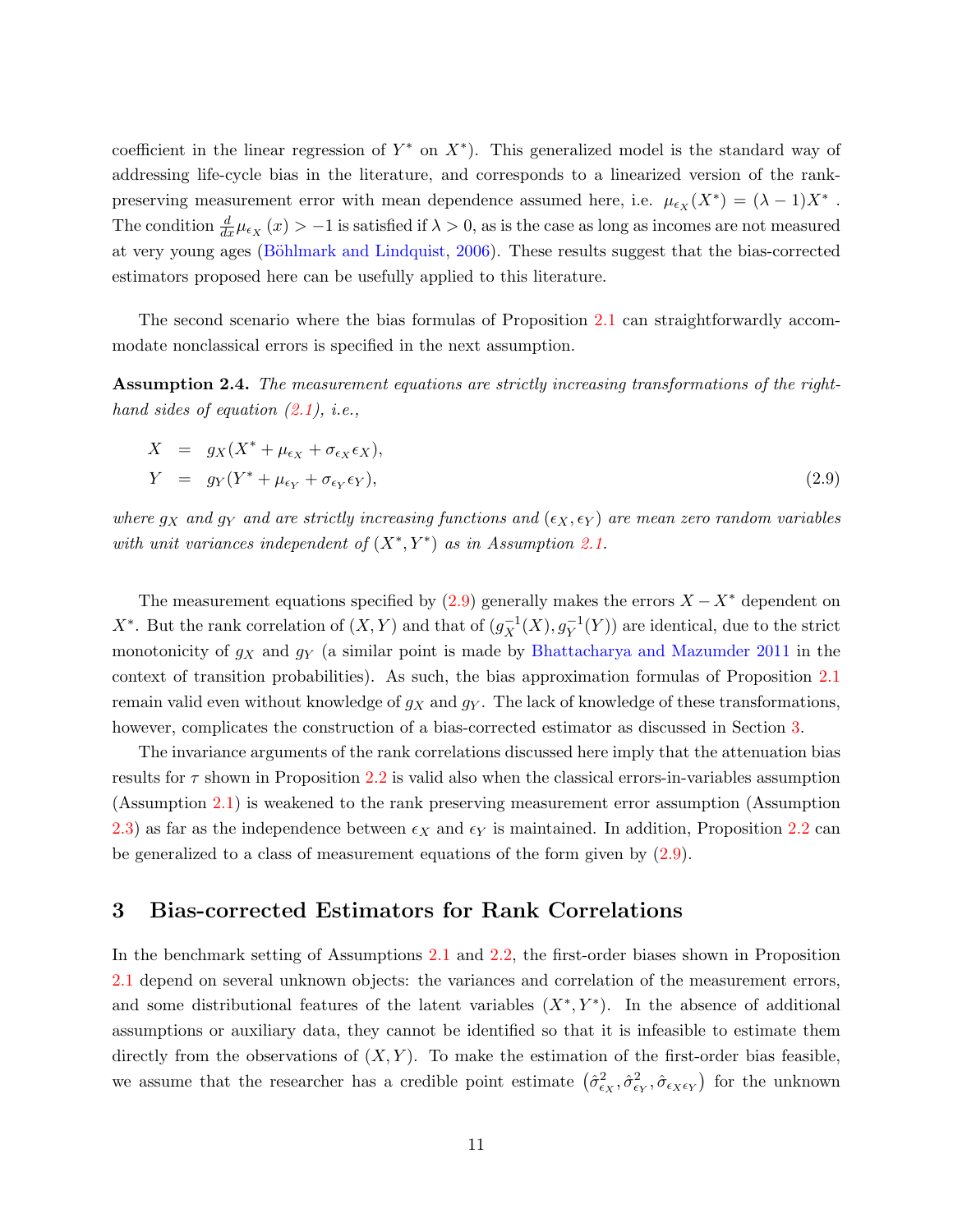coefficient in the linear regression of $Y^*$ on $X^*$). This generalized model is the standard way of addressing life-cycle bias in the literature, and corresponds to a linearized version of the rank-preserving measurement error with mean dependence assumed here, i.e. $\mu_{\epsilon_X}(X^*) = (\lambda - 1)X^*$ . The condition $\frac{d}{dx}\mu_{\epsilon_X}(x) > -1$ is satisfied if $\lambda > 0$, as is the case as long as incomes are not measured at very young ages (Böhlmark and Lindquist, 2006). These results suggest that the bias-corrected estimators proposed here can be usefully applied to this literature.

The second scenario where the bias formulas of Proposition 2.1 can straightforwardly accommodate nonclassical errors is specified in the next assumption.

**Assumption 2.4.** *The measurement equations are strictly increasing transformations of the right-hand sides of equation (2.1), i.e.,*

$$
\begin{aligned}
X &= g_X(X^* + \mu_{\epsilon_X} + \sigma_{\epsilon_X}\epsilon_X), \\
Y &= g_Y(Y^* + \mu_{\epsilon_Y} + \sigma_{\epsilon_Y}\epsilon_Y),
\end{aligned} \tag{2.9}
$$

*where $g_X$ and $g_Y$ and are strictly increasing functions and $(\epsilon_X, \epsilon_Y)$ are mean zero random variables with unit variances independent of $(X^*, Y^*)$ as in Assumption 2.1.*

The measurement equations specified by (2.9) generally makes the errors $X - X^*$ dependent on $X^*$. But the rank correlation of $(X, Y)$ and that of $(g_X^{-1}(X), g_Y^{-1}(Y))$ are identical, due to the strict monotonicity of $g_X$ and $g_Y$ (a similar point is made by Bhattacharya and Mazumder 2011 in the context of transition probabilities). As such, the bias approximation formulas of Proposition 2.1 remain valid even without knowledge of $g_X$ and $g_Y$. The lack of knowledge of these transformations, however, complicates the construction of a bias-corrected estimator as discussed in Section 3.

The invariance arguments of the rank correlations discussed here imply that the attenuation bias results for $\tau$ shown in Proposition 2.2 is valid also when the classical errors-in-variables assumption (Assumption 2.1) is weakened to the rank preserving measurement error assumption (Assumption 2.3) as far as the independence between $\epsilon_X$ and $\epsilon_Y$ is maintained. In addition, Proposition 2.2 can be generalized to a class of measurement equations of the form given by (2.9).

# 3 Bias-corrected Estimators for Rank Correlations

In the benchmark setting of Assumptions 2.1 and 2.2, the first-order biases shown in Proposition 2.1 depend on several unknown objects: the variances and correlation of the measurement errors, and some distributional features of the latent variables $(X^*, Y^*)$. In the absence of additional assumptions or auxiliary data, they cannot be identified so that it is infeasible to estimate them directly from the observations of $(X, Y)$. To make the estimation of the first-order bias feasible, we assume that the researcher has a credible point estimate $\left(\hat{\sigma}^2_{\epsilon_X}, \hat{\sigma}^2_{\epsilon_Y}, \hat{\sigma}_{\epsilon_X\epsilon_Y}\right)$ for the unknown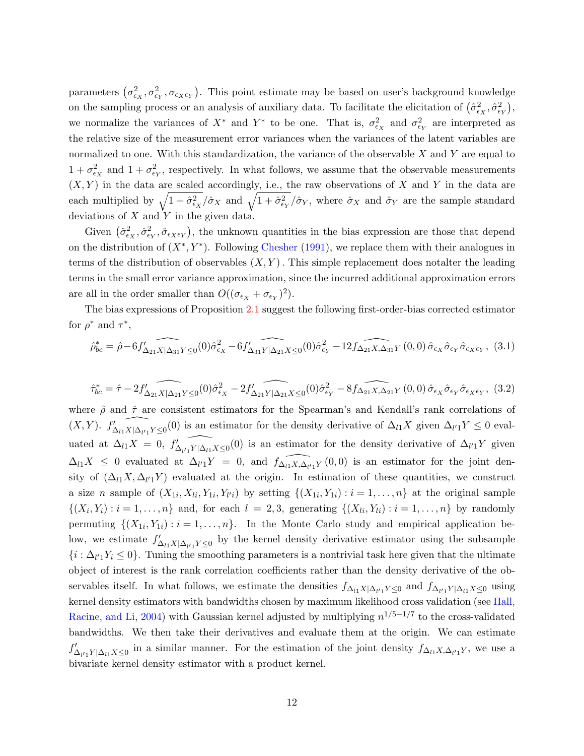parameters $\left(\sigma_{\epsilon_X}^2, \sigma_{\epsilon_Y}^2, \sigma_{\epsilon_X\epsilon_Y}\right)$. This point estimate may be based on user's background knowledge on the sampling process or an analysis of auxiliary data. To facilitate the elicitation of $\left(\hat{\sigma}_{\epsilon_X}^2, \hat{\sigma}_{\epsilon_Y}^2\right)$, we normalize the variances of $X^*$ and $Y^*$ to be one. That is, $\sigma_{\epsilon_X}^2$ and $\sigma_{\epsilon_Y}^2$ are interpreted as the relative size of the measurement error variances when the variances of the latent variables are normalized to one. With this standardization, the variance of the observable $X$ and $Y$ are equal to $1+\sigma_{\epsilon_X}^2$ and $1+\sigma_{\epsilon_Y}^2$, respectively. In what follows, we assume that the observable measurements $(X, Y)$ in the data are scaled accordingly, i.e., the raw observations of $X$ and $Y$ in the data are each multiplied by $\sqrt{1+\hat{\sigma}_{\epsilon_X}^2}/\hat{\sigma}_X$ and $\sqrt{1+\hat{\sigma}_{\epsilon_Y}^2}/\hat{\sigma}_Y$, where $\hat{\sigma}_X$ and $\hat{\sigma}_Y$ are the sample standard deviations of $X$ and $Y$ in the given data.

Given $\left(\hat{\sigma}_{\epsilon_X}^2, \hat{\sigma}_{\epsilon_Y}^2, \hat{\sigma}_{\epsilon_X\epsilon_Y}\right)$, the unknown quantities in the bias expression are those that depend on the distribution of $(X^*, Y^*)$. Following Chesher (1991), we replace them with their analogues in terms of the distribution of observables $(X, Y)$. This simple replacement does notalter the leading terms in the small error variance approximation, since the incurred additional approximation errors are all in the order smaller than $O((\sigma_{\epsilon_X}+\sigma_{\epsilon_Y})^2)$.

The bias expressions of Proposition 2.1 suggest the following first-order-bias corrected estimator for $\rho^*$ and $\tau^*$,

$$\hat{\rho}_{bc}^* = \hat{\rho} - 6\widehat{f'_{\Delta_{21}X|\Delta_{31}Y\leq 0}}(0)\hat{\sigma}_{\epsilon_X}^2 - 6\widehat{f'_{\Delta_{31}Y|\Delta_{21}X\leq 0}}(0)\hat{\sigma}_{\epsilon_Y}^2 - 12\widehat{f_{\Delta_{21}X,\Delta_{31}Y}}(0,0)\,\hat{\sigma}_{\epsilon_X}\hat{\sigma}_{\epsilon_Y}\hat{\sigma}_{\epsilon_X\epsilon_Y}, \quad (3.1)$$

$$\hat{\tau}_{bc}^* = \hat{\tau} - 2\widehat{f'_{\Delta_{21}X|\Delta_{21}Y\leq 0}}(0)\hat{\sigma}_{\epsilon_X}^2 - 2\widehat{f'_{\Delta_{21}Y|\Delta_{21}X\leq 0}}(0)\hat{\sigma}_{\epsilon_Y}^2 - 8\widehat{f_{\Delta_{21}X,\Delta_{21}Y}}(0,0)\,\hat{\sigma}_{\epsilon_X}\hat{\sigma}_{\epsilon_Y}\hat{\sigma}_{\epsilon_X\epsilon_Y}, \quad (3.2)$$

where $\hat{\rho}$ and $\hat{\tau}$ are consistent estimators for the Spearman's and Kendall's rank correlations of $(X, Y)$. $\widehat{f'_{\Delta_{l1}X|\Delta_{l'1}Y\leq 0}}(0)$ is an estimator for the density derivative of $\Delta_{l1}X$ given $\Delta_{l'1}Y \leq 0$ evaluated at $\Delta_{l1}X = 0$, $\widehat{f'_{\Delta_{l'1}Y|\Delta_{l1}X\leq 0}}(0)$ is an estimator for the density derivative of $\Delta_{l'1}Y$ given $\Delta_{l1}X \leq 0$ evaluated at $\Delta_{l'1}Y = 0$, and $\widehat{f_{\Delta_{l1}X,\Delta_{l'1}Y}}(0,0)$ is an estimator for the joint density of $(\Delta_{l1}X, \Delta_{l'1}Y)$ evaluated at the origin. In estimation of these quantities, we construct a size $n$ sample of $(X_{1i}, X_{li}, Y_{1i}, Y_{l'i})$ by setting $\{(X_{1i}, Y_{1i}) : i = 1, \ldots, n\}$ at the original sample $\{(X_i, Y_i) : i = 1, \ldots, n\}$ and, for each $l = 2, 3$, generating $\{(X_{li}, Y_{li}) : i = 1, \ldots, n\}$ by randomly permuting $\{(X_{1i}, Y_{1i}) : i = 1, \ldots, n\}$. In the Monte Carlo study and empirical application below, we estimate $f'_{\Delta_{l1}X|\Delta_{l'1}Y\leq 0}$ by the kernel density derivative estimator using the subsample $\{i : \Delta_{l'1}Y_i \leq 0\}$. Tuning the smoothing parameters is a nontrivial task here given that the ultimate object of interest is the rank correlation coefficients rather than the density derivative of the observables itself. In what follows, we estimate the densities $f_{\Delta_{l1}X|\Delta_{l'1}Y\leq 0}$ and $f_{\Delta_{l'1}Y|\Delta_{l1}X\leq 0}$ using kernel density estimators with bandwidths chosen by maximum likelihood cross validation (see Hall, Racine, and Li, 2004) with Gaussian kernel adjusted by multiplying $n^{1/5-1/7}$ to the cross-validated bandwidths. We then take their derivatives and evaluate them at the origin. We can estimate $f'_{\Delta_{l'1}Y|\Delta_{l1}X\leq 0}$ in a similar manner. For the estimation of the joint density $f_{\Delta_{l1}X,\Delta_{l'1}Y}$, we use a bivariate kernel density estimator with a product kernel.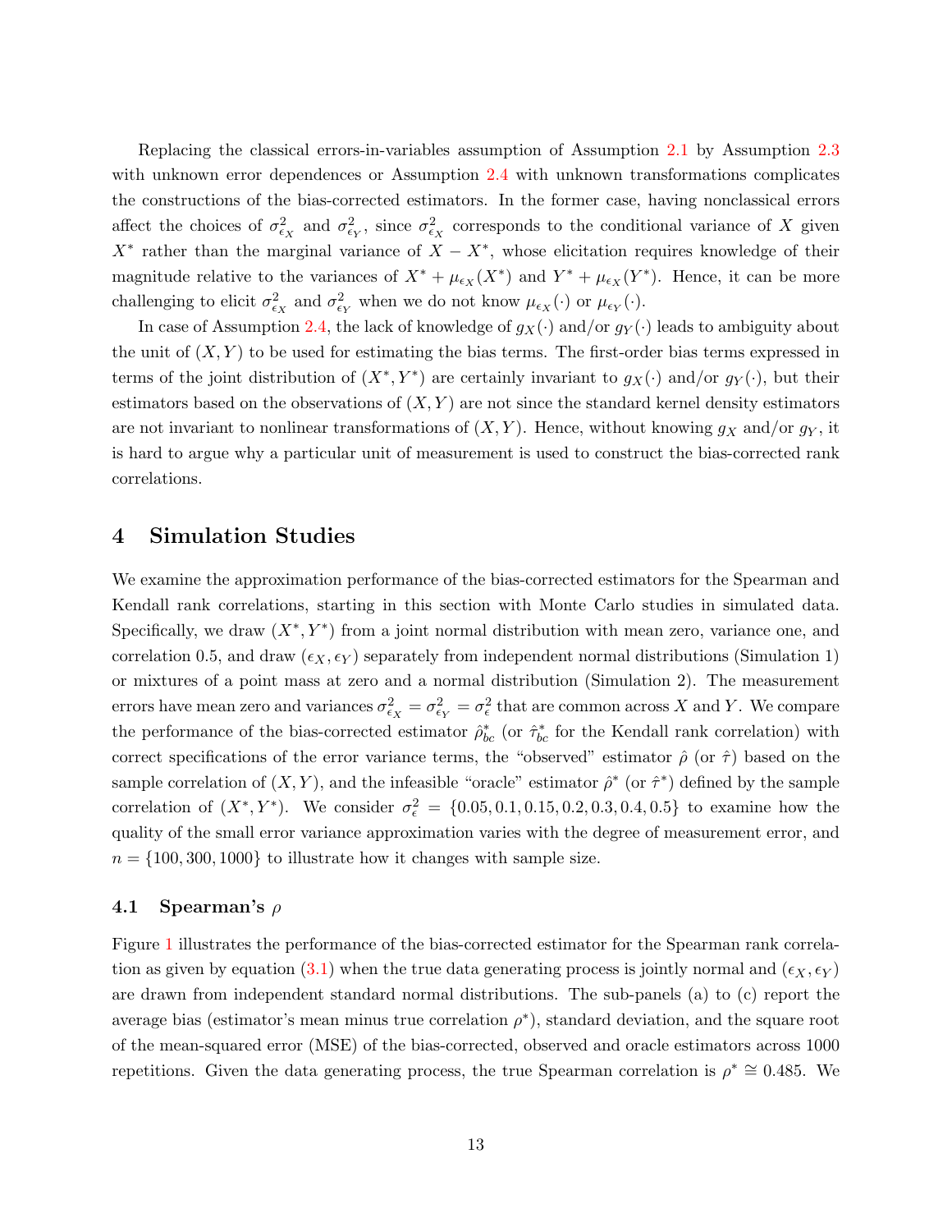Replacing the classical errors-in-variables assumption of Assumption 2.1 by Assumption 2.3 with unknown error dependences or Assumption 2.4 with unknown transformations complicates the constructions of the bias-corrected estimators. In the former case, having nonclassical errors affect the choices of $\sigma^2_{\epsilon_X}$ and $\sigma^2_{\epsilon_Y}$, since $\sigma^2_{\epsilon_X}$ corresponds to the conditional variance of $X$ given $X^*$ rather than the marginal variance of $X - X^*$, whose elicitation requires knowledge of their magnitude relative to the variances of $X^* + \mu_{\epsilon_X}(X^*)$ and $Y^* + \mu_{\epsilon_X}(Y^*)$. Hence, it can be more challenging to elicit $\sigma^2_{\epsilon_X}$ and $\sigma^2_{\epsilon_Y}$ when we do not know $\mu_{\epsilon_X}(\cdot)$ or $\mu_{\epsilon_Y}(\cdot)$.

In case of Assumption 2.4, the lack of knowledge of $g_X(\cdot)$ and/or $g_Y(\cdot)$ leads to ambiguity about the unit of $(X, Y)$ to be used for estimating the bias terms. The first-order bias terms expressed in terms of the joint distribution of $(X^*, Y^*)$ are certainly invariant to $g_X(\cdot)$ and/or $g_Y(\cdot)$, but their estimators based on the observations of $(X, Y)$ are not since the standard kernel density estimators are not invariant to nonlinear transformations of $(X, Y)$. Hence, without knowing $g_X$ and/or $g_Y$, it is hard to argue why a particular unit of measurement is used to construct the bias-corrected rank correlations.

# 4 Simulation Studies

We examine the approximation performance of the bias-corrected estimators for the Spearman and Kendall rank correlations, starting in this section with Monte Carlo studies in simulated data. Specifically, we draw $(X^*, Y^*)$ from a joint normal distribution with mean zero, variance one, and correlation 0.5, and draw $(\epsilon_X, \epsilon_Y)$ separately from independent normal distributions (Simulation 1) or mixtures of a point mass at zero and a normal distribution (Simulation 2). The measurement errors have mean zero and variances $\sigma^2_{\epsilon_X} = \sigma^2_{\epsilon_Y} = \sigma^2_\epsilon$ that are common across $X$ and $Y$. We compare the performance of the bias-corrected estimator $\hat{\rho}^*_{bc}$ (or $\hat{\tau}^*_{bc}$ for the Kendall rank correlation) with correct specifications of the error variance terms, the "observed" estimator $\hat{\rho}$ (or $\hat{\tau}$) based on the sample correlation of $(X, Y)$, and the infeasible "oracle" estimator $\hat{\rho}^*$ (or $\hat{\tau}^*$) defined by the sample correlation of $(X^*, Y^*)$. We consider $\sigma^2_\epsilon = \{0.05, 0.1, 0.15, 0.2, 0.3, 0.4, 0.5\}$ to examine how the quality of the small error variance approximation varies with the degree of measurement error, and $n = \{100, 300, 1000\}$ to illustrate how it changes with sample size.

## 4.1 Spearman's $\rho$

Figure 1 illustrates the performance of the bias-corrected estimator for the Spearman rank correlation as given by equation (3.1) when the true data generating process is jointly normal and $(\epsilon_X, \epsilon_Y)$ are drawn from independent standard normal distributions. The sub-panels (a) to (c) report the average bias (estimator's mean minus true correlation $\rho^*$), standard deviation, and the square root of the mean-squared error (MSE) of the bias-corrected, observed and oracle estimators across 1000 repetitions. Given the data generating process, the true Spearman correlation is $\rho^* \cong 0.485$. We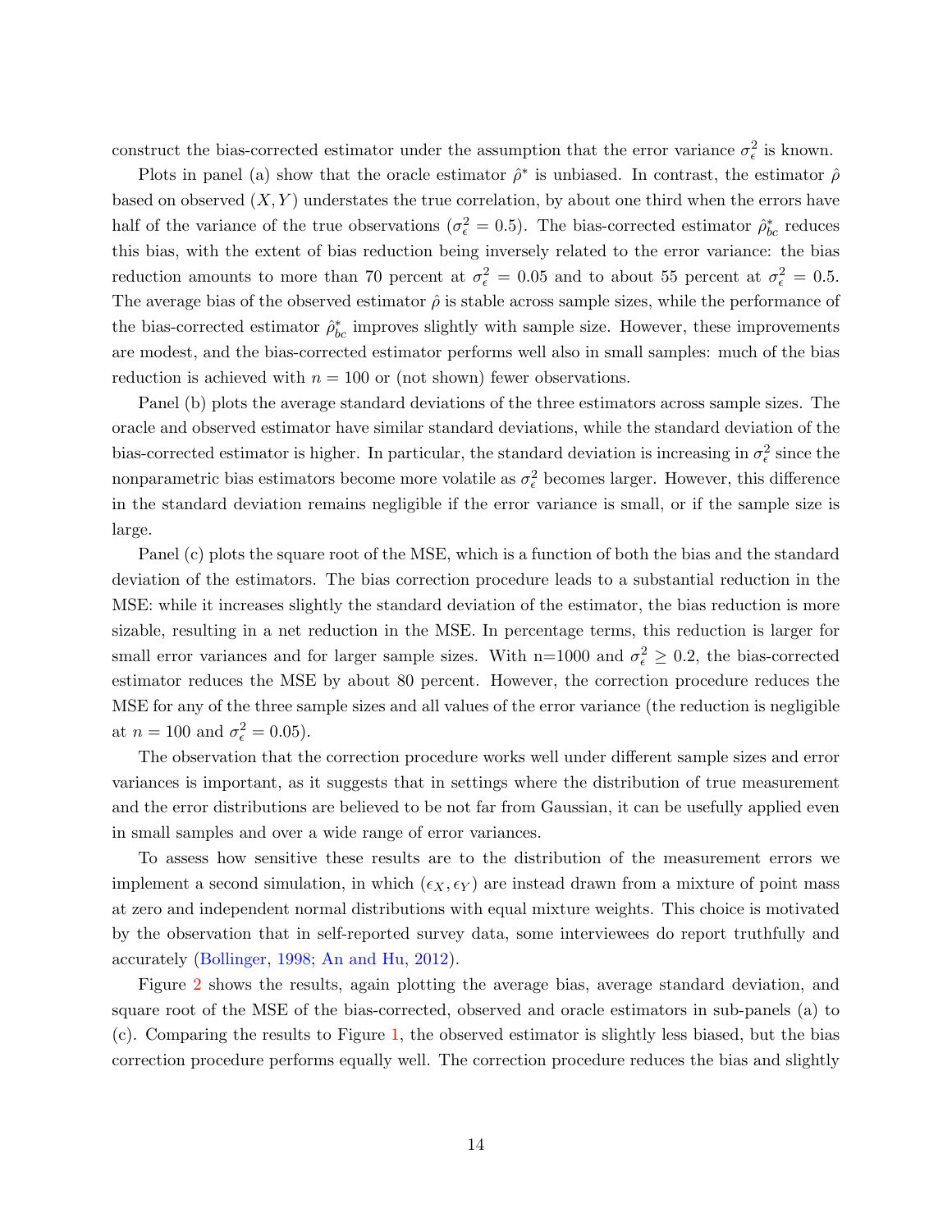construct the bias-corrected estimator under the assumption that the error variance $\sigma_\epsilon^2$ is known.

Plots in panel (a) show that the oracle estimator $\hat{\rho}^*$ is unbiased. In contrast, the estimator $\hat{\rho}$ based on observed $(X, Y)$ understates the true correlation, by about one third when the errors have half of the variance of the true observations ($\sigma_\epsilon^2 = 0.5$). The bias-corrected estimator $\hat{\rho}_{bc}^*$ reduces this bias, with the extent of bias reduction being inversely related to the error variance: the bias reduction amounts to more than 70 percent at $\sigma_\epsilon^2 = 0.05$ and to about 55 percent at $\sigma_\epsilon^2 = 0.5$. The average bias of the observed estimator $\hat{\rho}$ is stable across sample sizes, while the performance of the bias-corrected estimator $\hat{\rho}_{bc}^*$ improves slightly with sample size. However, these improvements are modest, and the bias-corrected estimator performs well also in small samples: much of the bias reduction is achieved with $n = 100$ or (not shown) fewer observations.

Panel (b) plots the average standard deviations of the three estimators across sample sizes. The oracle and observed estimator have similar standard deviations, while the standard deviation of the bias-corrected estimator is higher. In particular, the standard deviation is increasing in $\sigma_\epsilon^2$ since the nonparametric bias estimators become more volatile as $\sigma_\epsilon^2$ becomes larger. However, this difference in the standard deviation remains negligible if the error variance is small, or if the sample size is large.

Panel (c) plots the square root of the MSE, which is a function of both the bias and the standard deviation of the estimators. The bias correction procedure leads to a substantial reduction in the MSE: while it increases slightly the standard deviation of the estimator, the bias reduction is more sizable, resulting in a net reduction in the MSE. In percentage terms, this reduction is larger for small error variances and for larger sample sizes. With n=1000 and $\sigma_\epsilon^2 \geq 0.2$, the bias-corrected estimator reduces the MSE by about 80 percent. However, the correction procedure reduces the MSE for any of the three sample sizes and all values of the error variance (the reduction is negligible at $n = 100$ and $\sigma_\epsilon^2 = 0.05$).

The observation that the correction procedure works well under different sample sizes and error variances is important, as it suggests that in settings where the distribution of true measurement and the error distributions are believed to be not far from Gaussian, it can be usefully applied even in small samples and over a wide range of error variances.

To assess how sensitive these results are to the distribution of the measurement errors we implement a second simulation, in which $(\epsilon_X, \epsilon_Y)$ are instead drawn from a mixture of point mass at zero and independent normal distributions with equal mixture weights. This choice is motivated by the observation that in self-reported survey data, some interviewees do report truthfully and accurately (Bollinger, 1998; An and Hu, 2012).

Figure 2 shows the results, again plotting the average bias, average standard deviation, and square root of the MSE of the bias-corrected, observed and oracle estimators in sub-panels (a) to (c). Comparing the results to Figure 1, the observed estimator is slightly less biased, but the bias correction procedure performs equally well. The correction procedure reduces the bias and slightly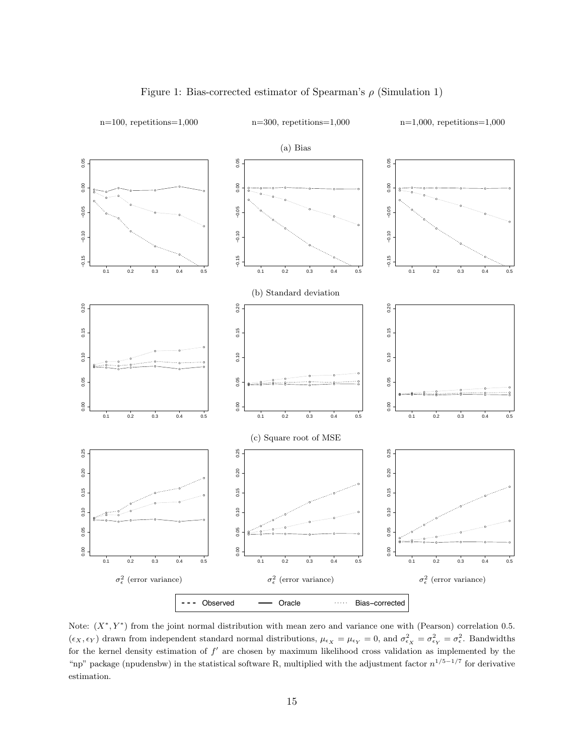Figure 1: Bias-corrected estimator of Spearman's $\rho$ (Simulation 1)

Note: $(X^*, Y^*)$ from the joint normal distribution with mean zero and variance one with (Pearson) correlation 0.5. $(\epsilon_X, \epsilon_Y)$ drawn from independent standard normal distributions, $\mu_{\epsilon_X} = \mu_{\epsilon_Y} = 0$, and $\sigma^2_{\epsilon_X} = \sigma^2_{\epsilon_Y} = \sigma^2_\epsilon$. Bandwidths for the kernel density estimation of $f'$ are chosen by maximum likelihood cross validation as implemented by the "np" package (npudensbw) in the statistical software R, multiplied with the adjustment factor $n^{1/5-1/7}$ for derivative estimation.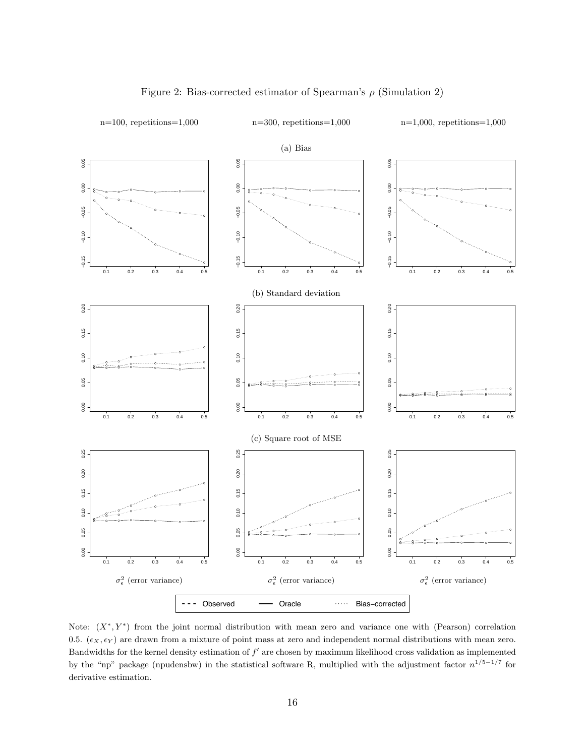Figure 2: Bias-corrected estimator of Spearman's $\rho$ (Simulation 2)

n=100, repetitions=1,000 n=300, repetitions=1,000 n=1,000, repetitions=1,000

(a) Bias

(b) Standard deviation

(c) Square root of MSE

$\sigma_\epsilon^2$ (error variance) $\sigma_\epsilon^2$ (error variance) $\sigma_\epsilon^2$ (error variance)

Observed Oracle Bias-corrected

Note: $(X^*, Y^*)$ from the joint normal distribution with mean zero and variance one with (Pearson) correlation 0.5. $(\epsilon_X, \epsilon_Y)$ are drawn from a mixture of point mass at zero and independent normal distributions with mean zero. Bandwidths for the kernel density estimation of $f'$ are chosen by maximum likelihood cross validation as implemented by the "np" package (npudensbw) in the statistical software R, multiplied with the adjustment factor $n^{1/5-1/7}$ for derivative estimation.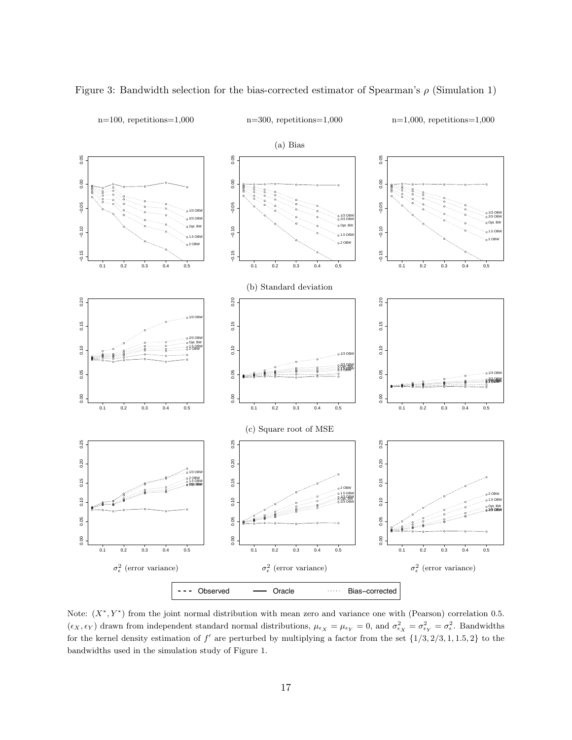Figure 3: Bandwidth selection for the bias-corrected estimator of Spearman's $\rho$ (Simulation 1)

Note: $(X^*, Y^*)$ from the joint normal distribution with mean zero and variance one with (Pearson) correlation 0.5. $(\epsilon_X, \epsilon_Y)$ drawn from independent standard normal distributions, $\mu_{\epsilon_X} = \mu_{\epsilon_Y} = 0$, and $\sigma^2_{\epsilon_X} = \sigma^2_{\epsilon_Y} = \sigma^2_\epsilon$. Bandwidths for the kernel density estimation of $f'$ are perturbed by multiplying a factor from the set $\{1/3, 2/3, 1, 1.5, 2\}$ to the bandwidths used in the simulation study of Figure 1.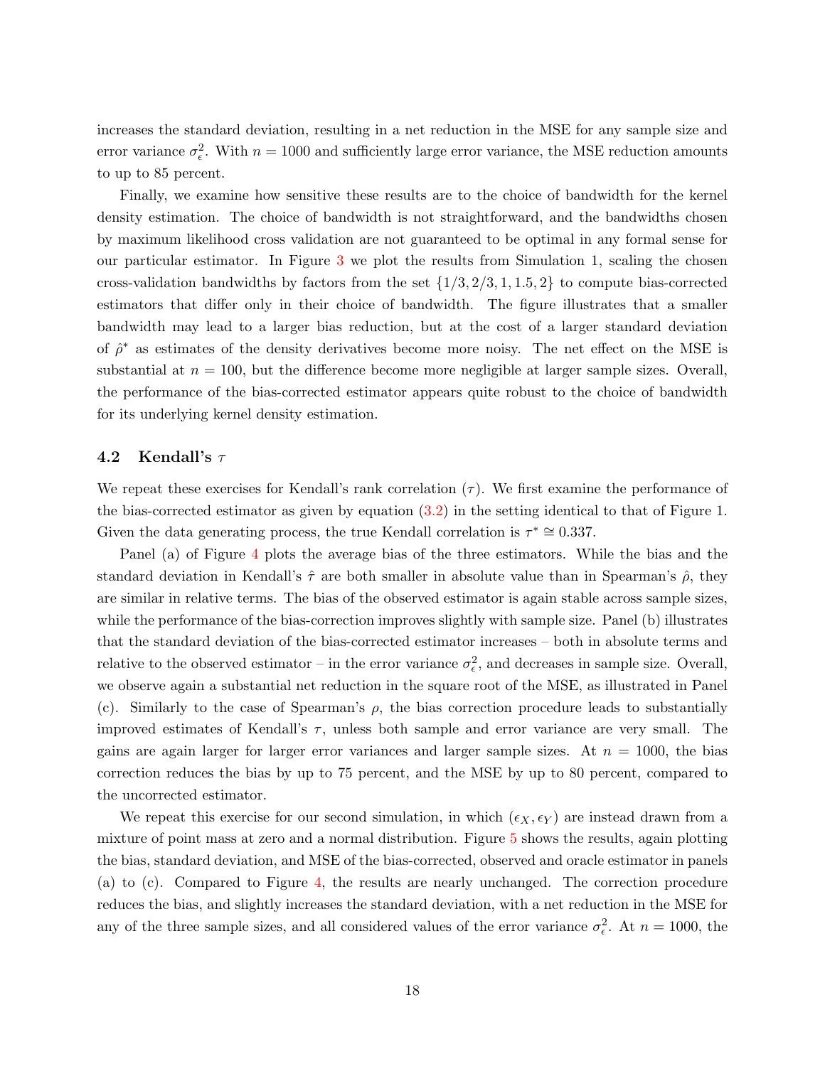increases the standard deviation, resulting in a net reduction in the MSE for any sample size and error variance $\sigma_\epsilon^2$. With $n = 1000$ and sufficiently large error variance, the MSE reduction amounts to up to 85 percent.

Finally, we examine how sensitive these results are to the choice of bandwidth for the kernel density estimation. The choice of bandwidth is not straightforward, and the bandwidths chosen by maximum likelihood cross validation are not guaranteed to be optimal in any formal sense for our particular estimator. In Figure 3 we plot the results from Simulation 1, scaling the chosen cross-validation bandwidths by factors from the set $\{1/3, 2/3, 1, 1.5, 2\}$ to compute bias-corrected estimators that differ only in their choice of bandwidth. The figure illustrates that a smaller bandwidth may lead to a larger bias reduction, but at the cost of a larger standard deviation of $\hat{\rho}^*$ as estimates of the density derivatives become more noisy. The net effect on the MSE is substantial at $n = 100$, but the difference become more negligible at larger sample sizes. Overall, the performance of the bias-corrected estimator appears quite robust to the choice of bandwidth for its underlying kernel density estimation.

## 4.2 Kendall's $\tau$

We repeat these exercises for Kendall's rank correlation ($\tau$). We first examine the performance of the bias-corrected estimator as given by equation (3.2) in the setting identical to that of Figure 1. Given the data generating process, the true Kendall correlation is $\tau^* \cong 0.337$.

Panel (a) of Figure 4 plots the average bias of the three estimators. While the bias and the standard deviation in Kendall's $\hat{\tau}$ are both smaller in absolute value than in Spearman's $\hat{\rho}$, they are similar in relative terms. The bias of the observed estimator is again stable across sample sizes, while the performance of the bias-correction improves slightly with sample size. Panel (b) illustrates that the standard deviation of the bias-corrected estimator increases – both in absolute terms and relative to the observed estimator – in the error variance $\sigma_\epsilon^2$, and decreases in sample size. Overall, we observe again a substantial net reduction in the square root of the MSE, as illustrated in Panel (c). Similarly to the case of Spearman's $\rho$, the bias correction procedure leads to substantially improved estimates of Kendall's $\tau$, unless both sample and error variance are very small. The gains are again larger for larger error variances and larger sample sizes. At $n = 1000$, the bias correction reduces the bias by up to 75 percent, and the MSE by up to 80 percent, compared to the uncorrected estimator.

We repeat this exercise for our second simulation, in which $(\epsilon_X, \epsilon_Y)$ are instead drawn from a mixture of point mass at zero and a normal distribution. Figure 5 shows the results, again plotting the bias, standard deviation, and MSE of the bias-corrected, observed and oracle estimator in panels (a) to (c). Compared to Figure 4, the results are nearly unchanged. The correction procedure reduces the bias, and slightly increases the standard deviation, with a net reduction in the MSE for any of the three sample sizes, and all considered values of the error variance $\sigma_\epsilon^2$. At $n = 1000$, the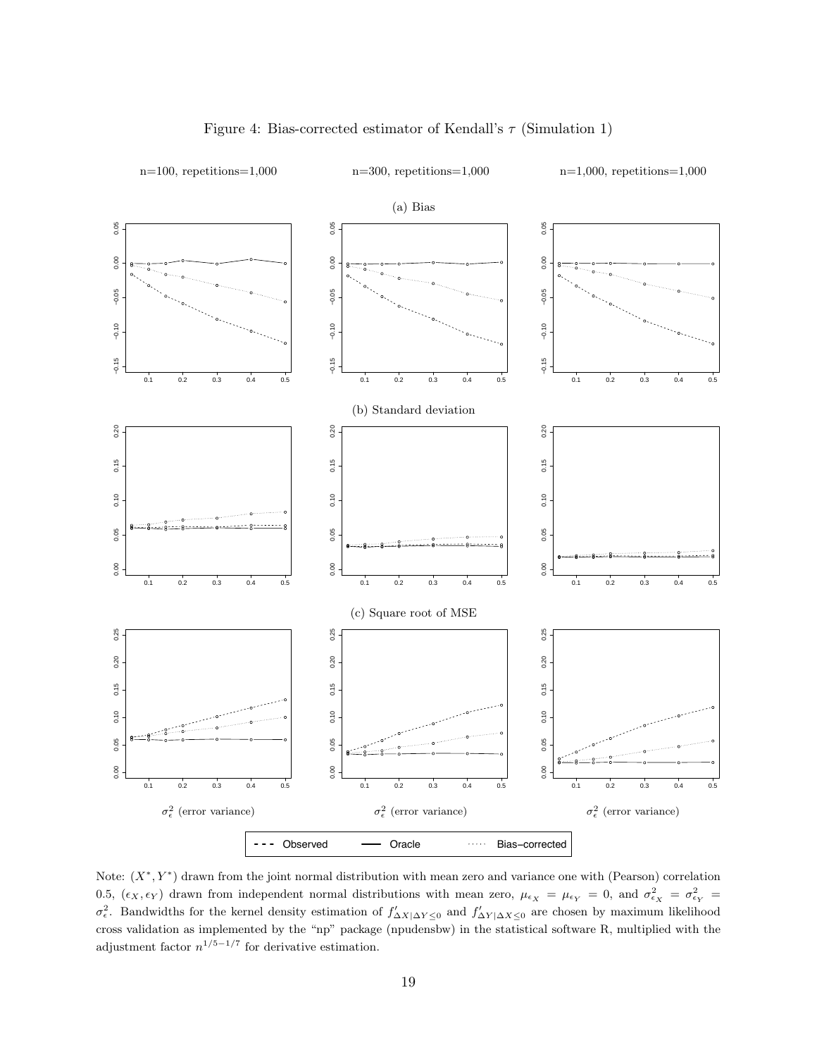Figure 4: Bias-corrected estimator of Kendall's $\tau$ (Simulation 1)

n=100, repetitions=1,000 n=300, repetitions=1,000 n=1,000, repetitions=1,000

(a) Bias

(b) Standard deviation

(c) Square root of MSE

$\sigma_\epsilon^2$ (error variance) $\sigma_\epsilon^2$ (error variance) $\sigma_\epsilon^2$ (error variance)

Observed Oracle Bias–corrected

Note: $(X^*, Y^*)$ drawn from the joint normal distribution with mean zero and variance one with (Pearson) correlation 0.5, $(\epsilon_X, \epsilon_Y)$ drawn from independent normal distributions with mean zero, $\mu_{\epsilon_X} = \mu_{\epsilon_Y} = 0$, and $\sigma^2_{\epsilon_X} = \sigma^2_{\epsilon_Y} = \sigma^2_\epsilon$. Bandwidths for the kernel density estimation of $f'_{\Delta X|\Delta Y \leq 0}$ and $f'_{\Delta Y|\Delta X \leq 0}$ are chosen by maximum likelihood cross validation as implemented by the "np" package (npudensbw) in the statistical software R, multiplied with the adjustment factor $n^{1/5-1/7}$ for derivative estimation.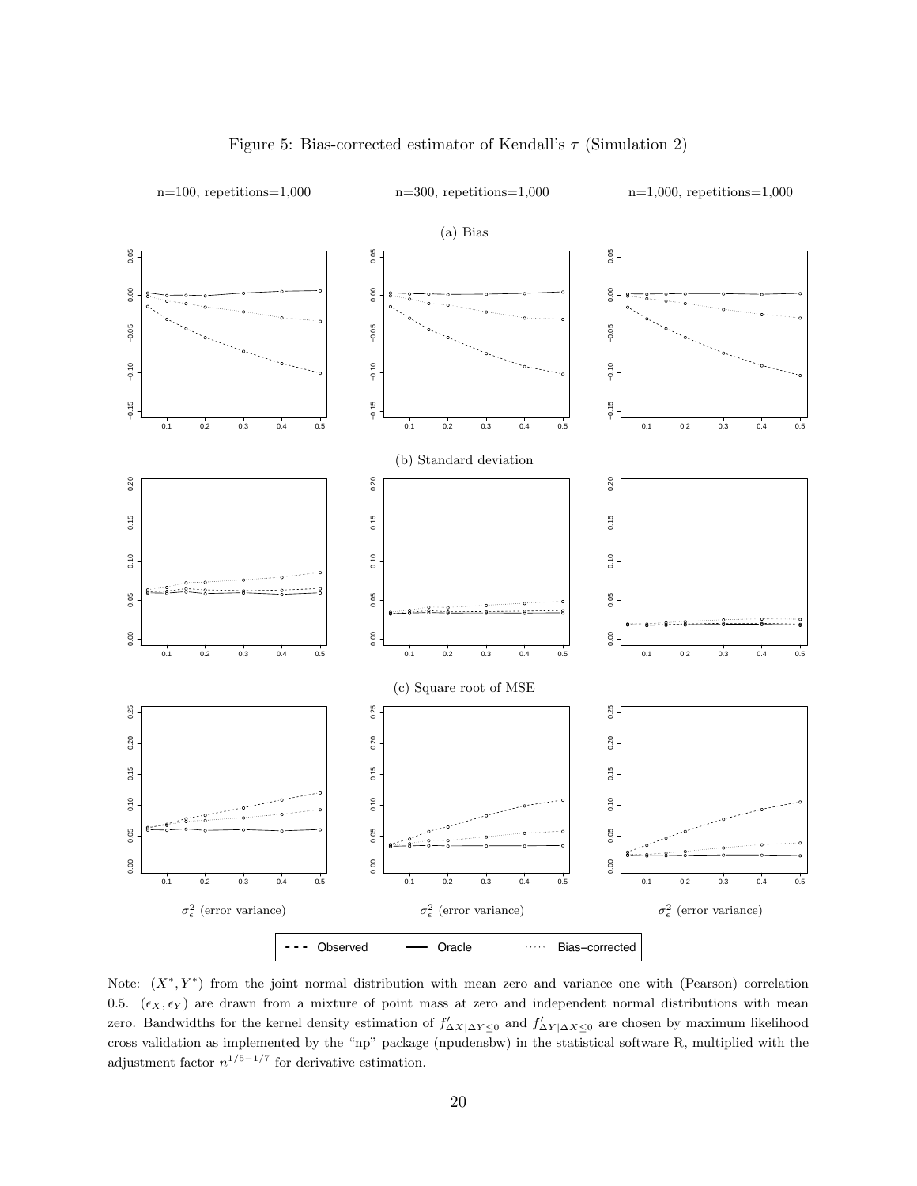Figure 5: Bias-corrected estimator of Kendall's $\tau$ (Simulation 2)

n=100, repetitions=1,000 n=300, repetitions=1,000 n=1,000, repetitions=1,000

(a) Bias

(b) Standard deviation

(c) Square root of MSE

$\sigma_\epsilon^2$ (error variance) $\sigma_\epsilon^2$ (error variance) $\sigma_\epsilon^2$ (error variance)

Observed Oracle Bias–corrected

Note: $(X^*, Y^*)$ from the joint normal distribution with mean zero and variance one with (Pearson) correlation 0.5. $(\epsilon_X, \epsilon_Y)$ are drawn from a mixture of point mass at zero and independent normal distributions with mean zero. Bandwidths for the kernel density estimation of $f'_{\Delta X|\Delta Y \leq 0}$ and $f'_{\Delta Y|\Delta X \leq 0}$ are chosen by maximum likelihood cross validation as implemented by the "np" package (npudensbw) in the statistical software R, multiplied with the adjustment factor $n^{1/5-1/7}$ for derivative estimation.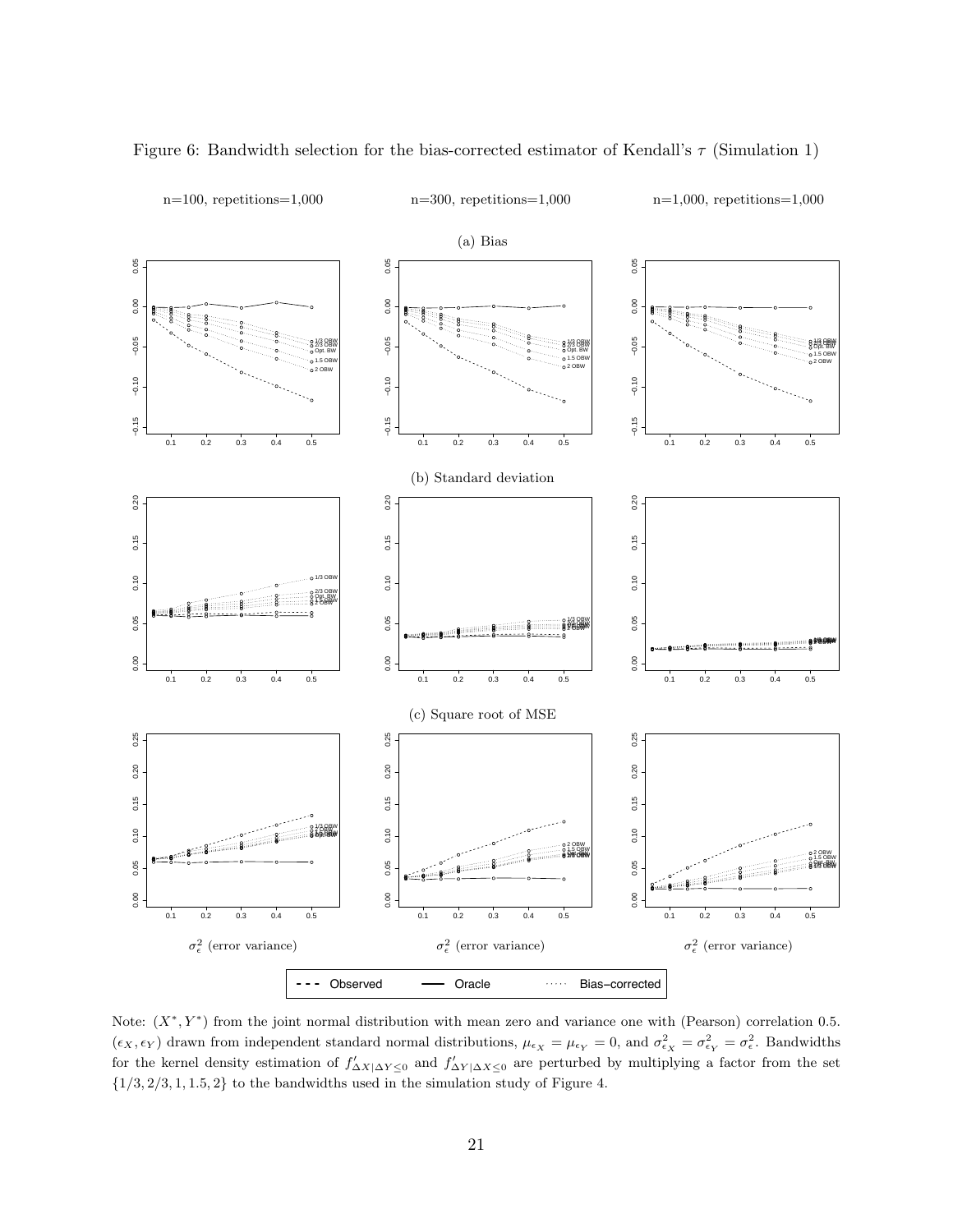Figure 6: Bandwidth selection for the bias-corrected estimator of Kendall's $\tau$ (Simulation 1)

n=100, repetitions=1,000 | n=300, repetitions=1,000 | n=1,000, repetitions=1,000

(a) Bias

(b) Standard deviation

(c) Square root of MSE

$\sigma_\epsilon^2$ (error variance)

Observed — Oracle — Bias-corrected

Note: $(X^*, Y^*)$ from the joint normal distribution with mean zero and variance one with (Pearson) correlation 0.5. $(\epsilon_X, \epsilon_Y)$ drawn from independent standard normal distributions, $\mu_{\epsilon_X} = \mu_{\epsilon_Y} = 0$, and $\sigma^2_{\epsilon_X} = \sigma^2_{\epsilon_Y} = \sigma^2_\epsilon$. Bandwidths for the kernel density estimation of $f'_{\Delta X|\Delta Y \leq 0}$ and $f'_{\Delta Y|\Delta X \leq 0}$ are perturbed by multiplying a factor from the set $\{1/3, 2/3, 1, 1.5, 2\}$ to the bandwidths used in the simulation study of Figure 4.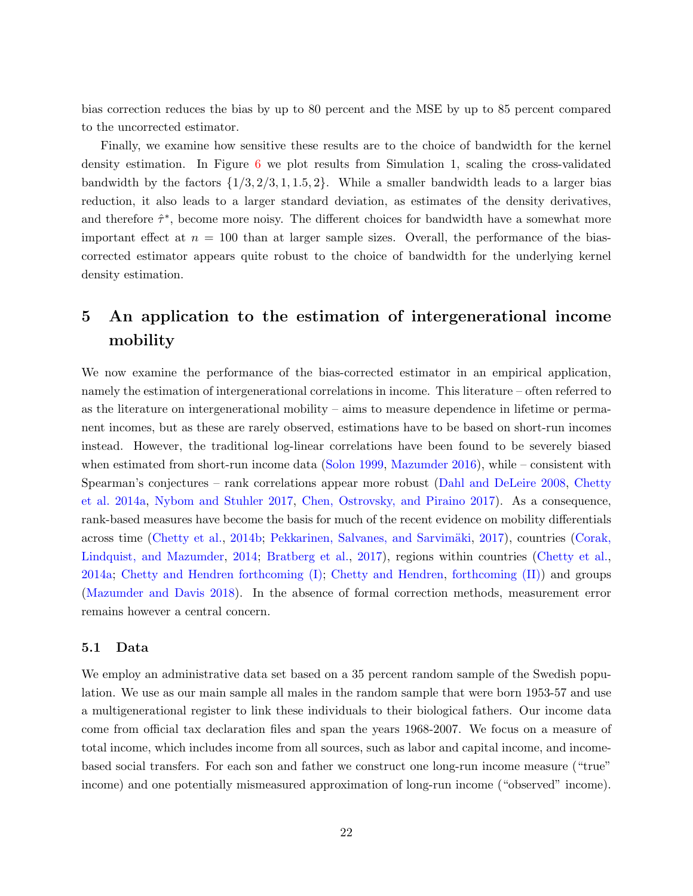bias correction reduces the bias by up to 80 percent and the MSE by up to 85 percent compared to the uncorrected estimator.

Finally, we examine how sensitive these results are to the choice of bandwidth for the kernel density estimation. In Figure 6 we plot results from Simulation 1, scaling the cross-validated bandwidth by the factors $\{1/3, 2/3, 1, 1.5, 2\}$. While a smaller bandwidth leads to a larger bias reduction, it also leads to a larger standard deviation, as estimates of the density derivatives, and therefore $\hat{\tau}^*$, become more noisy. The different choices for bandwidth have a somewhat more important effect at $n = 100$ than at larger sample sizes. Overall, the performance of the bias-corrected estimator appears quite robust to the choice of bandwidth for the underlying kernel density estimation.

# 5 An application to the estimation of intergenerational income mobility

We now examine the performance of the bias-corrected estimator in an empirical application, namely the estimation of intergenerational correlations in income. This literature – often referred to as the literature on intergenerational mobility – aims to measure dependence in lifetime or permanent incomes, but as these are rarely observed, estimations have to be based on short-run incomes instead. However, the traditional log-linear correlations have been found to be severely biased when estimated from short-run income data (Solon 1999, Mazumder 2016), while – consistent with Spearman's conjectures – rank correlations appear more robust (Dahl and DeLeire 2008, Chetty et al. 2014a, Nybom and Stuhler 2017, Chen, Ostrovsky, and Piraino 2017). As a consequence, rank-based measures have become the basis for much of the recent evidence on mobility differentials across time (Chetty et al., 2014b; Pekkarinen, Salvanes, and Sarvimäki, 2017), countries (Corak, Lindquist, and Mazumder, 2014; Bratberg et al., 2017), regions within countries (Chetty et al., 2014a; Chetty and Hendren forthcoming (I); Chetty and Hendren, forthcoming (II)) and groups (Mazumder and Davis 2018). In the absence of formal correction methods, measurement error remains however a central concern.

## 5.1 Data

We employ an administrative data set based on a 35 percent random sample of the Swedish population. We use as our main sample all males in the random sample that were born 1953-57 and use a multigenerational register to link these individuals to their biological fathers. Our income data come from official tax declaration files and span the years 1968-2007. We focus on a measure of total income, which includes income from all sources, such as labor and capital income, and income-based social transfers. For each son and father we construct one long-run income measure ("true" income) and one potentially mismeasured approximation of long-run income ("observed" income).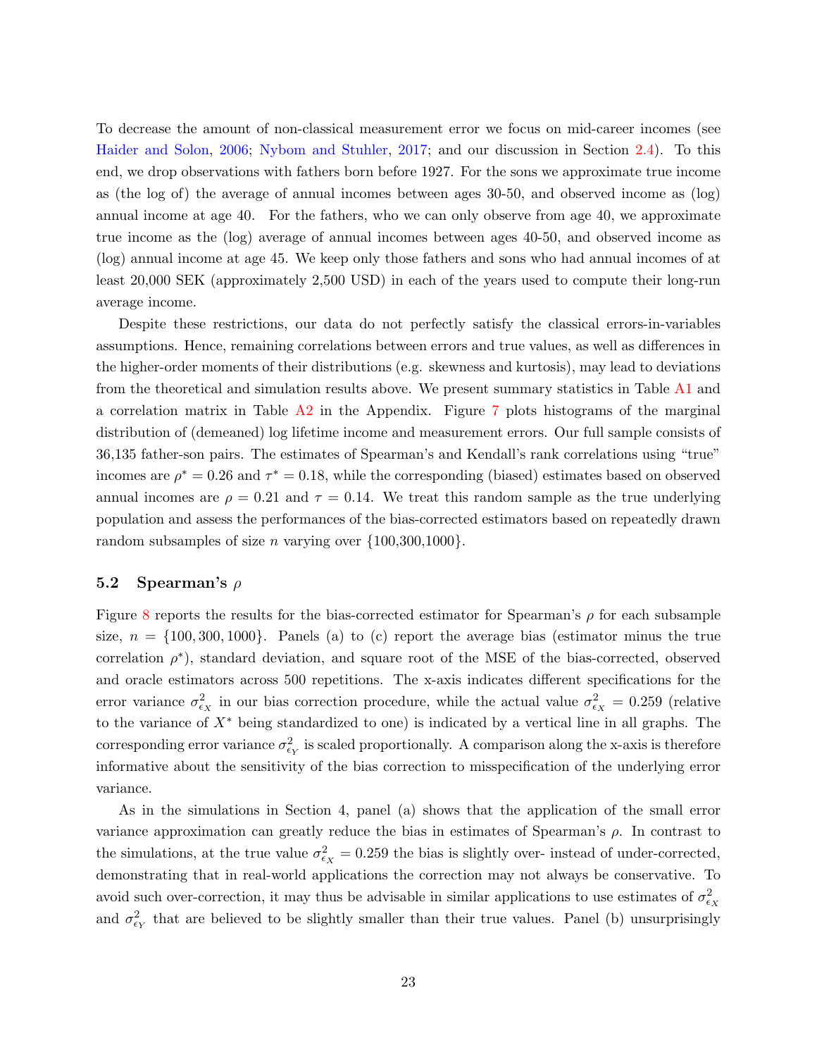To decrease the amount of non-classical measurement error we focus on mid-career incomes (see Haider and Solon, 2006; Nybom and Stuhler, 2017; and our discussion in Section 2.4). To this end, we drop observations with fathers born before 1927. For the sons we approximate true income as (the log of) the average of annual incomes between ages 30-50, and observed income as (log) annual income at age 40. For the fathers, who we can only observe from age 40, we approximate true income as the (log) average of annual incomes between ages 40-50, and observed income as (log) annual income at age 45. We keep only those fathers and sons who had annual incomes of at least 20,000 SEK (approximately 2,500 USD) in each of the years used to compute their long-run average income.

Despite these restrictions, our data do not perfectly satisfy the classical errors-in-variables assumptions. Hence, remaining correlations between errors and true values, as well as differences in the higher-order moments of their distributions (e.g. skewness and kurtosis), may lead to deviations from the theoretical and simulation results above. We present summary statistics in Table A1 and a correlation matrix in Table A2 in the Appendix. Figure 7 plots histograms of the marginal distribution of (demeaned) log lifetime income and measurement errors. Our full sample consists of 36,135 father-son pairs. The estimates of Spearman's and Kendall's rank correlations using "true" incomes are $\rho^* = 0.26$ and $\tau^* = 0.18$, while the corresponding (biased) estimates based on observed annual incomes are $\rho = 0.21$ and $\tau = 0.14$. We treat this random sample as the true underlying population and assess the performances of the bias-corrected estimators based on repeatedly drawn random subsamples of size $n$ varying over $\{100, 300, 1000\}$.

## 5.2 Spearman's $\rho$

Figure 8 reports the results for the bias-corrected estimator for Spearman's $\rho$ for each subsample size, $n = \{100, 300, 1000\}$. Panels (a) to (c) report the average bias (estimator minus the true correlation $\rho^*$), standard deviation, and square root of the MSE of the bias-corrected, observed and oracle estimators across 500 repetitions. The x-axis indicates different specifications for the error variance $\sigma^2_{\epsilon_X}$ in our bias correction procedure, while the actual value $\sigma^2_{\epsilon_X} = 0.259$ (relative to the variance of $X^*$ being standardized to one) is indicated by a vertical line in all graphs. The corresponding error variance $\sigma^2_{\epsilon_Y}$ is scaled proportionally. A comparison along the x-axis is therefore informative about the sensitivity of the bias correction to misspecification of the underlying error variance.

As in the simulations in Section 4, panel (a) shows that the application of the small error variance approximation can greatly reduce the bias in estimates of Spearman's $\rho$. In contrast to the simulations, at the true value $\sigma^2_{\epsilon_X} = 0.259$ the bias is slightly over- instead of under-corrected, demonstrating that in real-world applications the correction may not always be conservative. To avoid such over-correction, it may thus be advisable in similar applications to use estimates of $\sigma^2_{\epsilon_X}$ and $\sigma^2_{\epsilon_Y}$ that are believed to be slightly smaller than their true values. Panel (b) unsurprisingly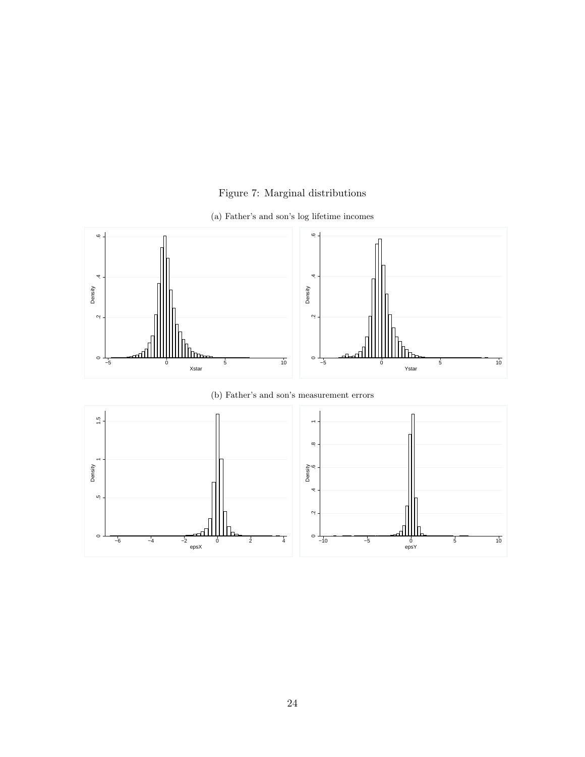Figure 7: Marginal distributions

(a) Father's and son's log lifetime incomes

(b) Father's and son's measurement errors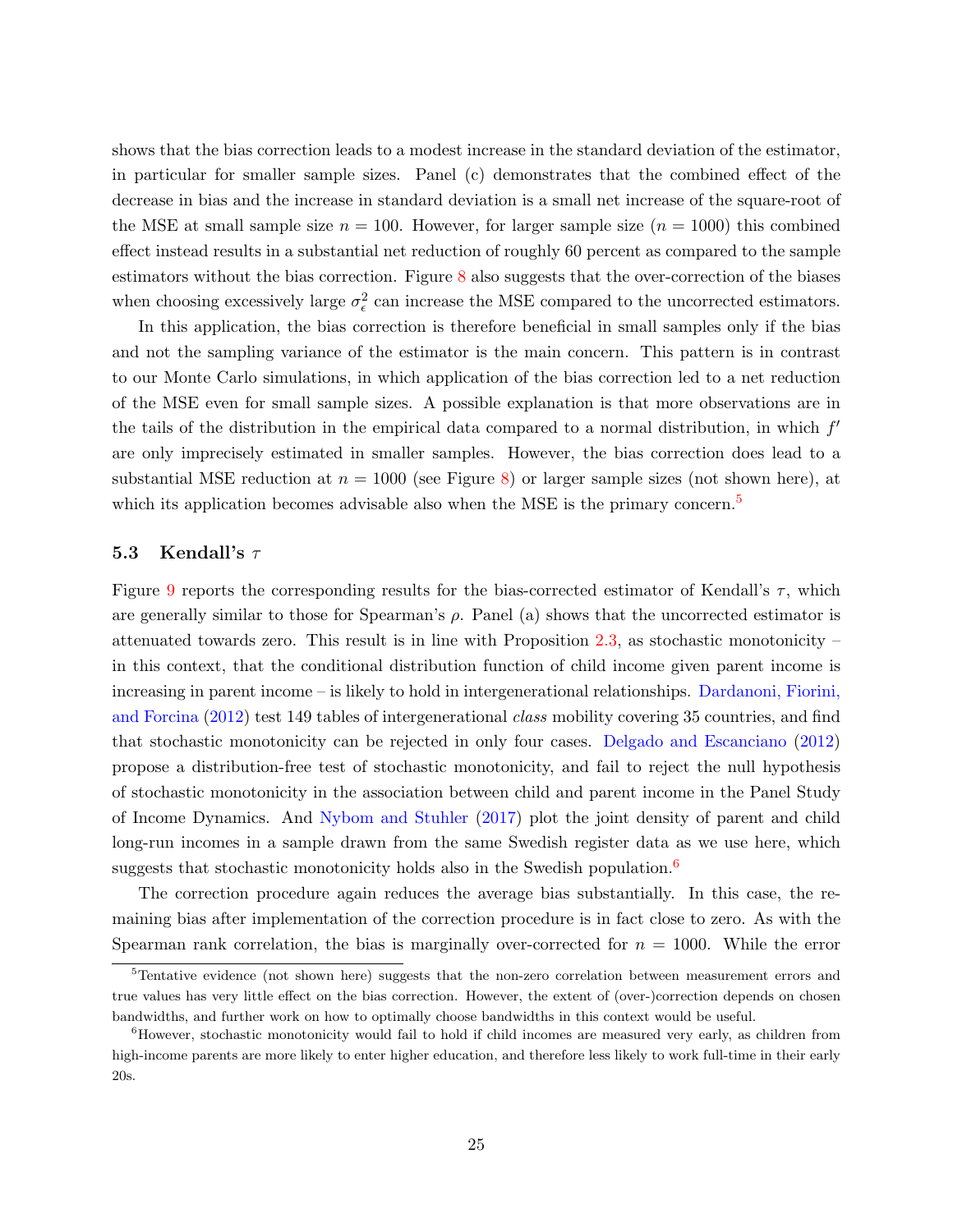shows that the bias correction leads to a modest increase in the standard deviation of the estimator, in particular for smaller sample sizes. Panel (c) demonstrates that the combined effect of the decrease in bias and the increase in standard deviation is a small net increase of the square-root of the MSE at small sample size $n = 100$. However, for larger sample size ($n = 1000$) this combined effect instead results in a substantial net reduction of roughly 60 percent as compared to the sample estimators without the bias correction. Figure 8 also suggests that the over-correction of the biases when choosing excessively large $\sigma_\epsilon^2$ can increase the MSE compared to the uncorrected estimators.

In this application, the bias correction is therefore beneficial in small samples only if the bias and not the sampling variance of the estimator is the main concern. This pattern is in contrast to our Monte Carlo simulations, in which application of the bias correction led to a net reduction of the MSE even for small sample sizes. A possible explanation is that more observations are in the tails of the distribution in the empirical data compared to a normal distribution, in which $f'$ are only imprecisely estimated in smaller samples. However, the bias correction does lead to a substantial MSE reduction at $n = 1000$ (see Figure 8) or larger sample sizes (not shown here), at which its application becomes advisable also when the MSE is the primary concern.[5]

### 5.3 Kendall's $\tau$

Figure 9 reports the corresponding results for the bias-corrected estimator of Kendall's $\tau$, which are generally similar to those for Spearman's $\rho$. Panel (a) shows that the uncorrected estimator is attenuated towards zero. This result is in line with Proposition 2.3, as stochastic monotonicity – in this context, that the conditional distribution function of child income given parent income is increasing in parent income – is likely to hold in intergenerational relationships. Dardanoni, Fiorini, and Forcina (2012) test 149 tables of intergenerational *class* mobility covering 35 countries, and find that stochastic monotonicity can be rejected in only four cases. Delgado and Escanciano (2012) propose a distribution-free test of stochastic monotonicity, and fail to reject the null hypothesis of stochastic monotonicity in the association between child and parent income in the Panel Study of Income Dynamics. And Nybom and Stuhler (2017) plot the joint density of parent and child long-run incomes in a sample drawn from the same Swedish register data as we use here, which suggests that stochastic monotonicity holds also in the Swedish population.[6]

The correction procedure again reduces the average bias substantially. In this case, the remaining bias after implementation of the correction procedure is in fact close to zero. As with the Spearman rank correlation, the bias is marginally over-corrected for $n = 1000$. While the error

[5] Tentative evidence (not shown here) suggests that the non-zero correlation between measurement errors and true values has very little effect on the bias correction. However, the extent of (over-)correction depends on chosen bandwidths, and further work on how to optimally choose bandwidths in this context would be useful.

[6] However, stochastic monotonicity would fail to hold if child incomes are measured very early, as children from high-income parents are more likely to enter higher education, and therefore less likely to work full-time in their early 20s.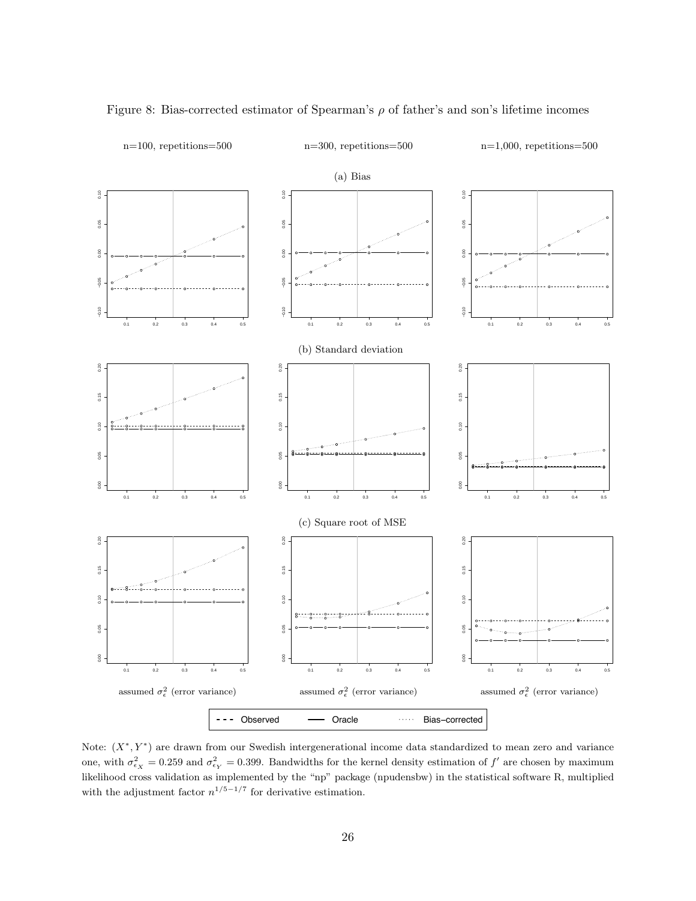Figure 8: Bias-corrected estimator of Spearman's $\rho$ of father's and son's lifetime incomes

n=100, repetitions=500 | n=300, repetitions=500 | n=1,000, repetitions=500

(a) Bias

(b) Standard deviation

(c) Square root of MSE

assumed $\sigma_\epsilon^2$ (error variance)

Observed — Oracle — Bias–corrected

Note: $(X^*, Y^*)$ are drawn from our Swedish intergenerational income data standardized to mean zero and variance one, with $\sigma^2_{\epsilon_X} = 0.259$ and $\sigma^2_{\epsilon_Y} = 0.399$. Bandwidths for the kernel density estimation of $f'$ are chosen by maximum likelihood cross validation as implemented by the "np" package (npudensbw) in the statistical software R, multiplied with the adjustment factor $n^{1/5-1/7}$ for derivative estimation.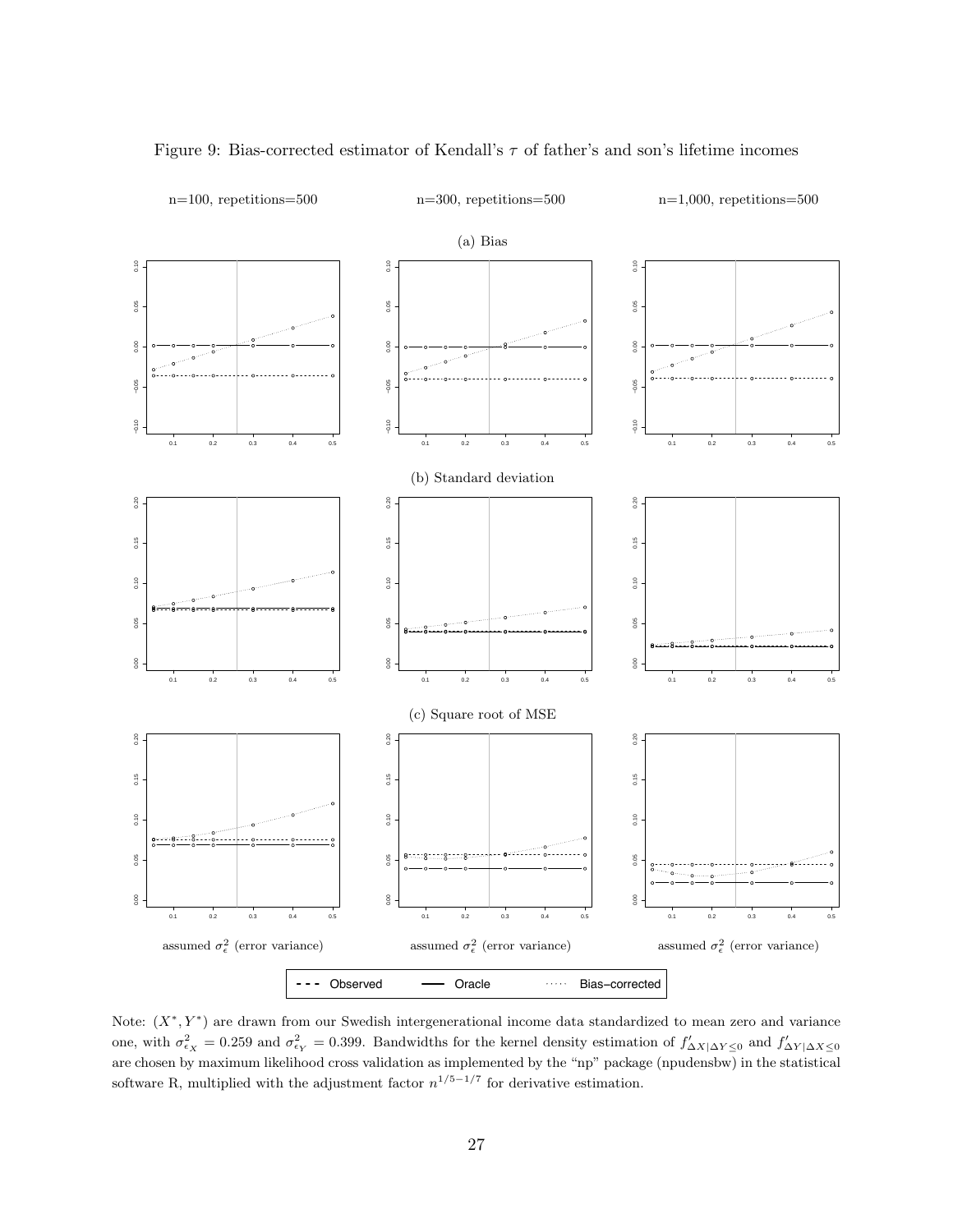Figure 9: Bias-corrected estimator of Kendall's $\tau$ of father's and son's lifetime incomes

n=100, repetitions=500 n=300, repetitions=500 n=1,000, repetitions=500

(a) Bias

(b) Standard deviation

(c) Square root of MSE

assumed $\sigma_\epsilon^2$ (error variance)

Observed — Oracle — Bias–corrected

Note: $(X^*, Y^*)$ are drawn from our Swedish intergenerational income data standardized to mean zero and variance one, with $\sigma^2_{\epsilon_X} = 0.259$ and $\sigma^2_{\epsilon_Y} = 0.399$. Bandwidths for the kernel density estimation of $f'_{\Delta X|\Delta Y \leq 0}$ and $f'_{\Delta Y|\Delta X \leq 0}$ are chosen by maximum likelihood cross validation as implemented by the "np" package (npudensbw) in the statistical software R, multiplied with the adjustment factor $n^{1/5-1/7}$ for derivative estimation.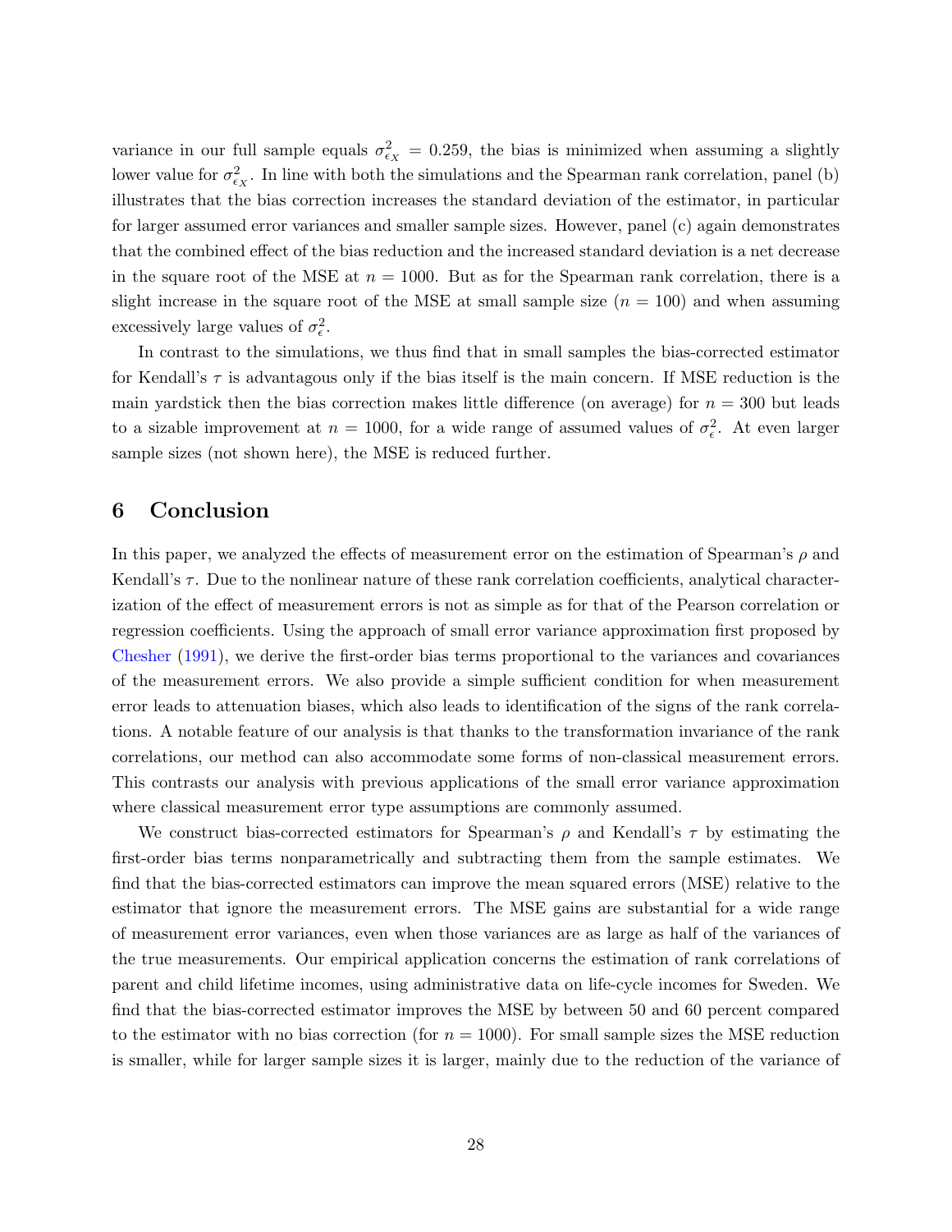variance in our full sample equals $\sigma^2_{\epsilon_X} = 0.259$, the bias is minimized when assuming a slightly lower value for $\sigma^2_{\epsilon_X}$. In line with both the simulations and the Spearman rank correlation, panel (b) illustrates that the bias correction increases the standard deviation of the estimator, in particular for larger assumed error variances and smaller sample sizes. However, panel (c) again demonstrates that the combined effect of the bias reduction and the increased standard deviation is a net decrease in the square root of the MSE at $n = 1000$. But as for the Spearman rank correlation, there is a slight increase in the square root of the MSE at small sample size ($n = 100$) and when assuming excessively large values of $\sigma^2_\epsilon$.

In contrast to the simulations, we thus find that in small samples the bias-corrected estimator for Kendall's $\tau$ is advantageous only if the bias itself is the main concern. If MSE reduction is the main yardstick then the bias correction makes little difference (on average) for $n = 300$ but leads to a sizable improvement at $n = 1000$, for a wide range of assumed values of $\sigma^2_\epsilon$. At even larger sample sizes (not shown here), the MSE is reduced further.

## 6 Conclusion

In this paper, we analyzed the effects of measurement error on the estimation of Spearman's $\rho$ and Kendall's $\tau$. Due to the nonlinear nature of these rank correlation coefficients, analytical characterization of the effect of measurement errors is not as simple as for that of the Pearson correlation or regression coefficients. Using the approach of small error variance approximation first proposed by Chesher (1991), we derive the first-order bias terms proportional to the variances and covariances of the measurement errors. We also provide a simple sufficient condition for when measurement error leads to attenuation biases, which also leads to identification of the signs of the rank correlations. A notable feature of our analysis is that thanks to the transformation invariance of the rank correlations, our method can also accommodate some forms of non-classical measurement errors. This contrasts our analysis with previous applications of the small error variance approximation where classical measurement error type assumptions are commonly assumed.

We construct bias-corrected estimators for Spearman's $\rho$ and Kendall's $\tau$ by estimating the first-order bias terms nonparametrically and subtracting them from the sample estimates. We find that the bias-corrected estimators can improve the mean squared errors (MSE) relative to the estimator that ignore the measurement errors. The MSE gains are substantial for a wide range of measurement error variances, even when those variances are as large as half of the variances of the true measurements. Our empirical application concerns the estimation of rank correlations of parent and child lifetime incomes, using administrative data on life-cycle incomes for Sweden. We find that the bias-corrected estimator improves the MSE by between 50 and 60 percent compared to the estimator with no bias correction (for $n = 1000$). For small sample sizes the MSE reduction is smaller, while for larger sample sizes it is larger, mainly due to the reduction of the variance of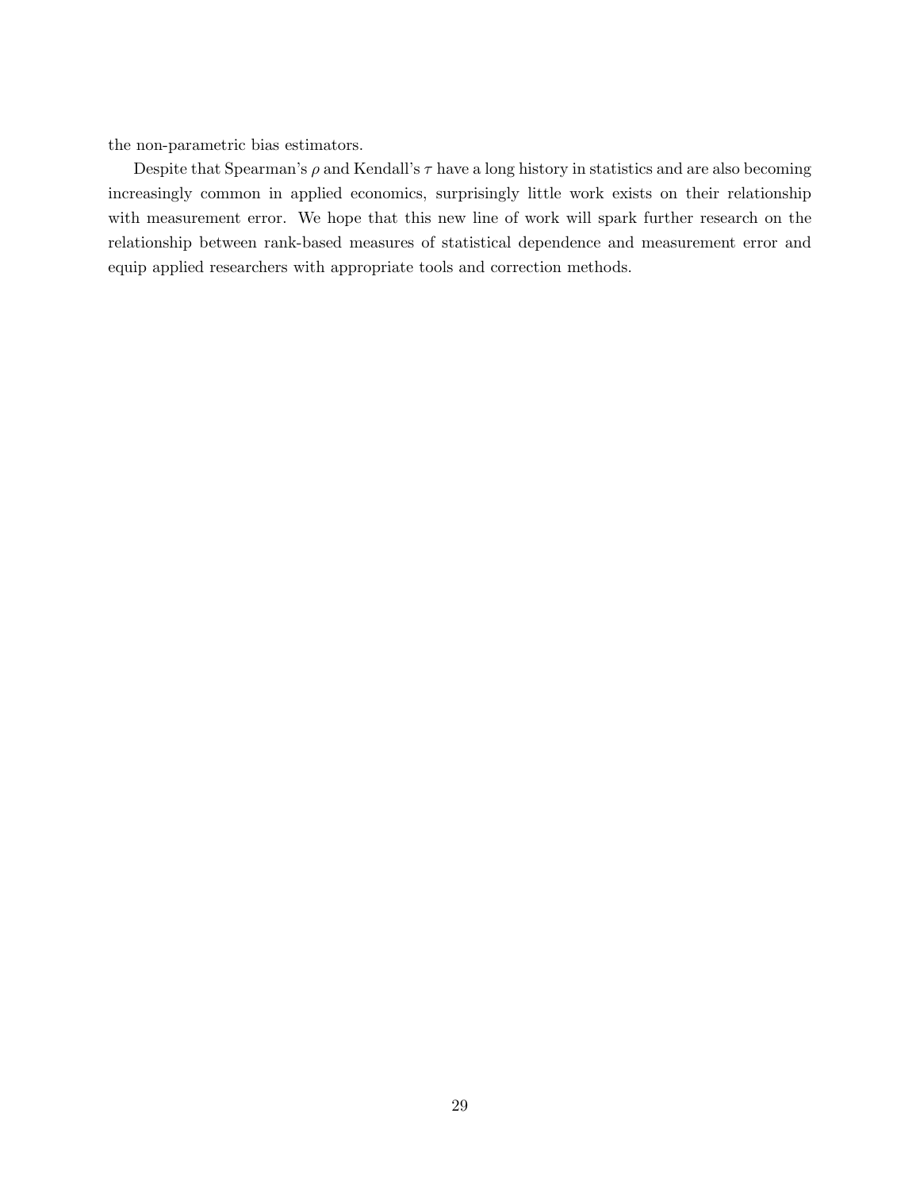the non-parametric bias estimators.

Despite that Spearman's $\rho$ and Kendall's $\tau$ have a long history in statistics and are also becoming increasingly common in applied economics, surprisingly little work exists on their relationship with measurement error. We hope that this new line of work will spark further research on the relationship between rank-based measures of statistical dependence and measurement error and equip applied researchers with appropriate tools and correction methods.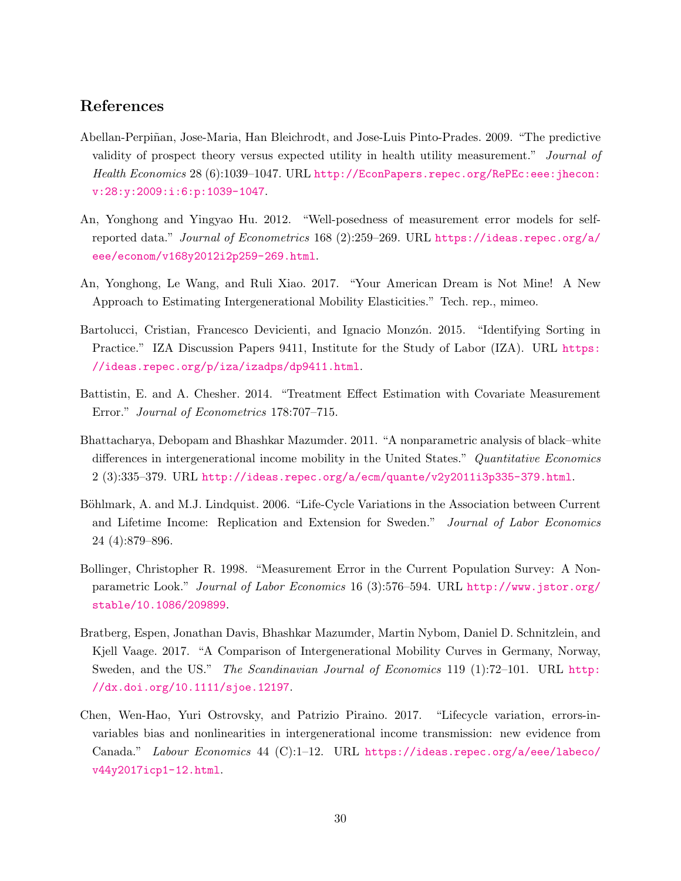## References

Abellan-Perpiñan, Jose-Maria, Han Bleichrodt, and Jose-Luis Pinto-Prades. 2009. "The predictive validity of prospect theory versus expected utility in health utility measurement." *Journal of Health Economics* 28 (6):1039–1047. URL http://EconPapers.repec.org/RePEc:eee:jhecon:v:28:y:2009:i:6:p:1039-1047.

An, Yonghong and Yingyao Hu. 2012. "Well-posedness of measurement error models for self-reported data." *Journal of Econometrics* 168 (2):259–269. URL https://ideas.repec.org/a/eee/econom/v168y2012i2p259-269.html.

An, Yonghong, Le Wang, and Ruli Xiao. 2017. "Your American Dream is Not Mine! A New Approach to Estimating Intergenerational Mobility Elasticities." Tech. rep., mimeo.

Bartolucci, Cristian, Francesco Devicienti, and Ignacio Monzón. 2015. "Identifying Sorting in Practice." IZA Discussion Papers 9411, Institute for the Study of Labor (IZA). URL https://ideas.repec.org/p/iza/izadps/dp9411.html.

Battistin, E. and A. Chesher. 2014. "Treatment Effect Estimation with Covariate Measurement Error." *Journal of Econometrics* 178:707–715.

Bhattacharya, Debopam and Bhashkar Mazumder. 2011. "A nonparametric analysis of black–white differences in intergenerational income mobility in the United States." *Quantitative Economics* 2 (3):335–379. URL http://ideas.repec.org/a/ecm/quante/v2y2011i3p335-379.html.

Böhlmark, A. and M.J. Lindquist. 2006. "Life-Cycle Variations in the Association between Current and Lifetime Income: Replication and Extension for Sweden." *Journal of Labor Economics* 24 (4):879–896.

Bollinger, Christopher R. 1998. "Measurement Error in the Current Population Survey: A Nonparametric Look." *Journal of Labor Economics* 16 (3):576–594. URL http://www.jstor.org/stable/10.1086/209899.

Bratberg, Espen, Jonathan Davis, Bhashkar Mazumder, Martin Nybom, Daniel D. Schnitzlein, and Kjell Vaage. 2017. "A Comparison of Intergenerational Mobility Curves in Germany, Norway, Sweden, and the US." *The Scandinavian Journal of Economics* 119 (1):72–101. URL http://dx.doi.org/10.1111/sjoe.12197.

Chen, Wen-Hao, Yuri Ostrovsky, and Patrizio Piraino. 2017. "Lifecycle variation, errors-in-variables bias and nonlinearities in intergenerational income transmission: new evidence from Canada." *Labour Economics* 44 (C):1–12. URL https://ideas.repec.org/a/eee/labeco/v44y2017icp1-12.html.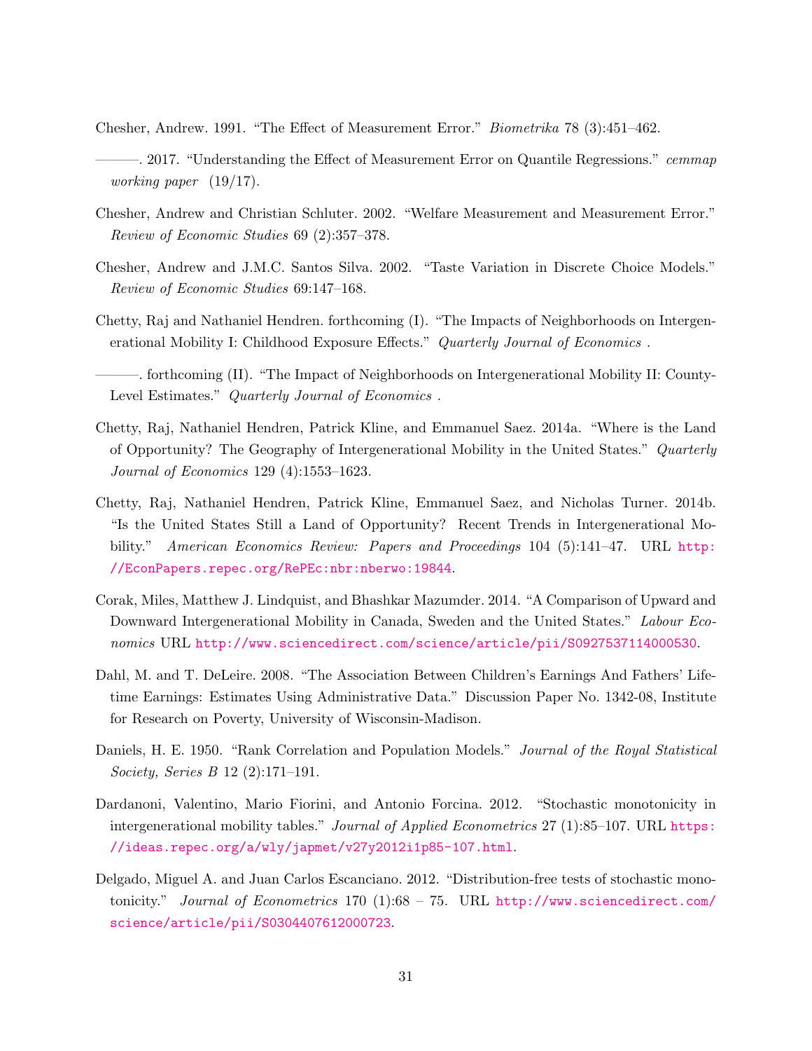Chesher, Andrew. 1991. "The Effect of Measurement Error." *Biometrika* 78 (3):451–462.

———. 2017. "Understanding the Effect of Measurement Error on Quantile Regressions." *cemmap working paper* (19/17).

Chesher, Andrew and Christian Schluter. 2002. "Welfare Measurement and Measurement Error." *Review of Economic Studies* 69 (2):357–378.

Chesher, Andrew and J.M.C. Santos Silva. 2002. "Taste Variation in Discrete Choice Models." *Review of Economic Studies* 69:147–168.

Chetty, Raj and Nathaniel Hendren. forthcoming (I). "The Impacts of Neighborhoods on Intergenerational Mobility I: Childhood Exposure Effects." *Quarterly Journal of Economics* .

———. forthcoming (II). "The Impact of Neighborhoods on Intergenerational Mobility II: County-Level Estimates." *Quarterly Journal of Economics* .

Chetty, Raj, Nathaniel Hendren, Patrick Kline, and Emmanuel Saez. 2014a. "Where is the Land of Opportunity? The Geography of Intergenerational Mobility in the United States." *Quarterly Journal of Economics* 129 (4):1553–1623.

Chetty, Raj, Nathaniel Hendren, Patrick Kline, Emmanuel Saez, and Nicholas Turner. 2014b. "Is the United States Still a Land of Opportunity? Recent Trends in Intergenerational Mobility." *American Economics Review: Papers and Proceedings* 104 (5):141–47. URL http://EconPapers.repec.org/RePEc:nbr:nberwo:19844.

Corak, Miles, Matthew J. Lindquist, and Bhashkar Mazumder. 2014. "A Comparison of Upward and Downward Intergenerational Mobility in Canada, Sweden and the United States." *Labour Economics* URL http://www.sciencedirect.com/science/article/pii/S0927537114000530.

Dahl, M. and T. DeLeire. 2008. "The Association Between Children's Earnings And Fathers' Lifetime Earnings: Estimates Using Administrative Data." Discussion Paper No. 1342-08, Institute for Research on Poverty, University of Wisconsin-Madison.

Daniels, H. E. 1950. "Rank Correlation and Population Models." *Journal of the Royal Statistical Society, Series B* 12 (2):171–191.

Dardanoni, Valentino, Mario Fiorini, and Antonio Forcina. 2012. "Stochastic monotonicity in intergenerational mobility tables." *Journal of Applied Econometrics* 27 (1):85–107. URL https://ideas.repec.org/a/wly/japmet/v27y2012i1p85-107.html.

Delgado, Miguel A. and Juan Carlos Escanciano. 2012. "Distribution-free tests of stochastic monotonicity." *Journal of Econometrics* 170 (1):68 – 75. URL http://www.sciencedirect.com/science/article/pii/S0304407612000723.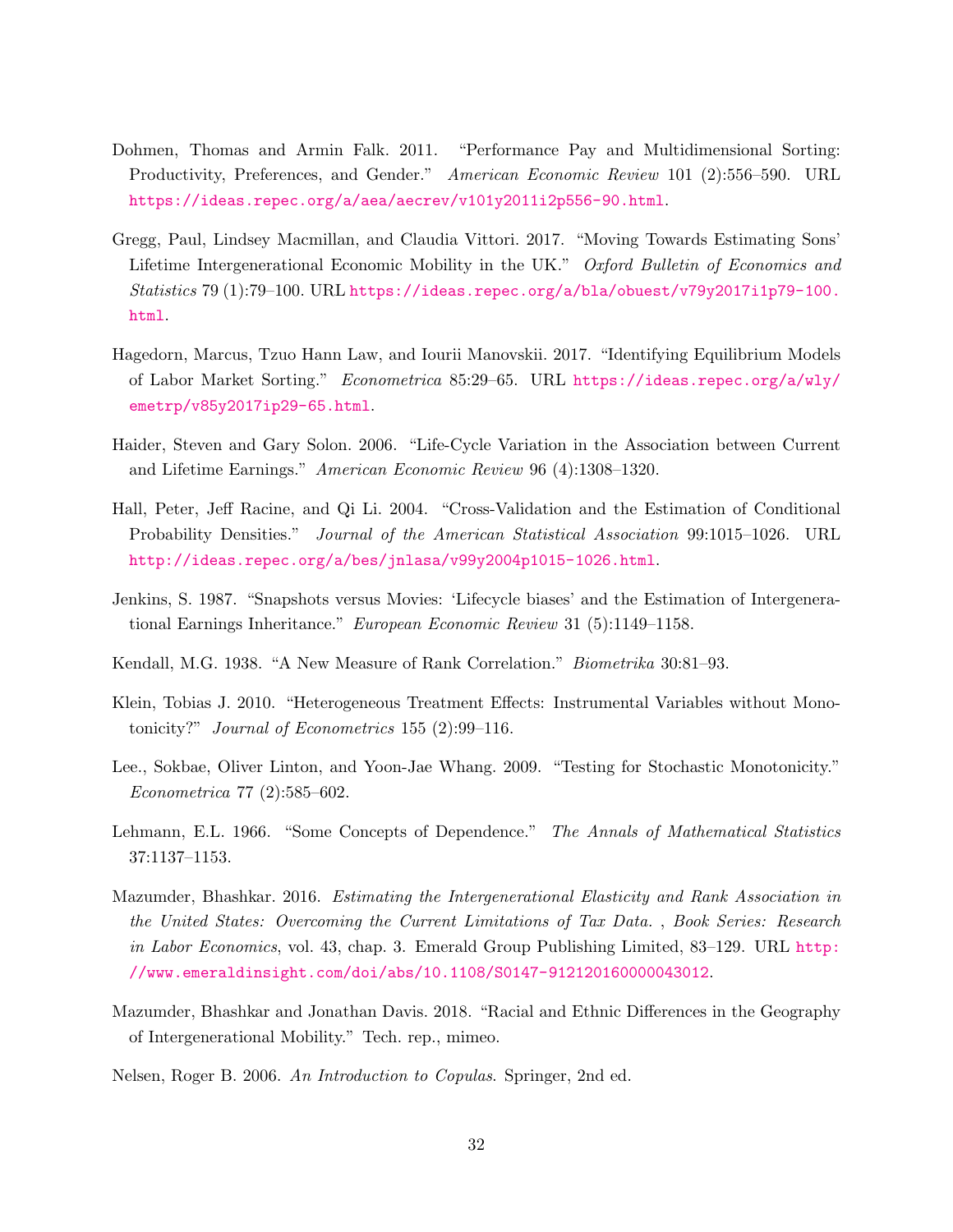Dohmen, Thomas and Armin Falk. 2011. "Performance Pay and Multidimensional Sorting: Productivity, Preferences, and Gender." *American Economic Review* 101 (2):556–590. URL https://ideas.repec.org/a/aea/aecrev/v101y2011i2p556-90.html.

Gregg, Paul, Lindsey Macmillan, and Claudia Vittori. 2017. "Moving Towards Estimating Sons' Lifetime Intergenerational Economic Mobility in the UK." *Oxford Bulletin of Economics and Statistics* 79 (1):79–100. URL https://ideas.repec.org/a/bla/obuest/v79y2017i1p79-100.html.

Hagedorn, Marcus, Tzuo Hann Law, and Iourii Manovskii. 2017. "Identifying Equilibrium Models of Labor Market Sorting." *Econometrica* 85:29–65. URL https://ideas.repec.org/a/wly/emetrp/v85y2017ip29-65.html.

Haider, Steven and Gary Solon. 2006. "Life-Cycle Variation in the Association between Current and Lifetime Earnings." *American Economic Review* 96 (4):1308–1320.

Hall, Peter, Jeff Racine, and Qi Li. 2004. "Cross-Validation and the Estimation of Conditional Probability Densities." *Journal of the American Statistical Association* 99:1015–1026. URL http://ideas.repec.org/a/bes/jnlasa/v99y2004p1015-1026.html.

Jenkins, S. 1987. "Snapshots versus Movies: 'Lifecycle biases' and the Estimation of Intergenerational Earnings Inheritance." *European Economic Review* 31 (5):1149–1158.

Kendall, M.G. 1938. "A New Measure of Rank Correlation." *Biometrika* 30:81–93.

Klein, Tobias J. 2010. "Heterogeneous Treatment Effects: Instrumental Variables without Monotonicity?" *Journal of Econometrics* 155 (2):99–116.

Lee., Sokbae, Oliver Linton, and Yoon-Jae Whang. 2009. "Testing for Stochastic Monotonicity." *Econometrica* 77 (2):585–602.

Lehmann, E.L. 1966. "Some Concepts of Dependence." *The Annals of Mathematical Statistics* 37:1137–1153.

Mazumder, Bhashkar. 2016. *Estimating the Intergenerational Elasticity and Rank Association in the United States: Overcoming the Current Limitations of Tax Data.* , *Book Series: Research in Labor Economics*, vol. 43, chap. 3. Emerald Group Publishing Limited, 83–129. URL http://www.emeraldinsight.com/doi/abs/10.1108/S0147-912120160000043012.

Mazumder, Bhashkar and Jonathan Davis. 2018. "Racial and Ethnic Differences in the Geography of Intergenerational Mobility." Tech. rep., mimeo.

Nelsen, Roger B. 2006. *An Introduction to Copulas*. Springer, 2nd ed.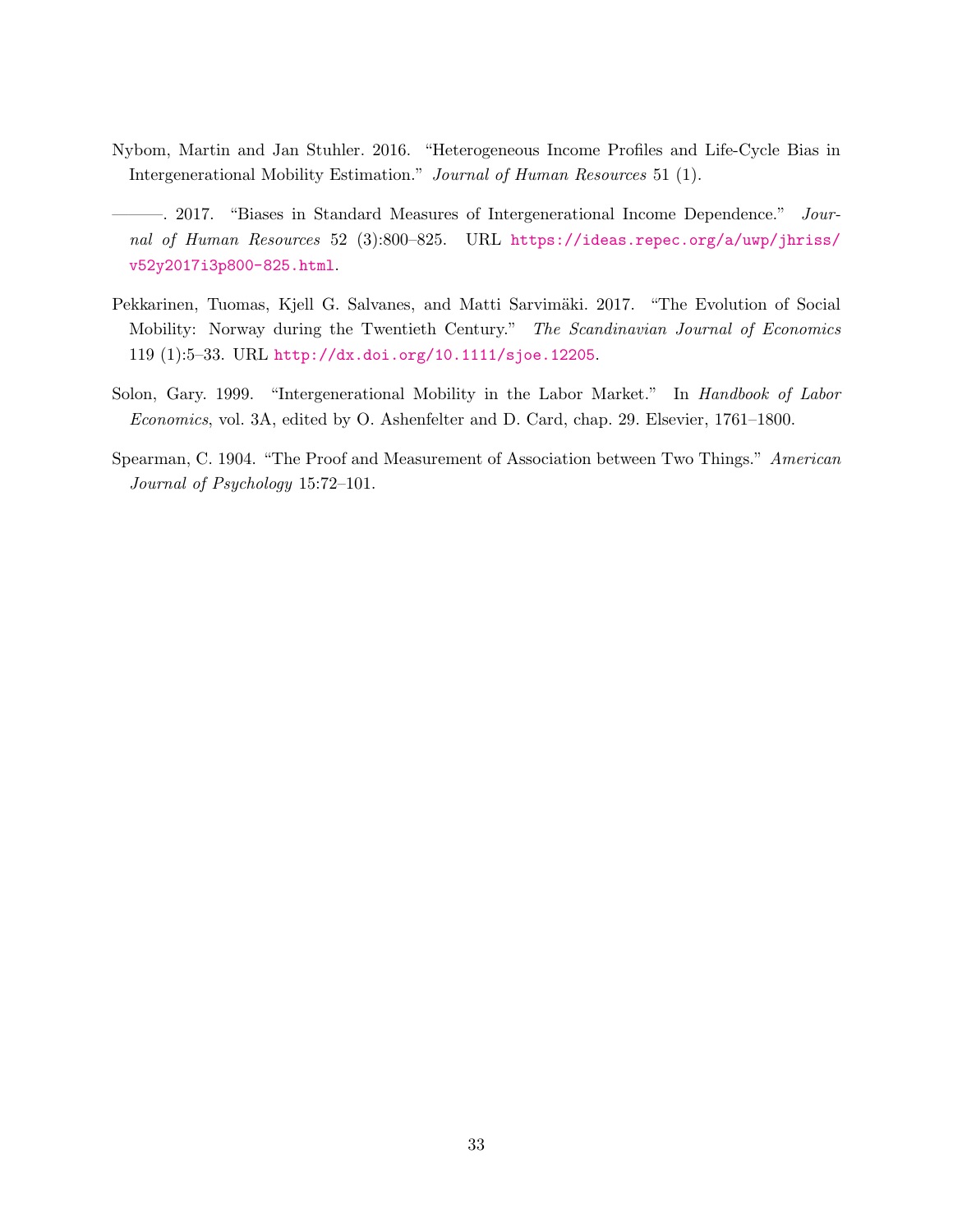Nybom, Martin and Jan Stuhler. 2016. "Heterogeneous Income Profiles and Life-Cycle Bias in Intergenerational Mobility Estimation." *Journal of Human Resources* 51 (1).

———. 2017. "Biases in Standard Measures of Intergenerational Income Dependence." *Journal of Human Resources* 52 (3):800–825. URL https://ideas.repec.org/a/uwp/jhriss/v52y2017i3p800-825.html.

Pekkarinen, Tuomas, Kjell G. Salvanes, and Matti Sarvimäki. 2017. "The Evolution of Social Mobility: Norway during the Twentieth Century." *The Scandinavian Journal of Economics* 119 (1):5–33. URL http://dx.doi.org/10.1111/sjoe.12205.

Solon, Gary. 1999. "Intergenerational Mobility in the Labor Market." In *Handbook of Labor Economics*, vol. 3A, edited by O. Ashenfelter and D. Card, chap. 29. Elsevier, 1761–1800.

Spearman, C. 1904. "The Proof and Measurement of Association between Two Things." *American Journal of Psychology* 15:72–101.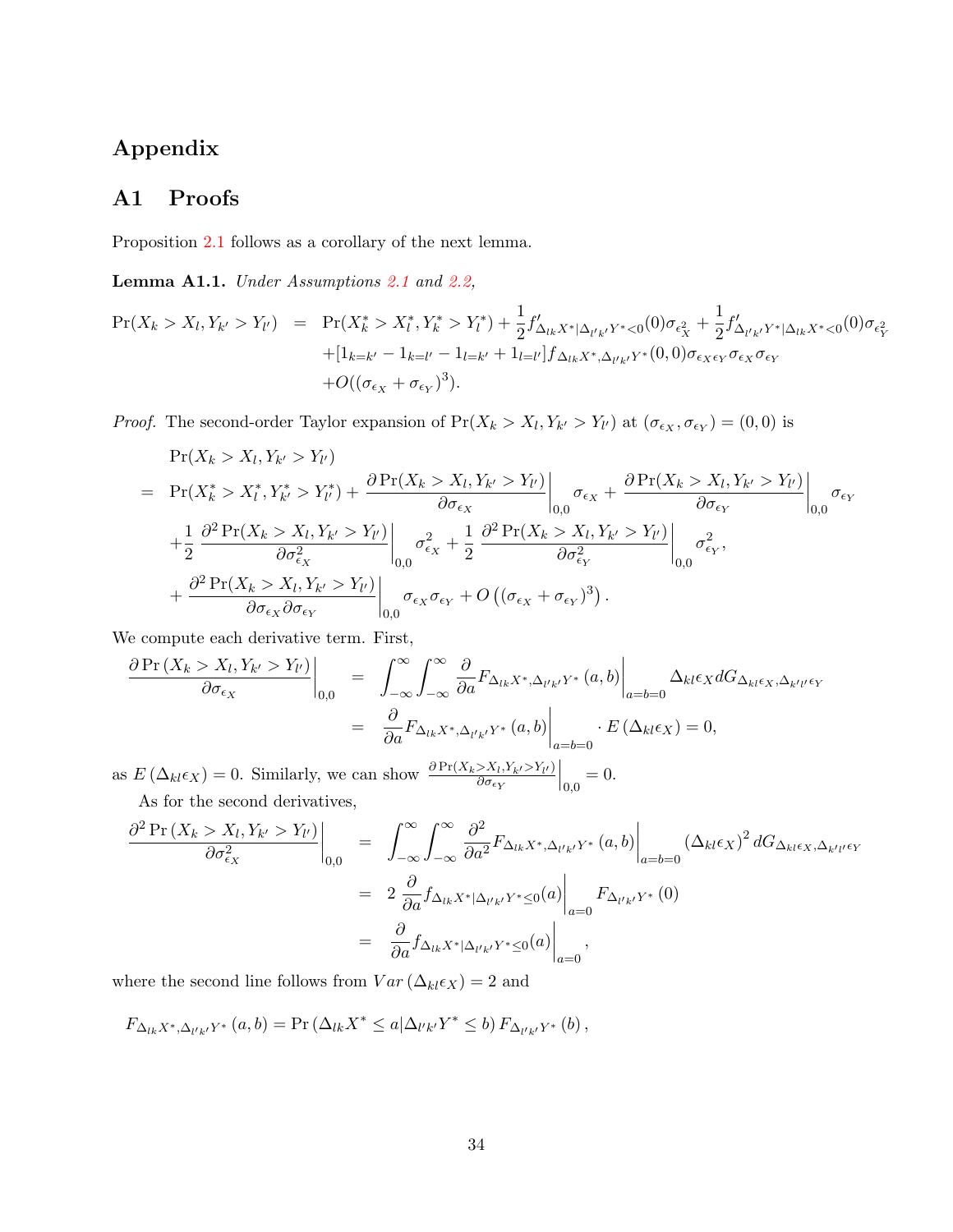# Appendix

## A1 Proofs

Proposition 2.1 follows as a corollary of the next lemma.

**Lemma A1.1.** *Under Assumptions 2.1 and 2.2,*

$$
\begin{aligned}
\Pr(X_k > X_l, Y_{k'} > Y_{l'}) \;\; = \;\; & \Pr(X_k^* > X_l^*, Y_k^* > Y_l^*) + \frac{1}{2} f'_{\Delta_{lk}X^* | \Delta_{l'k'}Y^* < 0}(0) \sigma_{\epsilon_X^2} + \frac{1}{2} f'_{\Delta_{l'k'}Y^* | \Delta_{lk}X^* < 0}(0) \sigma_{\epsilon_Y^2} \\
& + [1_{k=k'} - 1_{k=l'} - 1_{l=k'} + 1_{l=l'}] f_{\Delta_{lk}X^*, \Delta_{l'k'}Y^*}(0,0) \sigma_{\epsilon_X \epsilon_Y} \sigma_{\epsilon_X} \sigma_{\epsilon_Y} \\
& + O((\sigma_{\epsilon_X} + \sigma_{\epsilon_Y})^3).
\end{aligned}
$$

*Proof.* The second-order Taylor expansion of $\Pr(X_k > X_l, Y_{k'} > Y_{l'})$ at $(\sigma_{\epsilon_X}, \sigma_{\epsilon_Y}) = (0,0)$ is

$$
\begin{aligned}
& \Pr(X_k > X_l, Y_{k'} > Y_{l'}) \\
= \;\; & \Pr(X_k^* > X_l^*, Y_{k'}^* > Y_{l'}^*) + \left. \frac{\partial \Pr(X_k > X_l, Y_{k'} > Y_{l'})}{\partial \sigma_{\epsilon_X}} \right|_{0,0} \sigma_{\epsilon_X} + \left. \frac{\partial \Pr(X_k > X_l, Y_{k'} > Y_{l'})}{\partial \sigma_{\epsilon_Y}} \right|_{0,0} \sigma_{\epsilon_Y} \\
& + \frac{1}{2} \left. \frac{\partial^2 \Pr(X_k > X_l, Y_{k'} > Y_{l'})}{\partial \sigma_{\epsilon_X}^2} \right|_{0,0} \sigma_{\epsilon_X}^2 + \frac{1}{2} \left. \frac{\partial^2 \Pr(X_k > X_l, Y_{k'} > Y_{l'})}{\partial \sigma_{\epsilon_Y}^2} \right|_{0,0} \sigma_{\epsilon_Y}^2, \\
& + \left. \frac{\partial^2 \Pr(X_k > X_l, Y_{k'} > Y_{l'})}{\partial \sigma_{\epsilon_X} \partial \sigma_{\epsilon_Y}} \right|_{0,0} \sigma_{\epsilon_X} \sigma_{\epsilon_Y} + O\left( (\sigma_{\epsilon_X} + \sigma_{\epsilon_Y})^3 \right).
\end{aligned}
$$

We compute each derivative term. First,

$$
\begin{aligned}
\left. \frac{\partial \Pr\left(X_k > X_l, Y_{k'} > Y_{l'}\right)}{\partial \sigma_{\epsilon_X}} \right|_{0,0} \;\; & = \;\; \int_{-\infty}^{\infty} \int_{-\infty}^{\infty} \left. \frac{\partial}{\partial a} F_{\Delta_{lk}X^*, \Delta_{l'k'}Y^*}(a,b) \right|_{a=b=0} \Delta_{kl}\epsilon_X \, dG_{\Delta_{kl}\epsilon_X, \Delta_{k'l'}\epsilon_Y} \\
& = \;\; \left. \frac{\partial}{\partial a} F_{\Delta_{lk}X^*, \Delta_{l'k'}Y^*}(a,b) \right|_{a=b=0} \cdot E\left(\Delta_{kl}\epsilon_X\right) = 0,
\end{aligned}
$$

as $E\left(\Delta_{kl}\epsilon_X\right) = 0$. Similarly, we can show $\left. \frac{\partial \Pr(X_k > X_l, Y_{k'} > Y_{l'})}{\partial \sigma_{\epsilon_Y}} \right|_{0,0} = 0$.

As for the second derivatives,

$$
\begin{aligned}
\left. \frac{\partial^2 \Pr\left(X_k > X_l, Y_{k'} > Y_{l'}\right)}{\partial \sigma_{\epsilon_X}^2} \right|_{0,0} \;\; & = \;\; \int_{-\infty}^{\infty} \int_{-\infty}^{\infty} \left. \frac{\partial^2}{\partial a^2} F_{\Delta_{lk}X^*, \Delta_{l'k'}Y^*}(a,b) \right|_{a=b=0} \left(\Delta_{kl}\epsilon_X\right)^2 dG_{\Delta_{kl}\epsilon_X, \Delta_{k'l'}\epsilon_Y} \\
& = \;\; 2 \left. \frac{\partial}{\partial a} f_{\Delta_{lk}X^* | \Delta_{l'k'}Y^* \leq 0}(a) \right|_{a=0} F_{\Delta_{l'k'}Y^*}(0) \\
& = \;\; \left. \frac{\partial}{\partial a} f_{\Delta_{lk}X^* | \Delta_{l'k'}Y^* \leq 0}(a) \right|_{a=0},
\end{aligned}
$$

where the second line follows from $Var\left(\Delta_{kl}\epsilon_X\right) = 2$ and

$$
F_{\Delta_{lk}X^*, \Delta_{l'k'}Y^*}(a,b) = \Pr\left(\Delta_{lk}X^* \leq a | \Delta_{l'k'}Y^* \leq b\right) F_{\Delta_{l'k'}Y^*}(b),
$$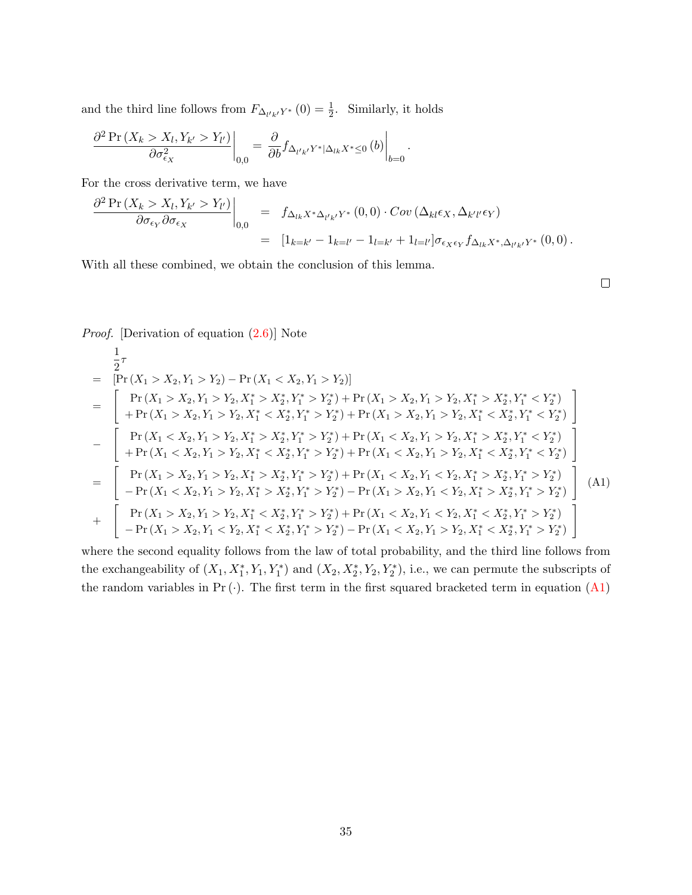and the third line follows from $F_{\Delta_{l'k'}Y^*}(0) = \frac{1}{2}$. Similarly, it holds

$$
\left.\frac{\partial^2 \Pr\left(X_k > X_l, Y_{k'} > Y_{l'}\right)}{\partial \sigma_{\epsilon_X}^2}\right|_{0,0} = \left.\frac{\partial}{\partial b} f_{\Delta_{l'k'}Y^* | \Delta_{lk}X^* \leq 0}(b)\right|_{b=0}.
$$

For the cross derivative term, we have

$$
\begin{aligned}
\left.\frac{\partial^2 \Pr\left(X_k > X_l, Y_{k'} > Y_{l'}\right)}{\partial \sigma_{\epsilon_Y} \partial \sigma_{\epsilon_X}}\right|_{0,0} &= f_{\Delta_{lk}X^* \Delta_{l'k'}Y^*}(0,0) \cdot Cov\left(\Delta_{kl}\epsilon_X, \Delta_{k'l'}\epsilon_Y\right) \\
&= [1_{k=k'} - 1_{k=l'} - 1_{l=k'} + 1_{l=l'}] \sigma_{\epsilon_X \epsilon_Y} f_{\Delta_{lk}X^*, \Delta_{l'k'}Y^*}(0,0).
\end{aligned}
$$

With all these combined, we obtain the conclusion of this lemma.

□

*Proof.* [Derivation of equation (2.6)] Note

$$
\begin{aligned}
& \frac{1}{2}\tau \\
= \; & \left[\Pr\left(X_1 > X_2, Y_1 > Y_2\right) - \Pr\left(X_1 < X_2, Y_1 > Y_2\right)\right] \\
= \; & \left[\begin{array}{l} \Pr\left(X_1 > X_2, Y_1 > Y_2, X_1^* > X_2^*, Y_1^* > Y_2^*\right) + \Pr\left(X_1 > X_2, Y_1 > Y_2, X_1^* > X_2^*, Y_1^* < Y_2^*\right) \\ + \Pr\left(X_1 > X_2, Y_1 > Y_2, X_1^* < X_2^*, Y_1^* > Y_2^*\right) + \Pr\left(X_1 > X_2, Y_1 > Y_2, X_1^* < X_2^*, Y_1^* < Y_2^*\right) \end{array}\right] \\
- \; & \left[\begin{array}{l} \Pr\left(X_1 < X_2, Y_1 > Y_2, X_1^* > X_2^*, Y_1^* > Y_2^*\right) + \Pr\left(X_1 < X_2, Y_1 > Y_2, X_1^* > X_2^*, Y_1^* < Y_2^*\right) \\ + \Pr\left(X_1 < X_2, Y_1 > Y_2, X_1^* < X_2^*, Y_1^* > Y_2^*\right) + \Pr\left(X_1 < X_2, Y_1 > Y_2, X_1^* < X_2^*, Y_1^* < Y_2^*\right) \end{array}\right] \\
= \; & \left[\begin{array}{l} \Pr\left(X_1 > X_2, Y_1 > Y_2, X_1^* > X_2^*, Y_1^* > Y_2^*\right) + \Pr\left(X_1 < X_2, Y_1 < Y_2, X_1^* > X_2^*, Y_1^* > Y_2^*\right) \\ - \Pr\left(X_1 < X_2, Y_1 > Y_2, X_1^* > X_2^*, Y_1^* > Y_2^*\right) - \Pr\left(X_1 > X_2, Y_1 < Y_2, X_1^* > X_2^*, Y_1^* > Y_2^*\right) \end{array}\right] \\
+ \; & \left[\begin{array}{l} \Pr\left(X_1 > X_2, Y_1 > Y_2, X_1^* < X_2^*, Y_1^* > Y_2^*\right) + \Pr\left(X_1 < X_2, Y_1 < Y_2, X_1^* < X_2^*, Y_1^* > Y_2^*\right) \\ - \Pr\left(X_1 > X_2, Y_1 < Y_2, X_1^* < X_2^*, Y_1^* > Y_2^*\right) - \Pr\left(X_1 < X_2, Y_1 > Y_2, X_1^* < X_2^*, Y_1^* > Y_2^*\right) \end{array}\right]
\end{aligned}
\tag{A1}
$$

where the second equality follows from the law of total probability, and the third line follows from the exchangeability of $(X_1, X_1^*, Y_1, Y_1^*)$ and $(X_2, X_2^*, Y_2, Y_2^*)$, i.e., we can permute the subscripts of the random variables in $\Pr(\cdot)$. The first term in the first squared bracketed term in equation (A1)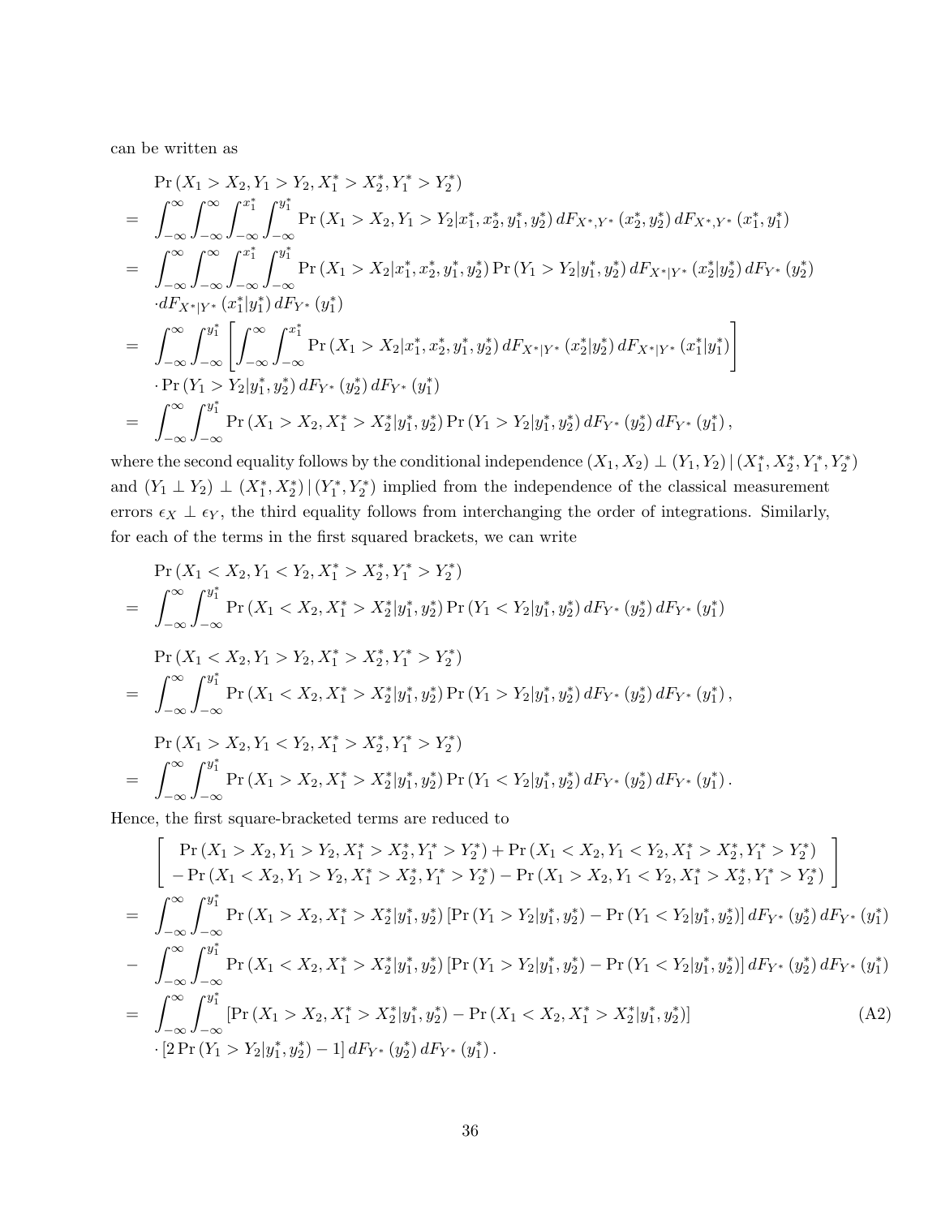can be written as

$$
\begin{aligned}
&\Pr\left(X_1 > X_2, Y_1 > Y_2, X_1^* > X_2^*, Y_1^* > Y_2^*\right) \\
=\;& \int_{-\infty}^{\infty}\int_{-\infty}^{\infty}\int_{-\infty}^{x_1^*}\int_{-\infty}^{y_1^*} \Pr\left(X_1 > X_2, Y_1 > Y_2 | x_1^*, x_2^*, y_1^*, y_2^*\right) dF_{X^*,Y^*}\left(x_2^*, y_2^*\right) dF_{X^*,Y^*}\left(x_1^*, y_1^*\right) \\
=\;& \int_{-\infty}^{\infty}\int_{-\infty}^{\infty}\int_{-\infty}^{x_1^*}\int_{-\infty}^{y_1^*} \Pr\left(X_1 > X_2 | x_1^*, x_2^*, y_1^*, y_2^*\right) \Pr\left(Y_1 > Y_2 | y_1^*, y_2^*\right) dF_{X^*|Y^*}\left(x_2^* | y_2^*\right) dF_{Y^*}\left(y_2^*\right) \\
&\cdot dF_{X^*|Y^*}\left(x_1^* | y_1^*\right) dF_{Y^*}\left(y_1^*\right) \\
=\;& \int_{-\infty}^{\infty}\int_{-\infty}^{y_1^*} \left[\int_{-\infty}^{\infty}\int_{-\infty}^{x_1^*} \Pr\left(X_1 > X_2 | x_1^*, x_2^*, y_1^*, y_2^*\right) dF_{X^*|Y^*}\left(x_2^* | y_2^*\right) dF_{X^*|Y^*}\left(x_1^* | y_1^*\right)\right] \\
&\cdot \Pr\left(Y_1 > Y_2 | y_1^*, y_2^*\right) dF_{Y^*}\left(y_2^*\right) dF_{Y^*}\left(y_1^*\right) \\
=\;& \int_{-\infty}^{\infty}\int_{-\infty}^{y_1^*} \Pr\left(X_1 > X_2, X_1^* > X_2^* | y_1^*, y_2^*\right) \Pr\left(Y_1 > Y_2 | y_1^*, y_2^*\right) dF_{Y^*}\left(y_2^*\right) dF_{Y^*}\left(y_1^*\right),
\end{aligned}
$$

where the second equality follows by the conditional independence $(X_1, X_2) \perp (Y_1, Y_2) \,|\, (X_1^*, X_2^*, Y_1^*, Y_2^*)$ and $(Y_1 \perp Y_2) \perp (X_1^*, X_2^*) \,|\, (Y_1^*, Y_2^*)$ implied from the independence of the classical measurement errors $\epsilon_X \perp \epsilon_Y$, the third equality follows from interchanging the order of integrations. Similarly, for each of the terms in the first squared brackets, we can write

$$
\begin{aligned}
&\Pr\left(X_1 < X_2, Y_1 < Y_2, X_1^* > X_2^*, Y_1^* > Y_2^*\right) \\
=\;& \int_{-\infty}^{\infty}\int_{-\infty}^{y_1^*} \Pr\left(X_1 < X_2, X_1^* > X_2^* | y_1^*, y_2^*\right) \Pr\left(Y_1 < Y_2 | y_1^*, y_2^*\right) dF_{Y^*}\left(y_2^*\right) dF_{Y^*}\left(y_1^*\right)
\end{aligned}
$$

$$
\begin{aligned}
&\Pr\left(X_1 < X_2, Y_1 > Y_2, X_1^* > X_2^*, Y_1^* > Y_2^*\right) \\
=\;& \int_{-\infty}^{\infty}\int_{-\infty}^{y_1^*} \Pr\left(X_1 < X_2, X_1^* > X_2^* | y_1^*, y_2^*\right) \Pr\left(Y_1 > Y_2 | y_1^*, y_2^*\right) dF_{Y^*}\left(y_2^*\right) dF_{Y^*}\left(y_1^*\right),
\end{aligned}
$$

$$
\begin{aligned}
&\Pr\left(X_1 > X_2, Y_1 < Y_2, X_1^* > X_2^*, Y_1^* > Y_2^*\right) \\
=\;& \int_{-\infty}^{\infty}\int_{-\infty}^{y_1^*} \Pr\left(X_1 > X_2, X_1^* > X_2^* | y_1^*, y_2^*\right) \Pr\left(Y_1 < Y_2 | y_1^*, y_2^*\right) dF_{Y^*}\left(y_2^*\right) dF_{Y^*}\left(y_1^*\right).
\end{aligned}
$$

Hence, the first square-bracketed terms are reduced to

$$
\begin{aligned}
&\left[\begin{array}{c}
\Pr\left(X_1 > X_2, Y_1 > Y_2, X_1^* > X_2^*, Y_1^* > Y_2^*\right) + \Pr\left(X_1 < X_2, Y_1 < Y_2, X_1^* > X_2^*, Y_1^* > Y_2^*\right) \\
- \Pr\left(X_1 < X_2, Y_1 > Y_2, X_1^* > X_2^*, Y_1^* > Y_2^*\right) - \Pr\left(X_1 > X_2, Y_1 < Y_2, X_1^* > X_2^*, Y_1^* > Y_2^*\right)
\end{array}\right] \\
=\;& \int_{-\infty}^{\infty}\int_{-\infty}^{y_1^*} \Pr\left(X_1 > X_2, X_1^* > X_2^* | y_1^*, y_2^*\right) \left[\Pr\left(Y_1 > Y_2 | y_1^*, y_2^*\right) - \Pr\left(Y_1 < Y_2 | y_1^*, y_2^*\right)\right] dF_{Y^*}\left(y_2^*\right) dF_{Y^*}\left(y_1^*\right) \\
-\;& \int_{-\infty}^{\infty}\int_{-\infty}^{y_1^*} \Pr\left(X_1 < X_2, X_1^* > X_2^* | y_1^*, y_2^*\right) \left[\Pr\left(Y_1 > Y_2 | y_1^*, y_2^*\right) - \Pr\left(Y_1 < Y_2 | y_1^*, y_2^*\right)\right] dF_{Y^*}\left(y_2^*\right) dF_{Y^*}\left(y_1^*\right) \\
=\;& \int_{-\infty}^{\infty}\int_{-\infty}^{y_1^*} \left[\Pr\left(X_1 > X_2, X_1^* > X_2^* | y_1^*, y_2^*\right) - \Pr\left(X_1 < X_2, X_1^* > X_2^* | y_1^*, y_2^*\right)\right] \qquad \text{(A2)} \\
&\cdot \left[2\Pr\left(Y_1 > Y_2 | y_1^*, y_2^*\right) - 1\right] dF_{Y^*}\left(y_2^*\right) dF_{Y^*}\left(y_1^*\right).
\end{aligned}
$$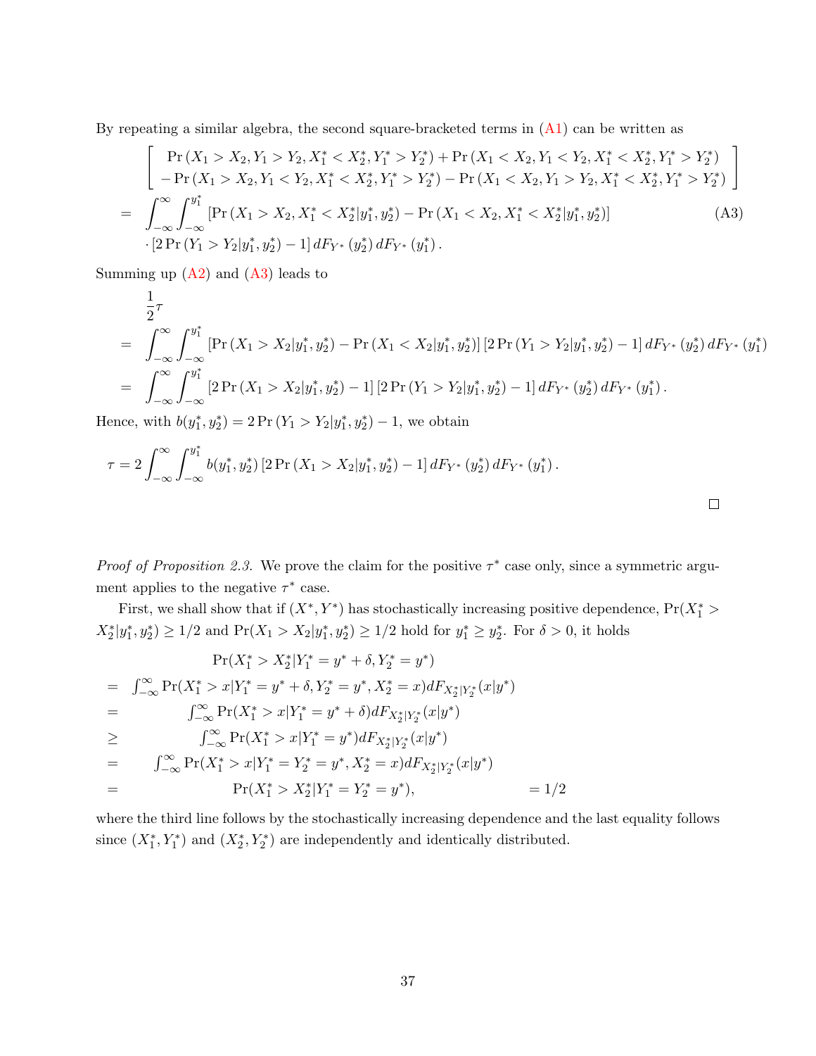By repeating a similar algebra, the second square-bracketed terms in (A1) can be written as

$$
\begin{aligned}
& \left[ \begin{array}{c} \Pr\left(X_1 > X_2, Y_1 > Y_2, X_1^* < X_2^*, Y_1^* > Y_2^*\right) + \Pr\left(X_1 < X_2, Y_1 < Y_2, X_1^* < X_2^*, Y_1^* > Y_2^*\right) \\ - \Pr\left(X_1 > X_2, Y_1 < Y_2, X_1^* < X_2^*, Y_1^* > Y_2^*\right) - \Pr\left(X_1 < X_2, Y_1 > Y_2, X_1^* < X_2^*, Y_1^* > Y_2^*\right) \end{array} \right] \\
= & \int_{-\infty}^{\infty} \int_{-\infty}^{y_1^*} \left[\Pr\left(X_1 > X_2, X_1^* < X_2^* | y_1^*, y_2^*\right) - \Pr\left(X_1 < X_2, X_1^* < X_2^* | y_1^*, y_2^*\right)\right] \qquad \text{(A3)} \\
& \cdot \left[2\Pr\left(Y_1 > Y_2 | y_1^*, y_2^*\right) - 1\right] dF_{Y^*}\left(y_2^*\right) dF_{Y^*}\left(y_1^*\right).
\end{aligned}
$$

Summing up (A2) and (A3) leads to

$$
\begin{aligned}
& \frac{1}{2}\tau \\
= & \int_{-\infty}^{\infty} \int_{-\infty}^{y_1^*} \left[\Pr\left(X_1 > X_2 | y_1^*, y_2^*\right) - \Pr\left(X_1 < X_2 | y_1^*, y_2^*\right)\right] \left[2\Pr\left(Y_1 > Y_2 | y_1^*, y_2^*\right) - 1\right] dF_{Y^*}\left(y_2^*\right) dF_{Y^*}\left(y_1^*\right) \\
= & \int_{-\infty}^{\infty} \int_{-\infty}^{y_1^*} \left[2\Pr\left(X_1 > X_2 | y_1^*, y_2^*\right) - 1\right] \left[2\Pr\left(Y_1 > Y_2 | y_1^*, y_2^*\right) - 1\right] dF_{Y^*}\left(y_2^*\right) dF_{Y^*}\left(y_1^*\right).
\end{aligned}
$$

Hence, with $b(y_1^*, y_2^*) = 2\Pr\left(Y_1 > Y_2 | y_1^*, y_2^*\right) - 1$, we obtain

$$
\tau = 2 \int_{-\infty}^{\infty} \int_{-\infty}^{y_1^*} b(y_1^*, y_2^*) \left[2\Pr\left(X_1 > X_2 | y_1^*, y_2^*\right) - 1\right] dF_{Y^*}\left(y_2^*\right) dF_{Y^*}\left(y_1^*\right).
$$

□

*Proof of Proposition 2.3.* We prove the claim for the positive $\tau^*$ case only, since a symmetric argument applies to the negative $\tau^*$ case.

First, we shall show that if $(X^*, Y^*)$ has stochastically increasing positive dependence, $\Pr(X_1^* > X_2^* | y_1^*, y_2^*) \geq 1/2$ and $\Pr(X_1 > X_2 | y_1^*, y_2^*) \geq 1/2$ hold for $y_1^* \geq y_2^*$. For $\delta > 0$, it holds

$$
\begin{aligned}
& \Pr(X_1^* > X_2^* | Y_1^* = y^* + \delta, Y_2^* = y^*) \\
= & \int_{-\infty}^{\infty} \Pr(X_1^* > x | Y_1^* = y^* + \delta, Y_2^* = y^*, X_2^* = x) dF_{X_2^*|Y_2^*}(x|y^*) \\
= & \int_{-\infty}^{\infty} \Pr(X_1^* > x | Y_1^* = y^* + \delta) dF_{X_2^*|Y_2^*}(x|y^*) \\
\geq & \int_{-\infty}^{\infty} \Pr(X_1^* > x | Y_1^* = y^*) dF_{X_2^*|Y_2^*}(x|y^*) \\
= & \int_{-\infty}^{\infty} \Pr(X_1^* > x | Y_1^* = Y_2^* = y^*, X_2^* = x) dF_{X_2^*|Y_2^*}(x|y^*) \\
= & \Pr(X_1^* > X_2^* | Y_1^* = Y_2^* = y^*), \qquad = 1/2
\end{aligned}
$$

where the third line follows by the stochastically increasing dependence and the last equality follows since $(X_1^*, Y_1^*)$ and $(X_2^*, Y_2^*)$ are independently and identically distributed.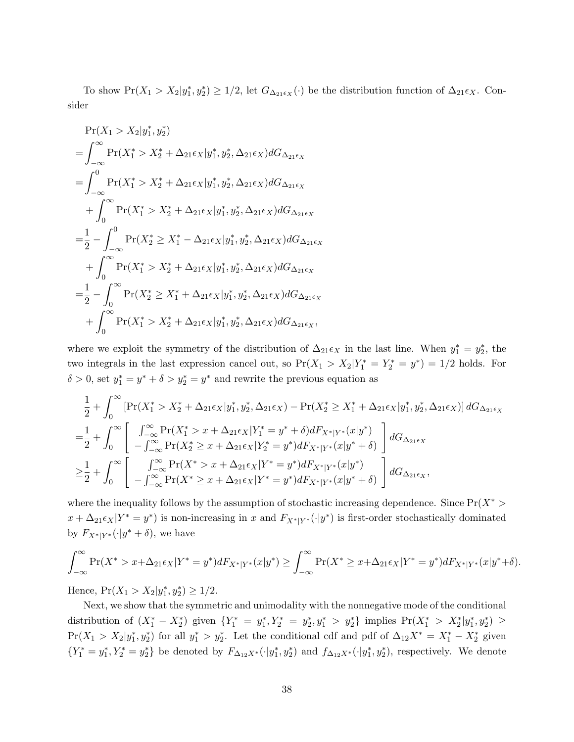To show $\Pr(X_1 > X_2|y_1^*, y_2^*) \geq 1/2$, let $G_{\Delta_{21}\epsilon_X}(\cdot)$ be the distribution function of $\Delta_{21}\epsilon_X$. Consider

$$
\begin{aligned}
&\Pr(X_1 > X_2|y_1^*, y_2^*) \\
=&\int_{-\infty}^{\infty} \Pr(X_1^* > X_2^* + \Delta_{21}\epsilon_X|y_1^*, y_2^*, \Delta_{21}\epsilon_X) dG_{\Delta_{21}\epsilon_X} \\
=&\int_{-\infty}^{0} \Pr(X_1^* > X_2^* + \Delta_{21}\epsilon_X|y_1^*, y_2^*, \Delta_{21}\epsilon_X) dG_{\Delta_{21}\epsilon_X} \\
&+ \int_{0}^{\infty} \Pr(X_1^* > X_2^* + \Delta_{21}\epsilon_X|y_1^*, y_2^*, \Delta_{21}\epsilon_X) dG_{\Delta_{21}\epsilon_X} \\
=&\frac{1}{2} - \int_{-\infty}^{0} \Pr(X_2^* \geq X_1^* - \Delta_{21}\epsilon_X|y_1^*, y_2^*, \Delta_{21}\epsilon_X) dG_{\Delta_{21}\epsilon_X} \\
&+ \int_{0}^{\infty} \Pr(X_1^* > X_2^* + \Delta_{21}\epsilon_X|y_1^*, y_2^*, \Delta_{21}\epsilon_X) dG_{\Delta_{21}\epsilon_X} \\
=&\frac{1}{2} - \int_{0}^{\infty} \Pr(X_2^* \geq X_1^* + \Delta_{21}\epsilon_X|y_1^*, y_2^*, \Delta_{21}\epsilon_X) dG_{\Delta_{21}\epsilon_X} \\
&+ \int_{0}^{\infty} \Pr(X_1^* > X_2^* + \Delta_{21}\epsilon_X|y_1^*, y_2^*, \Delta_{21}\epsilon_X) dG_{\Delta_{21}\epsilon_X},
\end{aligned}
$$

where we exploit the symmetry of the distribution of $\Delta_{21}\epsilon_X$ in the last line. When $y_1^* = y_2^*$, the two integrals in the last expression cancel out, so $\Pr(X_1 > X_2|Y_1^* = Y_2^* = y^*) = 1/2$ holds. For $\delta > 0$, set $y_1^* = y^* + \delta > y_2^* = y^*$ and rewrite the previous equation as

$$
\begin{aligned}
&\frac{1}{2} + \int_{0}^{\infty} \left[\Pr(X_1^* > X_2^* + \Delta_{21}\epsilon_X|y_1^*, y_2^*, \Delta_{21}\epsilon_X) - \Pr(X_2^* \geq X_1^* + \Delta_{21}\epsilon_X|y_1^*, y_2^*, \Delta_{21}\epsilon_X)\right] dG_{\Delta_{21}\epsilon_X} \\
=&\frac{1}{2} + \int_{0}^{\infty} \left[ \begin{array}{c} \int_{-\infty}^{\infty} \Pr(X_1^* > x + \Delta_{21}\epsilon_X|Y_1^* = y^* + \delta) dF_{X^*|Y^*}(x|y^*) \\ - \int_{-\infty}^{\infty} \Pr(X_2^* \geq x + \Delta_{21}\epsilon_X|Y_2^* = y^*) dF_{X^*|Y^*}(x|y^* + \delta) \end{array} \right] dG_{\Delta_{21}\epsilon_X} \\
\geq&\frac{1}{2} + \int_{0}^{\infty} \left[ \begin{array}{c} \int_{-\infty}^{\infty} \Pr(X^* > x + \Delta_{21}\epsilon_X|Y^* = y^*) dF_{X^*|Y^*}(x|y^*) \\ - \int_{-\infty}^{\infty} \Pr(X^* \geq x + \Delta_{21}\epsilon_X|Y^* = y^*) dF_{X^*|Y^*}(x|y^* + \delta) \end{array} \right] dG_{\Delta_{21}\epsilon_X},
\end{aligned}
$$

where the inequality follows by the assumption of stochastic increasing dependence. Since $\Pr(X^* > x + \Delta_{21}\epsilon_X|Y^* = y^*)$ is non-increasing in $x$ and $F_{X^*|Y^*}(\cdot|y^*)$ is first-order stochastically dominated by $F_{X^*|Y^*}(\cdot|y^* + \delta)$, we have

$$
\int_{-\infty}^{\infty} \Pr(X^* > x+\Delta_{21}\epsilon_X|Y^* = y^*) dF_{X^*|Y^*}(x|y^*) \geq \int_{-\infty}^{\infty} \Pr(X^* \geq x+\Delta_{21}\epsilon_X|Y^* = y^*) dF_{X^*|Y^*}(x|y^*+\delta).
$$

Hence, $\Pr(X_1 > X_2|y_1^*, y_2^*) \geq 1/2$.

Next, we show that the symmetric and unimodality with the nonnegative mode of the conditional distribution of $(X_1^* - X_2^*)$ given $\{Y_1^* = y_1^*, Y_2^* = y_2^*, y_1^* > y_2^*\}$ implies $\Pr(X_1^* > X_2^*|y_1^*, y_2^*) \geq \Pr(X_1 > X_2|y_1^*, y_2^*)$ for all $y_1^* > y_2^*$. Let the conditional cdf and pdf of $\Delta_{12}X^* = X_1^* - X_2^*$ given $\{Y_1^* = y_1^*, Y_2^* = y_2^*\}$ be denoted by $F_{\Delta_{12}X^*}(\cdot|y_1^*, y_2^*)$ and $f_{\Delta_{12}X^*}(\cdot|y_1^*, y_2^*)$, respectively. We denote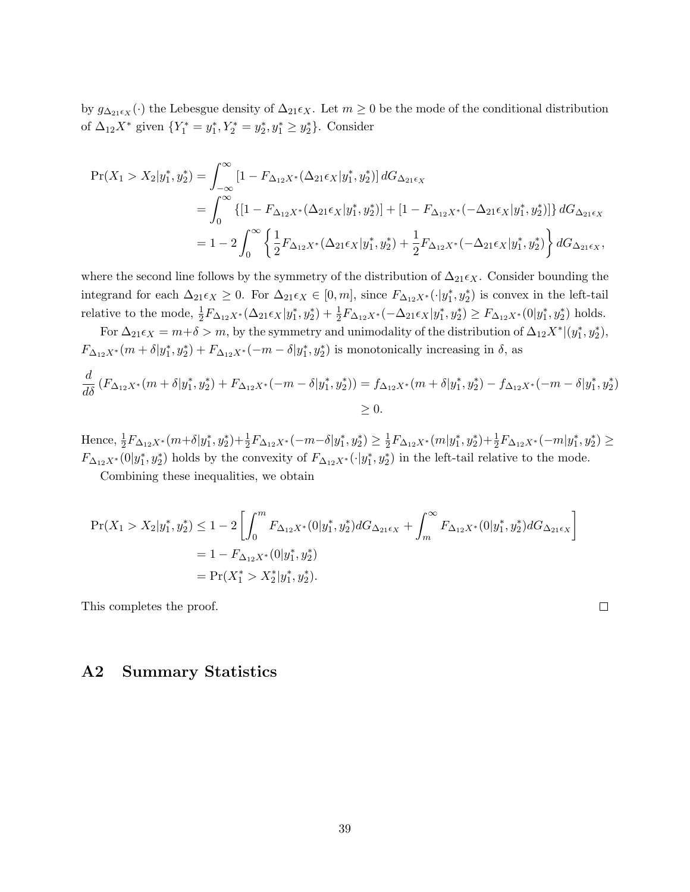by $g_{\Delta_{21}\epsilon_X}(\cdot)$ the Lebesgue density of $\Delta_{21}\epsilon_X$. Let $m \geq 0$ be the mode of the conditional distribution of $\Delta_{12}X^*$ given $\{Y_1^* = y_1^*, Y_2^* = y_2^*, y_1^* \geq y_2^*\}$. Consider

$$
\begin{aligned}
\Pr(X_1 > X_2 | y_1^*, y_2^*) &= \int_{-\infty}^{\infty} [1 - F_{\Delta_{12}X^*}(\Delta_{21}\epsilon_X | y_1^*, y_2^*)] \, dG_{\Delta_{21}\epsilon_X} \\
&= \int_{0}^{\infty} \{[1 - F_{\Delta_{12}X^*}(\Delta_{21}\epsilon_X | y_1^*, y_2^*)] + [1 - F_{\Delta_{12}X^*}(-\Delta_{21}\epsilon_X | y_1^*, y_2^*)]\} \, dG_{\Delta_{21}\epsilon_X} \\
&= 1 - 2\int_{0}^{\infty} \left\{ \frac{1}{2} F_{\Delta_{12}X^*}(\Delta_{21}\epsilon_X | y_1^*, y_2^*) + \frac{1}{2} F_{\Delta_{12}X^*}(-\Delta_{21}\epsilon_X | y_1^*, y_2^*) \right\} dG_{\Delta_{21}\epsilon_X},
\end{aligned}
$$

where the second line follows by the symmetry of the distribution of $\Delta_{21}\epsilon_X$. Consider bounding the integrand for each $\Delta_{21}\epsilon_X \geq 0$. For $\Delta_{21}\epsilon_X \in [0, m]$, since $F_{\Delta_{12}X^*}(\cdot | y_1^*, y_2^*)$ is convex in the left-tail relative to the mode, $\frac{1}{2} F_{\Delta_{12}X^*}(\Delta_{21}\epsilon_X | y_1^*, y_2^*) + \frac{1}{2} F_{\Delta_{12}X^*}(-\Delta_{21}\epsilon_X | y_1^*, y_2^*) \geq F_{\Delta_{12}X^*}(0 | y_1^*, y_2^*)$ holds.

For $\Delta_{21}\epsilon_X = m + \delta > m$, by the symmetry and unimodality of the distribution of $\Delta_{12}X^* | (y_1^*, y_2^*)$, $F_{\Delta_{12}X^*}(m + \delta | y_1^*, y_2^*) + F_{\Delta_{12}X^*}(-m - \delta | y_1^*, y_2^*)$ is monotonically increasing in $\delta$, as

$$
\begin{aligned}
\frac{d}{d\delta} \left( F_{\Delta_{12}X^*}(m + \delta | y_1^*, y_2^*) + F_{\Delta_{12}X^*}(-m - \delta | y_1^*, y_2^*) \right) &= f_{\Delta_{12}X^*}(m + \delta | y_1^*, y_2^*) - f_{\Delta_{12}X^*}(-m - \delta | y_1^*, y_2^*) \\
&\geq 0.
\end{aligned}
$$

Hence, $\frac{1}{2} F_{\Delta_{12}X^*}(m + \delta | y_1^*, y_2^*) + \frac{1}{2} F_{\Delta_{12}X^*}(-m - \delta | y_1^*, y_2^*) \geq \frac{1}{2} F_{\Delta_{12}X^*}(m | y_1^*, y_2^*) + \frac{1}{2} F_{\Delta_{12}X^*}(-m | y_1^*, y_2^*) \geq F_{\Delta_{12}X^*}(0 | y_1^*, y_2^*)$ holds by the convexity of $F_{\Delta_{12}X^*}(\cdot | y_1^*, y_2^*)$ in the left-tail relative to the mode.

Combining these inequalities, we obtain

$$
\begin{aligned}
\Pr(X_1 > X_2 | y_1^*, y_2^*) &\leq 1 - 2\left[ \int_{0}^{m} F_{\Delta_{12}X^*}(0 | y_1^*, y_2^*) dG_{\Delta_{21}\epsilon_X} + \int_{m}^{\infty} F_{\Delta_{12}X^*}(0 | y_1^*, y_2^*) dG_{\Delta_{21}\epsilon_X} \right] \\
&= 1 - F_{\Delta_{12}X^*}(0 | y_1^*, y_2^*) \\
&= \Pr(X_1^* > X_2^* | y_1^*, y_2^*).
\end{aligned}
$$

This completes the proof. $\square$

## A2 Summary Statistics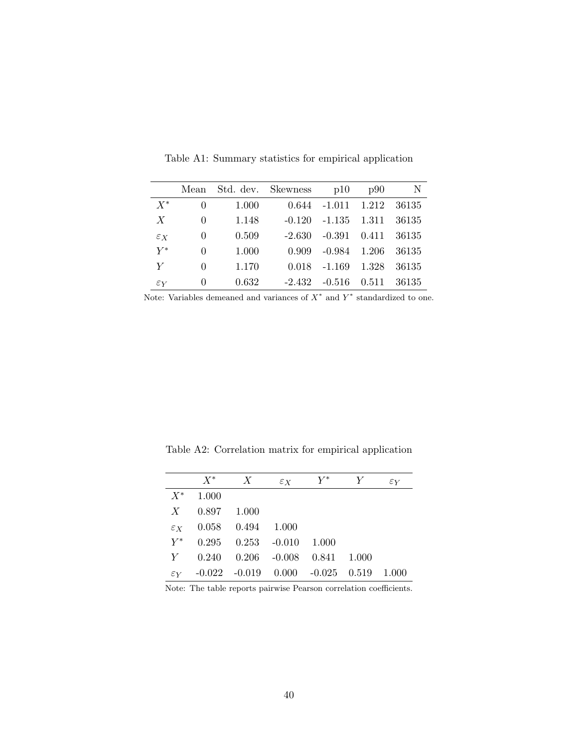Table A1: Summary statistics for empirical application

| | Mean | Std. dev. | Skewness | p10 | p90 | N |
|---|---|---|---|---|---|---|
| $X^*$ | 0 | 1.000 | 0.644 | -1.011 | 1.212 | 36135 |
| $X$ | 0 | 1.148 | -0.120 | -1.135 | 1.311 | 36135 |
| $\varepsilon_X$ | 0 | 0.509 | -2.630 | -0.391 | 0.411 | 36135 |
| $Y^*$ | 0 | 1.000 | 0.909 | -0.984 | 1.206 | 36135 |
| $Y$ | 0 | 1.170 | 0.018 | -1.169 | 1.328 | 36135 |
| $\varepsilon_Y$ | 0 | 0.632 | -2.432 | -0.516 | 0.511 | 36135 |

Note: Variables demeaned and variances of $X^*$ and $Y^*$ standardized to one.

Table A2: Correlation matrix for empirical application

| | $X^*$ | $X$ | $\varepsilon_X$ | $Y^*$ | $Y$ | $\varepsilon_Y$ |
|---|---|---|---|---|---|---|
| $X^*$ | 1.000 | | | | | |
| $X$ | 0.897 | 1.000 | | | | |
| $\varepsilon_X$ | 0.058 | 0.494 | 1.000 | | | |
| $Y^*$ | 0.295 | 0.253 | -0.010 | 1.000 | | |
| $Y$ | 0.240 | 0.206 | -0.008 | 0.841 | 1.000 | |
| $\varepsilon_Y$ | -0.022 | -0.019 | 0.000 | -0.025 | 0.519 | 1.000 |

Note: The table reports pairwise Pearson correlation coefficients.